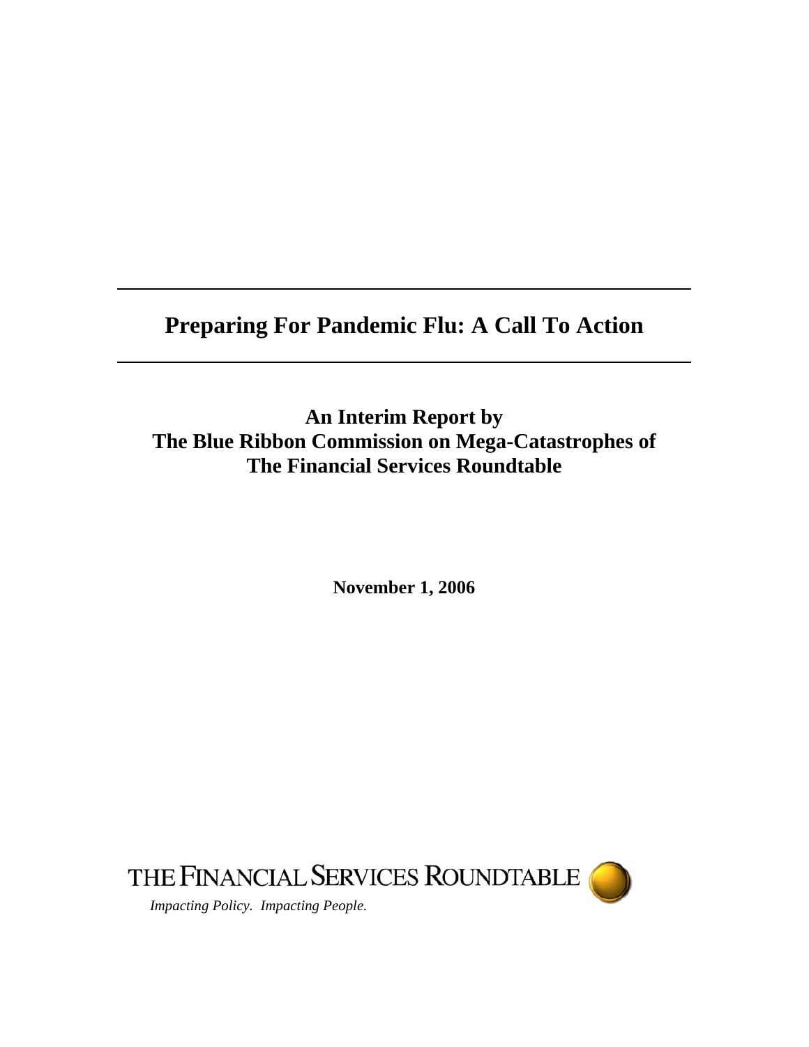# Preparing For Pandemic Flu: A Call To Action

**An Interim Report by**
**The Blue Ribbon Commission on Mega-Catastrophes of**
**The Financial Services Roundtable**

**November 1, 2006**

THE FINANCIAL SERVICES ROUNDTABLE

*Impacting Policy. Impacting People.*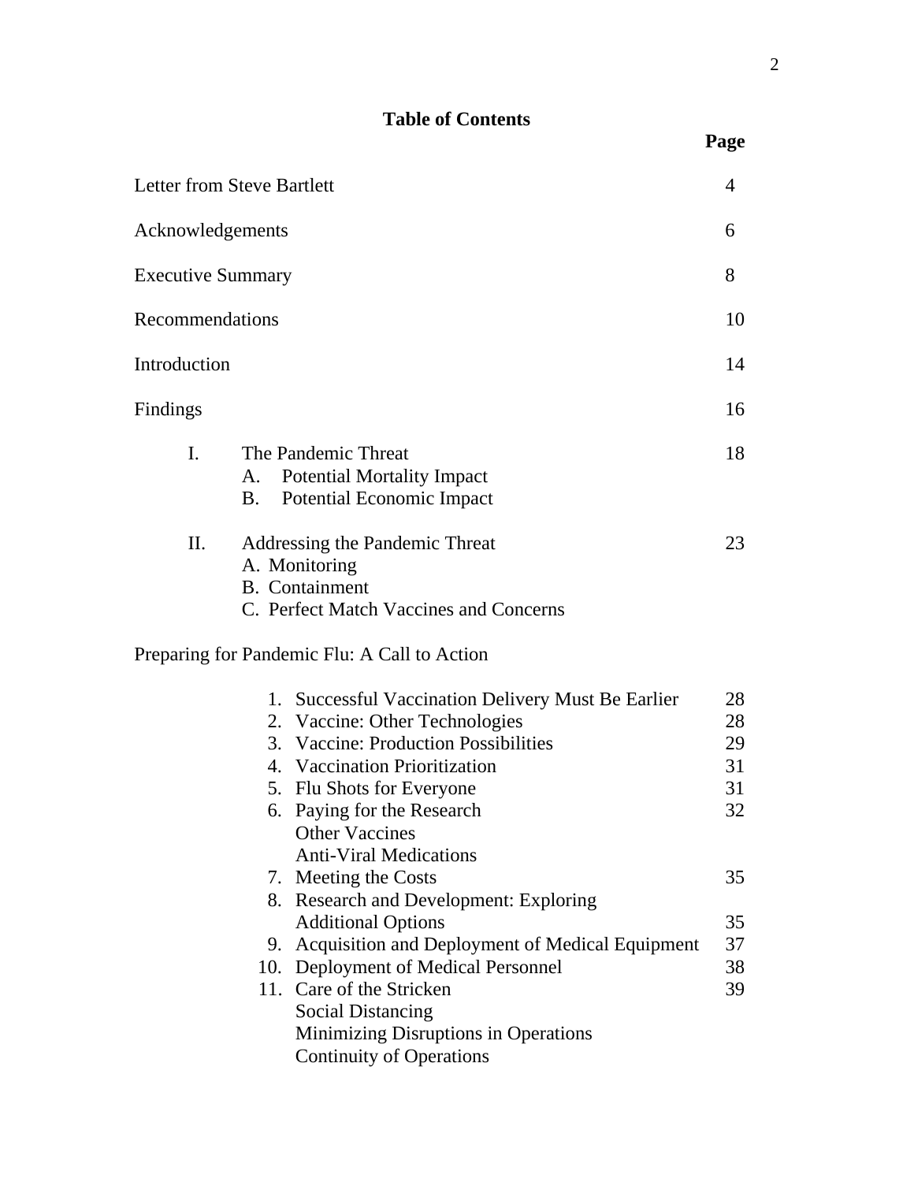## Table of Contents

| | Page |
|---|---|
| Letter from Steve Bartlett | 4 |
| Acknowledgements | 6 |
| Executive Summary | 8 |
| Recommendations | 10 |
| Introduction | 14 |
| Findings | 16 |
| I. The Pandemic Threat | 18 |
| A. Potential Mortality Impact | |
| B. Potential Economic Impact | |
| II. Addressing the Pandemic Threat | 23 |
| A. Monitoring | |
| B. Containment | |
| C. Perfect Match Vaccines and Concerns | |
| Preparing for Pandemic Flu: A Call to Action | |
| 1. Successful Vaccination Delivery Must Be Earlier | 28 |
| 2. Vaccine: Other Technologies | 28 |
| 3. Vaccine: Production Possibilities | 29 |
| 4. Vaccination Prioritization | 31 |
| 5. Flu Shots for Everyone | 31 |
| 6. Paying for the Research | 32 |
| Other Vaccines | |
| Anti-Viral Medications | |
| 7. Meeting the Costs | 35 |
| 8. Research and Development: Exploring Additional Options | 35 |
| 9. Acquisition and Deployment of Medical Equipment | 37 |
| 10. Deployment of Medical Personnel | 38 |
| 11. Care of the Stricken | 39 |
| Social Distancing | |
| Minimizing Disruptions in Operations | |
| Continuity of Operations | |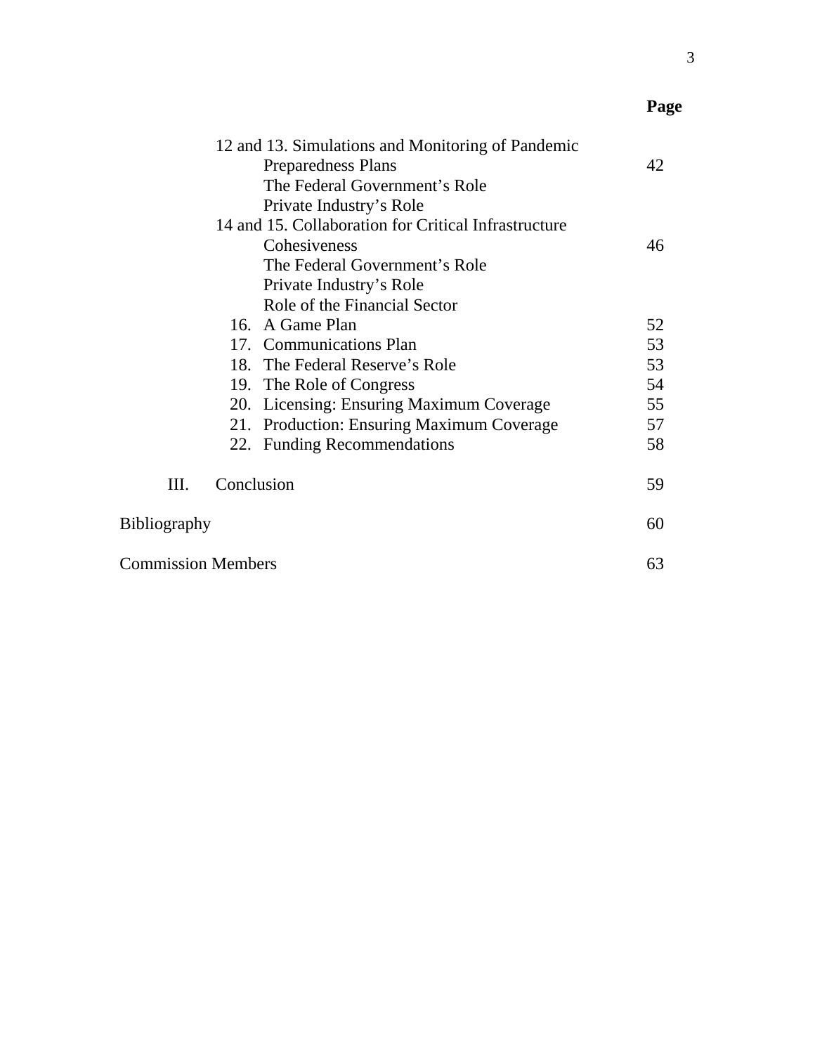| | Page |
|---|---|
| 12 and 13. Simulations and Monitoring of Pandemic Preparedness Plans | 42 |
| The Federal Government's Role | |
| Private Industry's Role | |
| 14 and 15. Collaboration for Critical Infrastructure Cohesiveness | 46 |
| The Federal Government's Role | |
| Private Industry's Role | |
| Role of the Financial Sector | |
| 16. A Game Plan | 52 |
| 17. Communications Plan | 53 |
| 18. The Federal Reserve's Role | 53 |
| 19. The Role of Congress | 54 |
| 20. Licensing: Ensuring Maximum Coverage | 55 |
| 21. Production: Ensuring Maximum Coverage | 57 |
| 22. Funding Recommendations | 58 |
| III. Conclusion | 59 |
| Bibliography | 60 |
| Commission Members | 63 |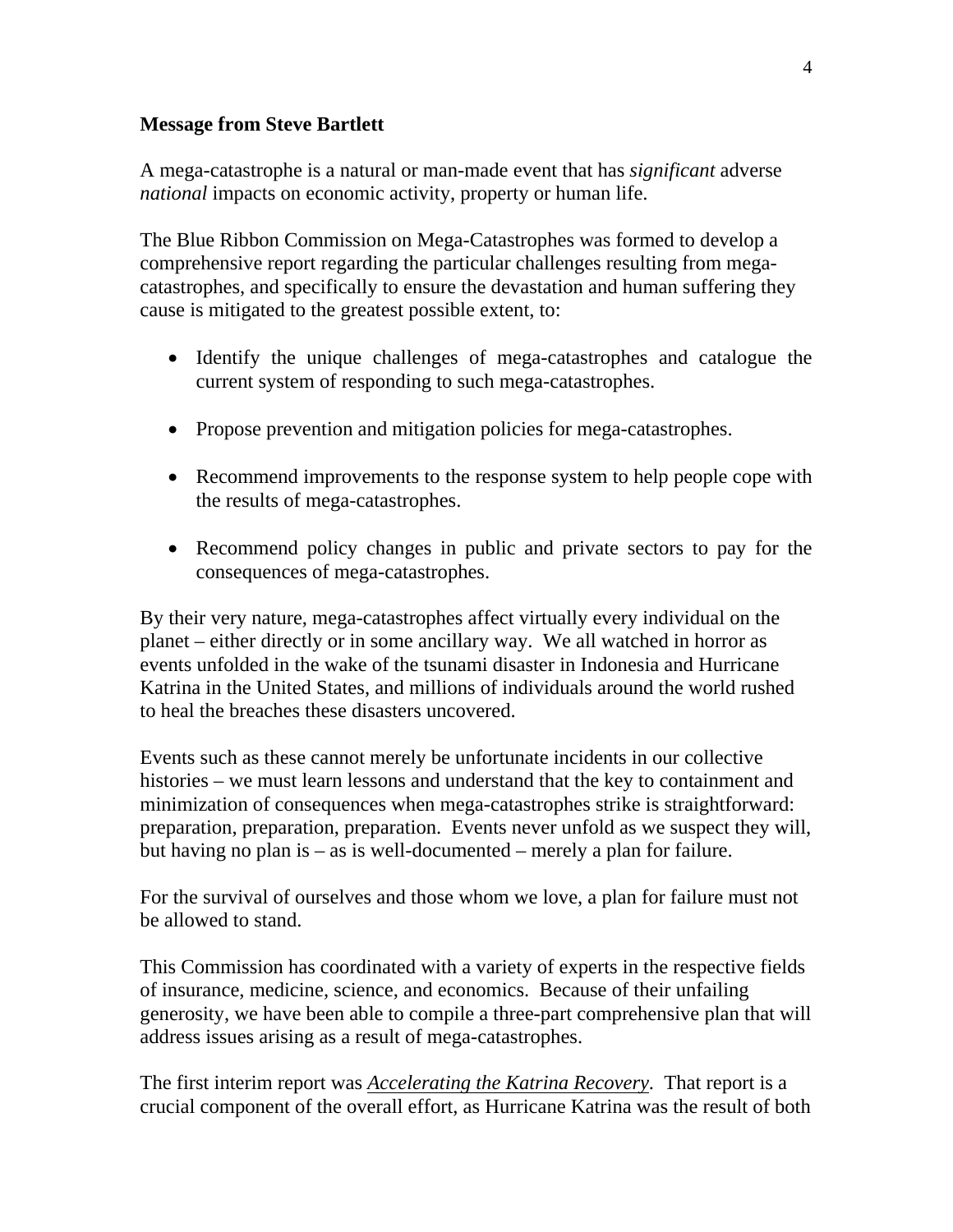**Message from Steve Bartlett**

A mega-catastrophe is a natural or man-made event that has *significant* adverse *national* impacts on economic activity, property or human life.

The Blue Ribbon Commission on Mega-Catastrophes was formed to develop a comprehensive report regarding the particular challenges resulting from mega-catastrophes, and specifically to ensure the devastation and human suffering they cause is mitigated to the greatest possible extent, to:

- Identify the unique challenges of mega-catastrophes and catalogue the current system of responding to such mega-catastrophes.
- Propose prevention and mitigation policies for mega-catastrophes.
- Recommend improvements to the response system to help people cope with the results of mega-catastrophes.
- Recommend policy changes in public and private sectors to pay for the consequences of mega-catastrophes.

By their very nature, mega-catastrophes affect virtually every individual on the planet – either directly or in some ancillary way. We all watched in horror as events unfolded in the wake of the tsunami disaster in Indonesia and Hurricane Katrina in the United States, and millions of individuals around the world rushed to heal the breaches these disasters uncovered.

Events such as these cannot merely be unfortunate incidents in our collective histories – we must learn lessons and understand that the key to containment and minimization of consequences when mega-catastrophes strike is straightforward: preparation, preparation, preparation. Events never unfold as we suspect they will, but having no plan is – as is well-documented – merely a plan for failure.

For the survival of ourselves and those whom we love, a plan for failure must not be allowed to stand.

This Commission has coordinated with a variety of experts in the respective fields of insurance, medicine, science, and economics. Because of their unfailing generosity, we have been able to compile a three-part comprehensive plan that will address issues arising as a result of mega-catastrophes.

The first interim report was *Accelerating the Katrina Recovery*. That report is a crucial component of the overall effort, as Hurricane Katrina was the result of both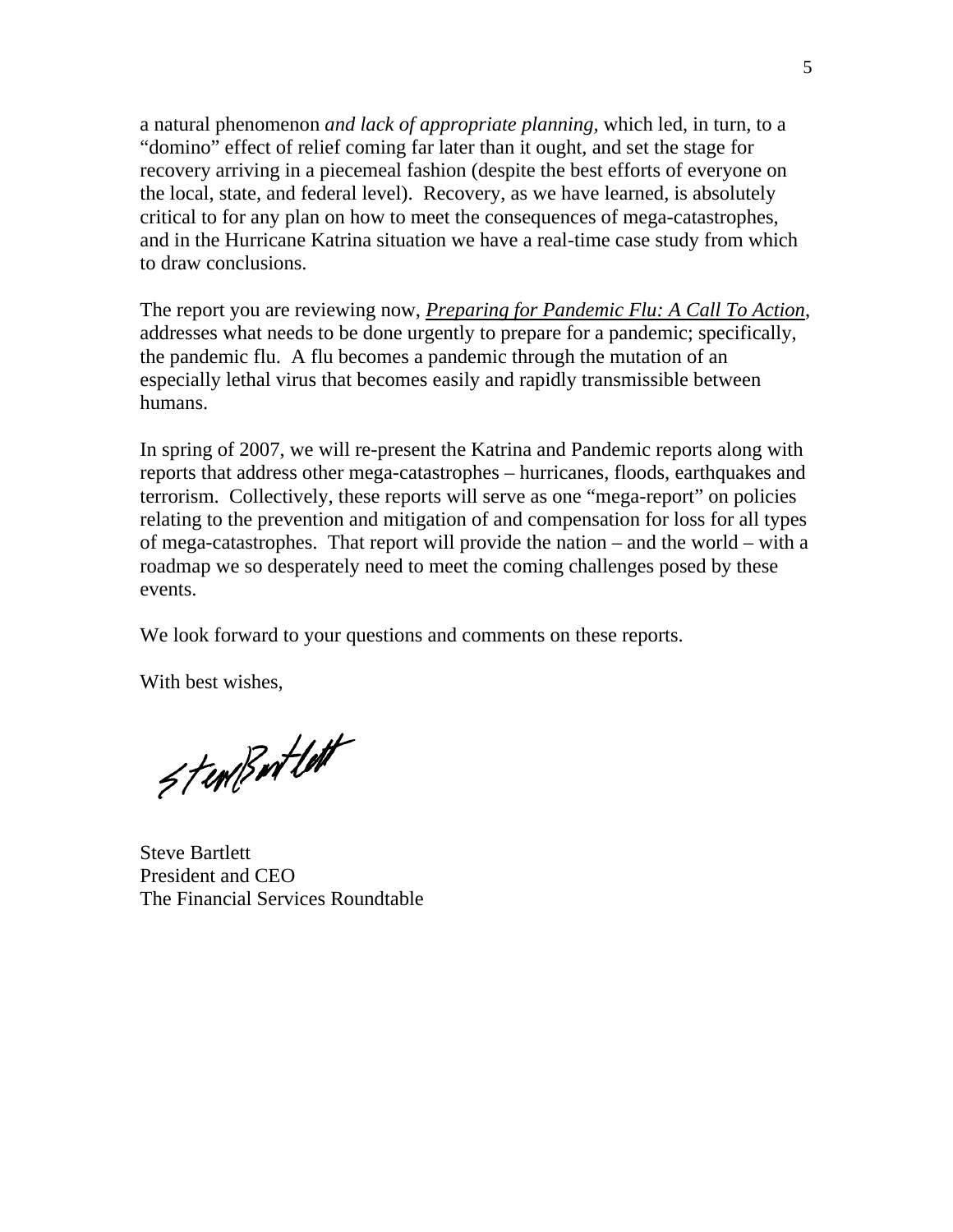a natural phenomenon *and lack of appropriate planning*, which led, in turn, to a "domino" effect of relief coming far later than it ought, and set the stage for recovery arriving in a piecemeal fashion (despite the best efforts of everyone on the local, state, and federal level). Recovery, as we have learned, is absolutely critical to for any plan on how to meet the consequences of mega-catastrophes, and in the Hurricane Katrina situation we have a real-time case study from which to draw conclusions.

The report you are reviewing now, ***Preparing for Pandemic Flu: A Call To Action***, addresses what needs to be done urgently to prepare for a pandemic; specifically, the pandemic flu. A flu becomes a pandemic through the mutation of an especially lethal virus that becomes easily and rapidly transmissible between humans.

In spring of 2007, we will re-present the Katrina and Pandemic reports along with reports that address other mega-catastrophes – hurricanes, floods, earthquakes and terrorism. Collectively, these reports will serve as one "mega-report" on policies relating to the prevention and mitigation of and compensation for loss for all types of mega-catastrophes. That report will provide the nation – and the world – with a roadmap we so desperately need to meet the coming challenges posed by these events.

We look forward to your questions and comments on these reports.

With best wishes,

Steve Bartlett
President and CEO
The Financial Services Roundtable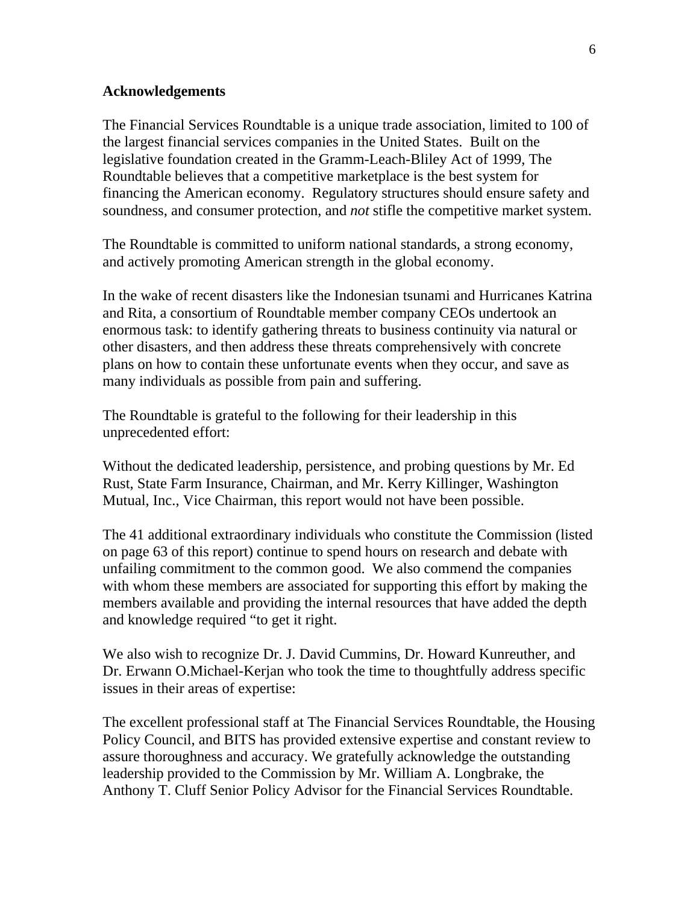**Acknowledgements**

The Financial Services Roundtable is a unique trade association, limited to 100 of the largest financial services companies in the United States. Built on the legislative foundation created in the Gramm-Leach-Bliley Act of 1999, The Roundtable believes that a competitive marketplace is the best system for financing the American economy. Regulatory structures should ensure safety and soundness, and consumer protection, and *not* stifle the competitive market system.

The Roundtable is committed to uniform national standards, a strong economy, and actively promoting American strength in the global economy.

In the wake of recent disasters like the Indonesian tsunami and Hurricanes Katrina and Rita, a consortium of Roundtable member company CEOs undertook an enormous task: to identify gathering threats to business continuity via natural or other disasters, and then address these threats comprehensively with concrete plans on how to contain these unfortunate events when they occur, and save as many individuals as possible from pain and suffering.

The Roundtable is grateful to the following for their leadership in this unprecedented effort:

Without the dedicated leadership, persistence, and probing questions by Mr. Ed Rust, State Farm Insurance, Chairman, and Mr. Kerry Killinger, Washington Mutual, Inc., Vice Chairman, this report would not have been possible.

The 41 additional extraordinary individuals who constitute the Commission (listed on page 63 of this report) continue to spend hours on research and debate with unfailing commitment to the common good. We also commend the companies with whom these members are associated for supporting this effort by making the members available and providing the internal resources that have added the depth and knowledge required "to get it right.

We also wish to recognize Dr. J. David Cummins, Dr. Howard Kunreuther, and Dr. Erwann O.Michael-Kerjan who took the time to thoughtfully address specific issues in their areas of expertise:

The excellent professional staff at The Financial Services Roundtable, the Housing Policy Council, and BITS has provided extensive expertise and constant review to assure thoroughness and accuracy. We gratefully acknowledge the outstanding leadership provided to the Commission by Mr. William A. Longbrake, the Anthony T. Cluff Senior Policy Advisor for the Financial Services Roundtable.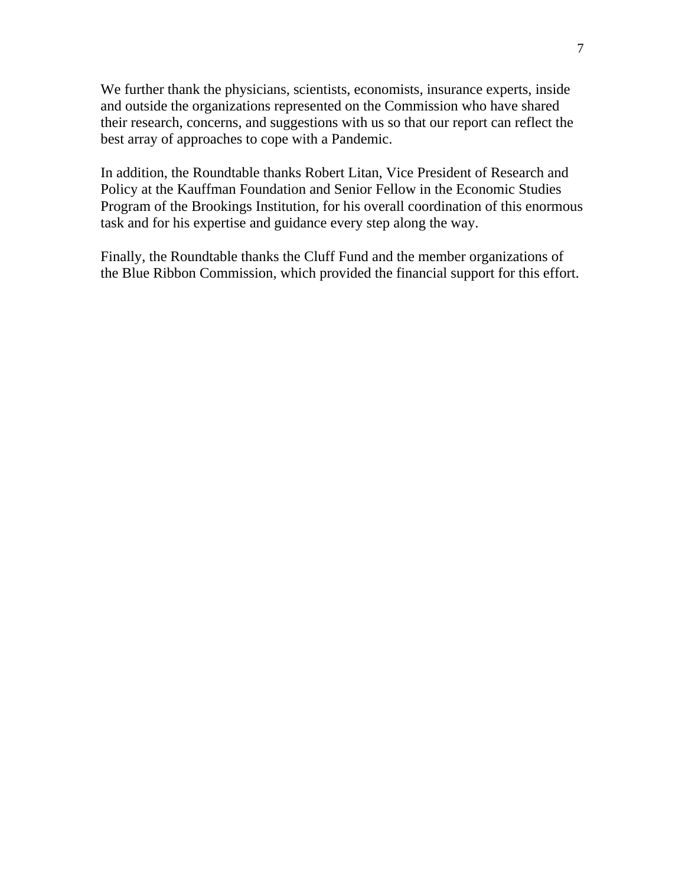We further thank the physicians, scientists, economists, insurance experts, inside and outside the organizations represented on the Commission who have shared their research, concerns, and suggestions with us so that our report can reflect the best array of approaches to cope with a Pandemic.

In addition, the Roundtable thanks Robert Litan, Vice President of Research and Policy at the Kauffman Foundation and Senior Fellow in the Economic Studies Program of the Brookings Institution, for his overall coordination of this enormous task and for his expertise and guidance every step along the way.

Finally, the Roundtable thanks the Cluff Fund and the member organizations of the Blue Ribbon Commission, which provided the financial support for this effort.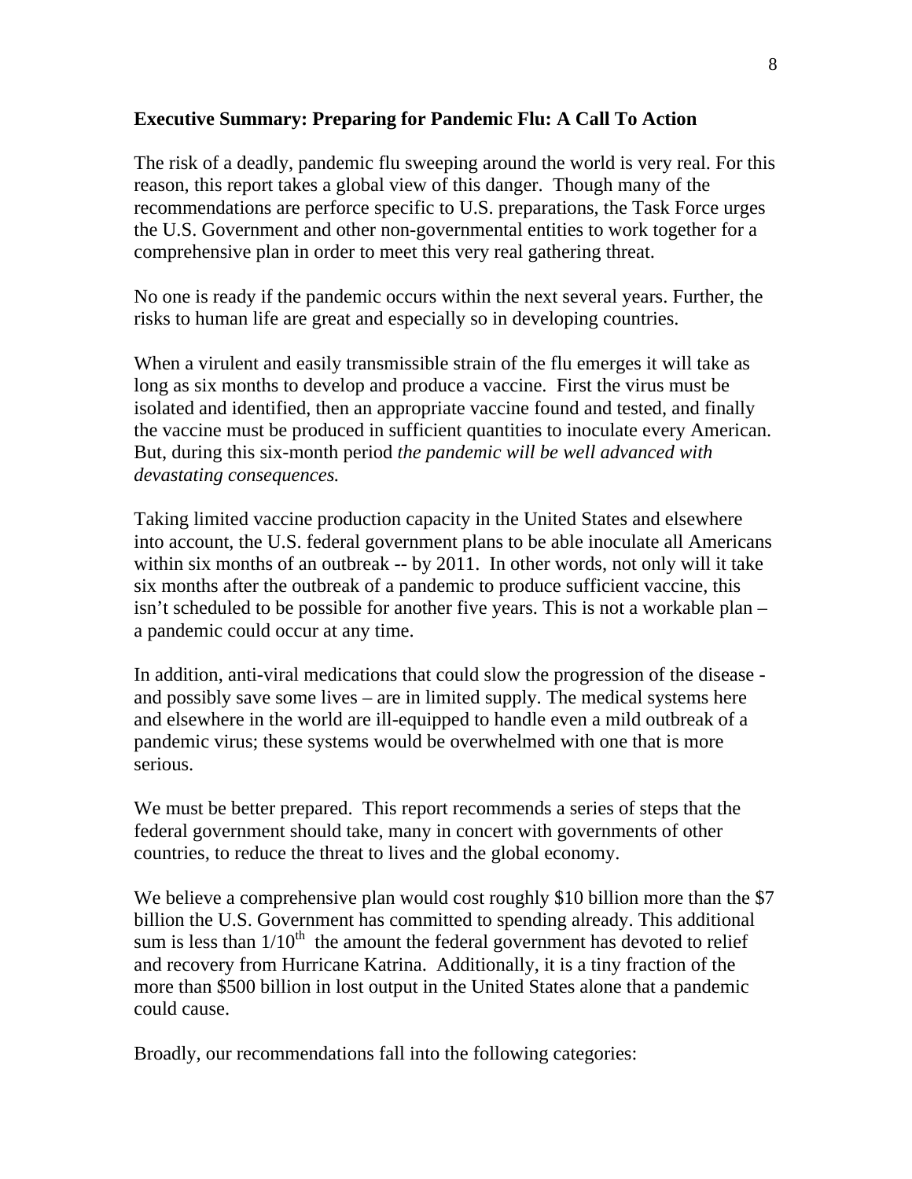**Executive Summary: Preparing for Pandemic Flu: A Call To Action**

The risk of a deadly, pandemic flu sweeping around the world is very real. For this reason, this report takes a global view of this danger. Though many of the recommendations are perforce specific to U.S. preparations, the Task Force urges the U.S. Government and other non-governmental entities to work together for a comprehensive plan in order to meet this very real gathering threat.

No one is ready if the pandemic occurs within the next several years. Further, the risks to human life are great and especially so in developing countries.

When a virulent and easily transmissible strain of the flu emerges it will take as long as six months to develop and produce a vaccine. First the virus must be isolated and identified, then an appropriate vaccine found and tested, and finally the vaccine must be produced in sufficient quantities to inoculate every American. But, during this six-month period *the pandemic will be well advanced with devastating consequences.*

Taking limited vaccine production capacity in the United States and elsewhere into account, the U.S. federal government plans to be able inoculate all Americans within six months of an outbreak -- by 2011. In other words, not only will it take six months after the outbreak of a pandemic to produce sufficient vaccine, this isn't scheduled to be possible for another five years. This is not a workable plan – a pandemic could occur at any time.

In addition, anti-viral medications that could slow the progression of the disease - and possibly save some lives – are in limited supply. The medical systems here and elsewhere in the world are ill-equipped to handle even a mild outbreak of a pandemic virus; these systems would be overwhelmed with one that is more serious.

We must be better prepared. This report recommends a series of steps that the federal government should take, many in concert with governments of other countries, to reduce the threat to lives and the global economy.

We believe a comprehensive plan would cost roughly \$10 billion more than the \$7 billion the U.S. Government has committed to spending already. This additional sum is less than 1/10th the amount the federal government has devoted to relief and recovery from Hurricane Katrina. Additionally, it is a tiny fraction of the more than \$500 billion in lost output in the United States alone that a pandemic could cause.

Broadly, our recommendations fall into the following categories: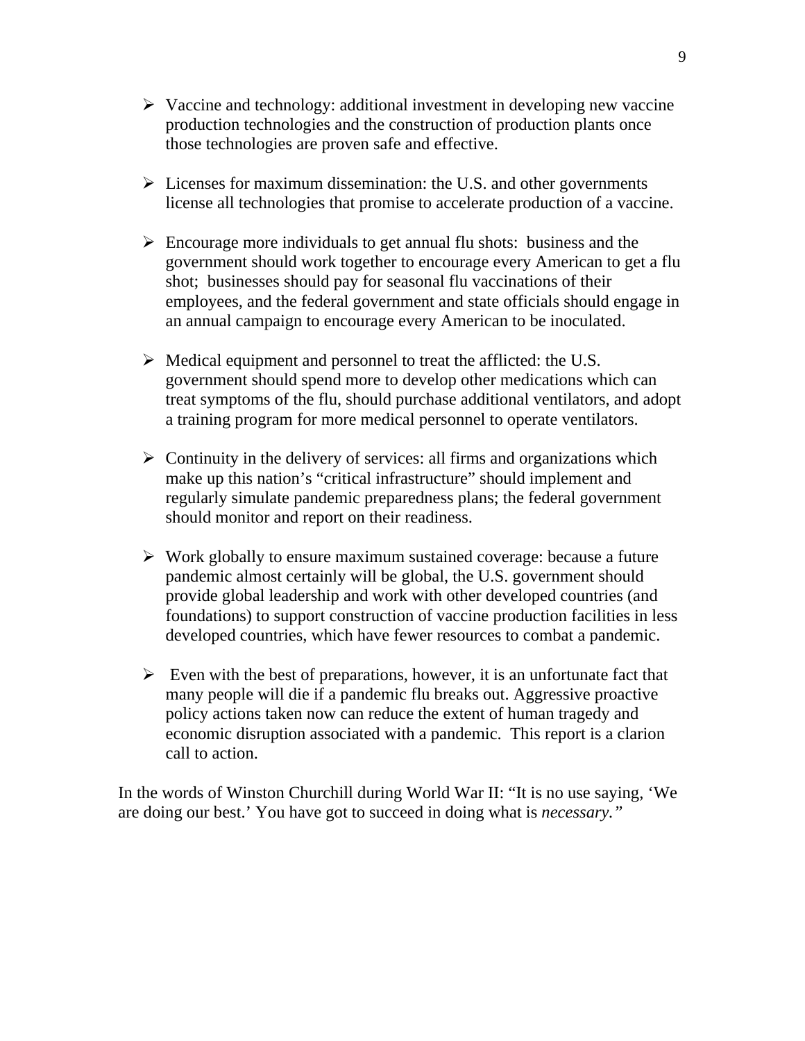- Vaccine and technology: additional investment in developing new vaccine production technologies and the construction of production plants once those technologies are proven safe and effective.

- Licenses for maximum dissemination: the U.S. and other governments license all technologies that promise to accelerate production of a vaccine.

- Encourage more individuals to get annual flu shots: business and the government should work together to encourage every American to get a flu shot; businesses should pay for seasonal flu vaccinations of their employees, and the federal government and state officials should engage in an annual campaign to encourage every American to be inoculated.

- Medical equipment and personnel to treat the afflicted: the U.S. government should spend more to develop other medications which can treat symptoms of the flu, should purchase additional ventilators, and adopt a training program for more medical personnel to operate ventilators.

- Continuity in the delivery of services: all firms and organizations which make up this nation's "critical infrastructure" should implement and regularly simulate pandemic preparedness plans; the federal government should monitor and report on their readiness.

- Work globally to ensure maximum sustained coverage: because a future pandemic almost certainly will be global, the U.S. government should provide global leadership and work with other developed countries (and foundations) to support construction of vaccine production facilities in less developed countries, which have fewer resources to combat a pandemic.

- Even with the best of preparations, however, it is an unfortunate fact that many people will die if a pandemic flu breaks out. Aggressive proactive policy actions taken now can reduce the extent of human tragedy and economic disruption associated with a pandemic. This report is a clarion call to action.

In the words of Winston Churchill during World War II: "It is no use saying, 'We are doing our best.' You have got to succeed in doing what is *necessary."*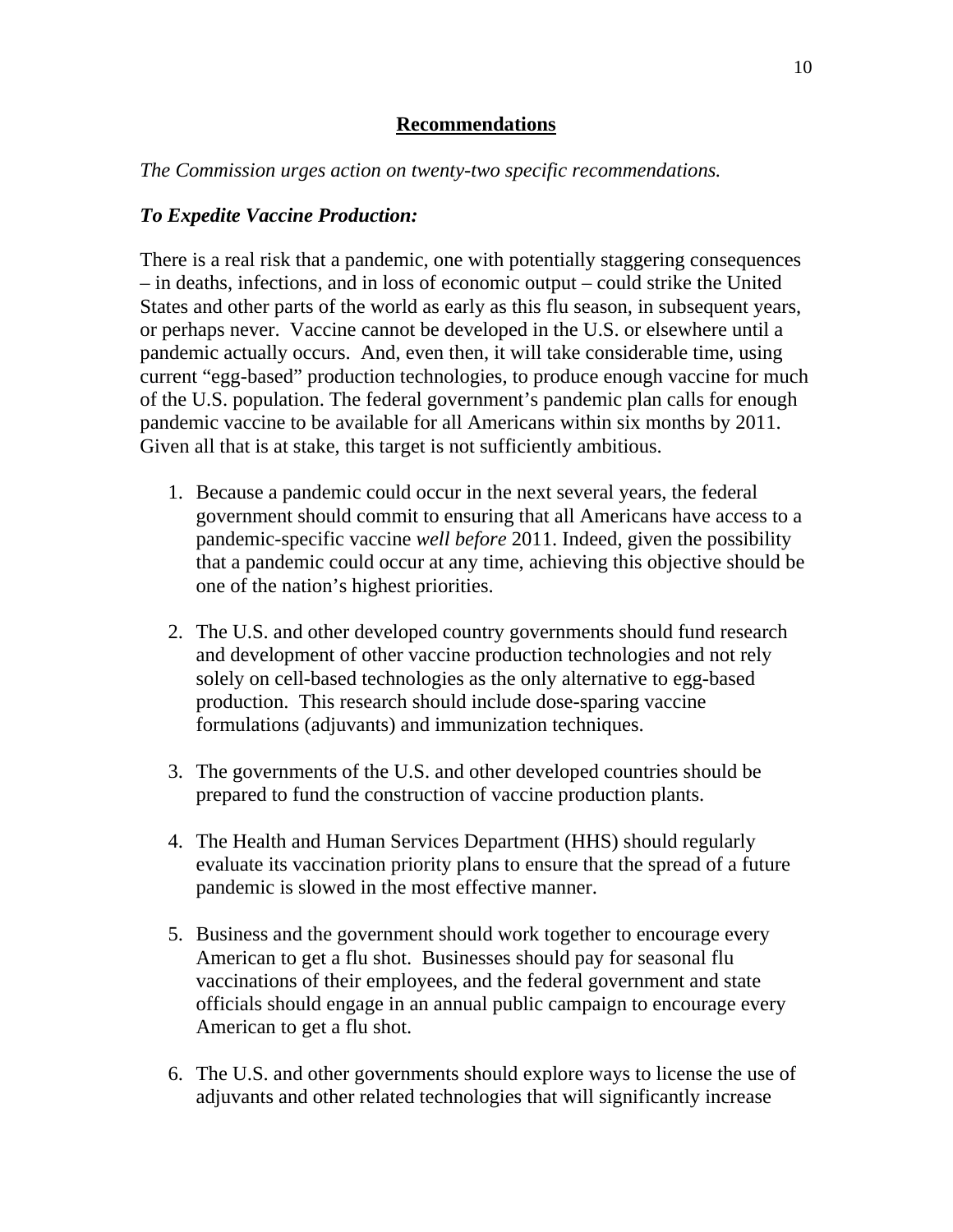## Recommendations

*The Commission urges action on twenty-two specific recommendations.*

### *To Expedite Vaccine Production:*

There is a real risk that a pandemic, one with potentially staggering consequences – in deaths, infections, and in loss of economic output – could strike the United States and other parts of the world as early as this flu season, in subsequent years, or perhaps never. Vaccine cannot be developed in the U.S. or elsewhere until a pandemic actually occurs. And, even then, it will take considerable time, using current "egg-based" production technologies, to produce enough vaccine for much of the U.S. population. The federal government's pandemic plan calls for enough pandemic vaccine to be available for all Americans within six months by 2011. Given all that is at stake, this target is not sufficiently ambitious.

1. Because a pandemic could occur in the next several years, the federal government should commit to ensuring that all Americans have access to a pandemic-specific vaccine *well before* 2011. Indeed, given the possibility that a pandemic could occur at any time, achieving this objective should be one of the nation's highest priorities.

2. The U.S. and other developed country governments should fund research and development of other vaccine production technologies and not rely solely on cell-based technologies as the only alternative to egg-based production. This research should include dose-sparing vaccine formulations (adjuvants) and immunization techniques.

3. The governments of the U.S. and other developed countries should be prepared to fund the construction of vaccine production plants.

4. The Health and Human Services Department (HHS) should regularly evaluate its vaccination priority plans to ensure that the spread of a future pandemic is slowed in the most effective manner.

5. Business and the government should work together to encourage every American to get a flu shot. Businesses should pay for seasonal flu vaccinations of their employees, and the federal government and state officials should engage in an annual public campaign to encourage every American to get a flu shot.

6. The U.S. and other governments should explore ways to license the use of adjuvants and other related technologies that will significantly increase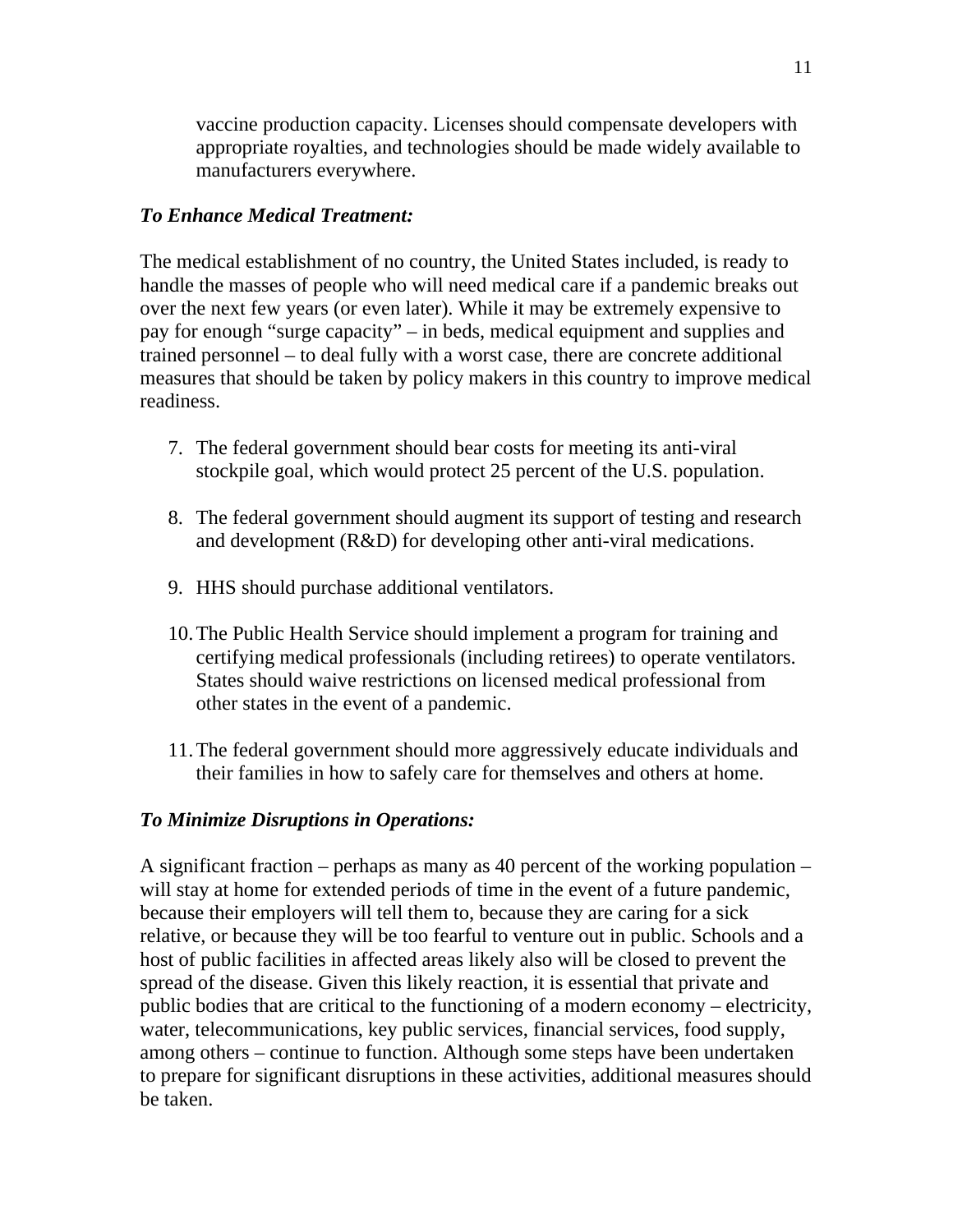vaccine production capacity. Licenses should compensate developers with appropriate royalties, and technologies should be made widely available to manufacturers everywhere.

***To Enhance Medical Treatment:***

The medical establishment of no country, the United States included, is ready to handle the masses of people who will need medical care if a pandemic breaks out over the next few years (or even later). While it may be extremely expensive to pay for enough "surge capacity" – in beds, medical equipment and supplies and trained personnel – to deal fully with a worst case, there are concrete additional measures that should be taken by policy makers in this country to improve medical readiness.

7. The federal government should bear costs for meeting its anti-viral stockpile goal, which would protect 25 percent of the U.S. population.

8. The federal government should augment its support of testing and research and development (R&D) for developing other anti-viral medications.

9. HHS should purchase additional ventilators.

10. The Public Health Service should implement a program for training and certifying medical professionals (including retirees) to operate ventilators. States should waive restrictions on licensed medical professional from other states in the event of a pandemic.

11. The federal government should more aggressively educate individuals and their families in how to safely care for themselves and others at home.

***To Minimize Disruptions in Operations:***

A significant fraction – perhaps as many as 40 percent of the working population – will stay at home for extended periods of time in the event of a future pandemic, because their employers will tell them to, because they are caring for a sick relative, or because they will be too fearful to venture out in public. Schools and a host of public facilities in affected areas likely also will be closed to prevent the spread of the disease. Given this likely reaction, it is essential that private and public bodies that are critical to the functioning of a modern economy – electricity, water, telecommunications, key public services, financial services, food supply, among others – continue to function. Although some steps have been undertaken to prepare for significant disruptions in these activities, additional measures should be taken.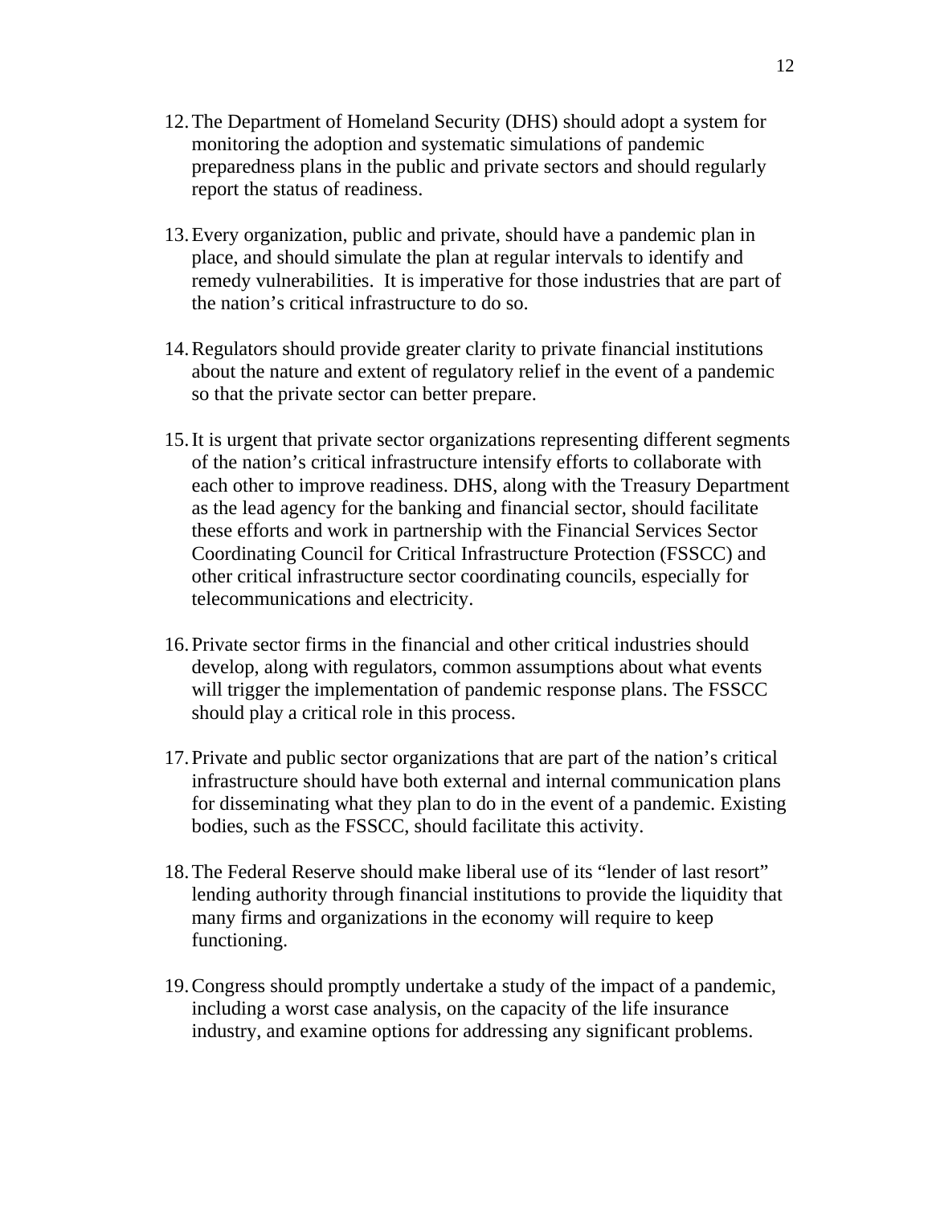12. The Department of Homeland Security (DHS) should adopt a system for monitoring the adoption and systematic simulations of pandemic preparedness plans in the public and private sectors and should regularly report the status of readiness.

13. Every organization, public and private, should have a pandemic plan in place, and should simulate the plan at regular intervals to identify and remedy vulnerabilities. It is imperative for those industries that are part of the nation's critical infrastructure to do so.

14. Regulators should provide greater clarity to private financial institutions about the nature and extent of regulatory relief in the event of a pandemic so that the private sector can better prepare.

15. It is urgent that private sector organizations representing different segments of the nation's critical infrastructure intensify efforts to collaborate with each other to improve readiness. DHS, along with the Treasury Department as the lead agency for the banking and financial sector, should facilitate these efforts and work in partnership with the Financial Services Sector Coordinating Council for Critical Infrastructure Protection (FSSCC) and other critical infrastructure sector coordinating councils, especially for telecommunications and electricity.

16. Private sector firms in the financial and other critical industries should develop, along with regulators, common assumptions about what events will trigger the implementation of pandemic response plans. The FSSCC should play a critical role in this process.

17. Private and public sector organizations that are part of the nation's critical infrastructure should have both external and internal communication plans for disseminating what they plan to do in the event of a pandemic. Existing bodies, such as the FSSCC, should facilitate this activity.

18. The Federal Reserve should make liberal use of its "lender of last resort" lending authority through financial institutions to provide the liquidity that many firms and organizations in the economy will require to keep functioning.

19. Congress should promptly undertake a study of the impact of a pandemic, including a worst case analysis, on the capacity of the life insurance industry, and examine options for addressing any significant problems.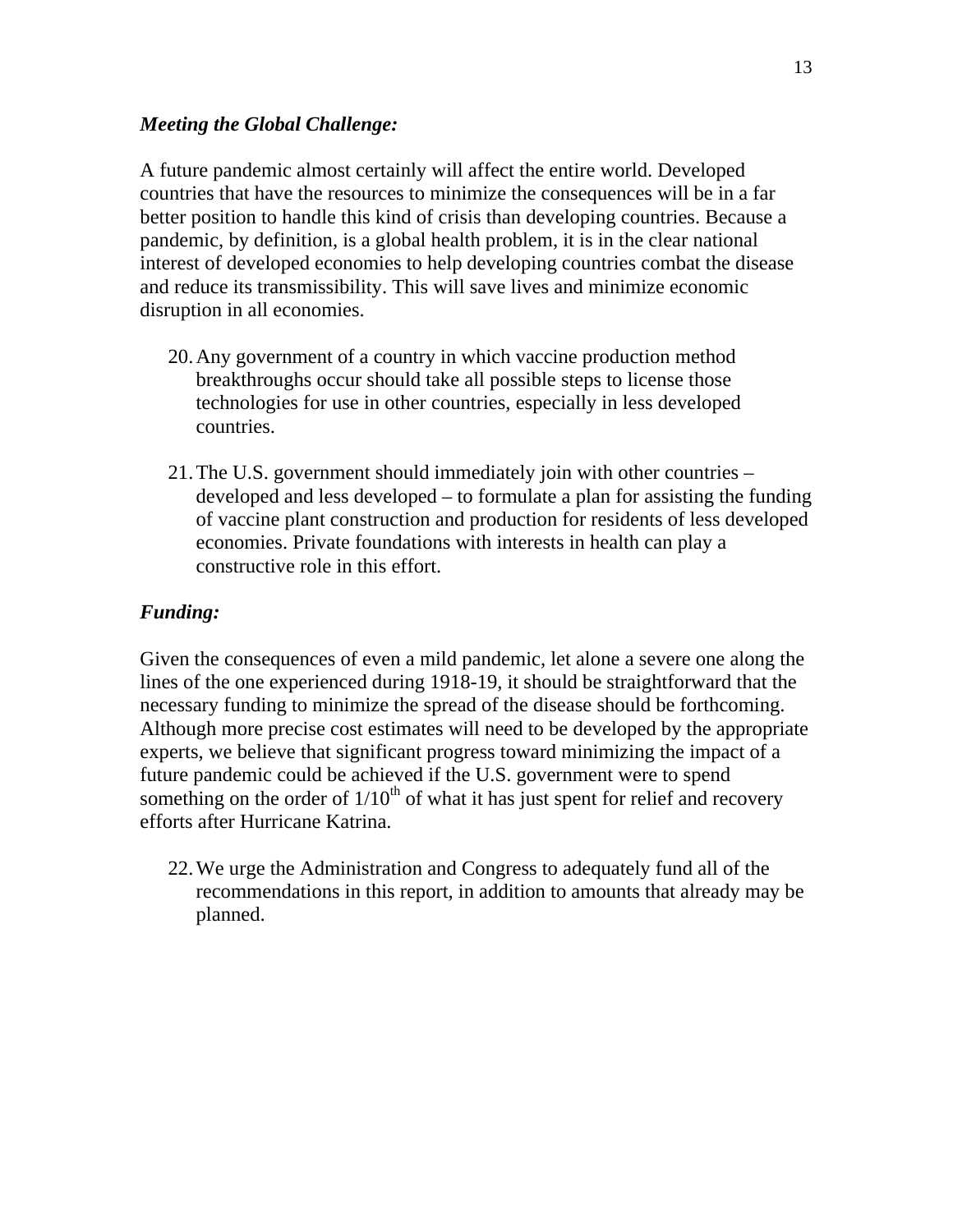***Meeting the Global Challenge:***

A future pandemic almost certainly will affect the entire world. Developed countries that have the resources to minimize the consequences will be in a far better position to handle this kind of crisis than developing countries. Because a pandemic, by definition, is a global health problem, it is in the clear national interest of developed economies to help developing countries combat the disease and reduce its transmissibility. This will save lives and minimize economic disruption in all economies.

20. Any government of a country in which vaccine production method breakthroughs occur should take all possible steps to license those technologies for use in other countries, especially in less developed countries.

21. The U.S. government should immediately join with other countries – developed and less developed – to formulate a plan for assisting the funding of vaccine plant construction and production for residents of less developed economies. Private foundations with interests in health can play a constructive role in this effort.

***Funding:***

Given the consequences of even a mild pandemic, let alone a severe one along the lines of the one experienced during 1918-19, it should be straightforward that the necessary funding to minimize the spread of the disease should be forthcoming. Although more precise cost estimates will need to be developed by the appropriate experts, we believe that significant progress toward minimizing the impact of a future pandemic could be achieved if the U.S. government were to spend something on the order of 1/10th of what it has just spent for relief and recovery efforts after Hurricane Katrina.

22. We urge the Administration and Congress to adequately fund all of the recommendations in this report, in addition to amounts that already may be planned.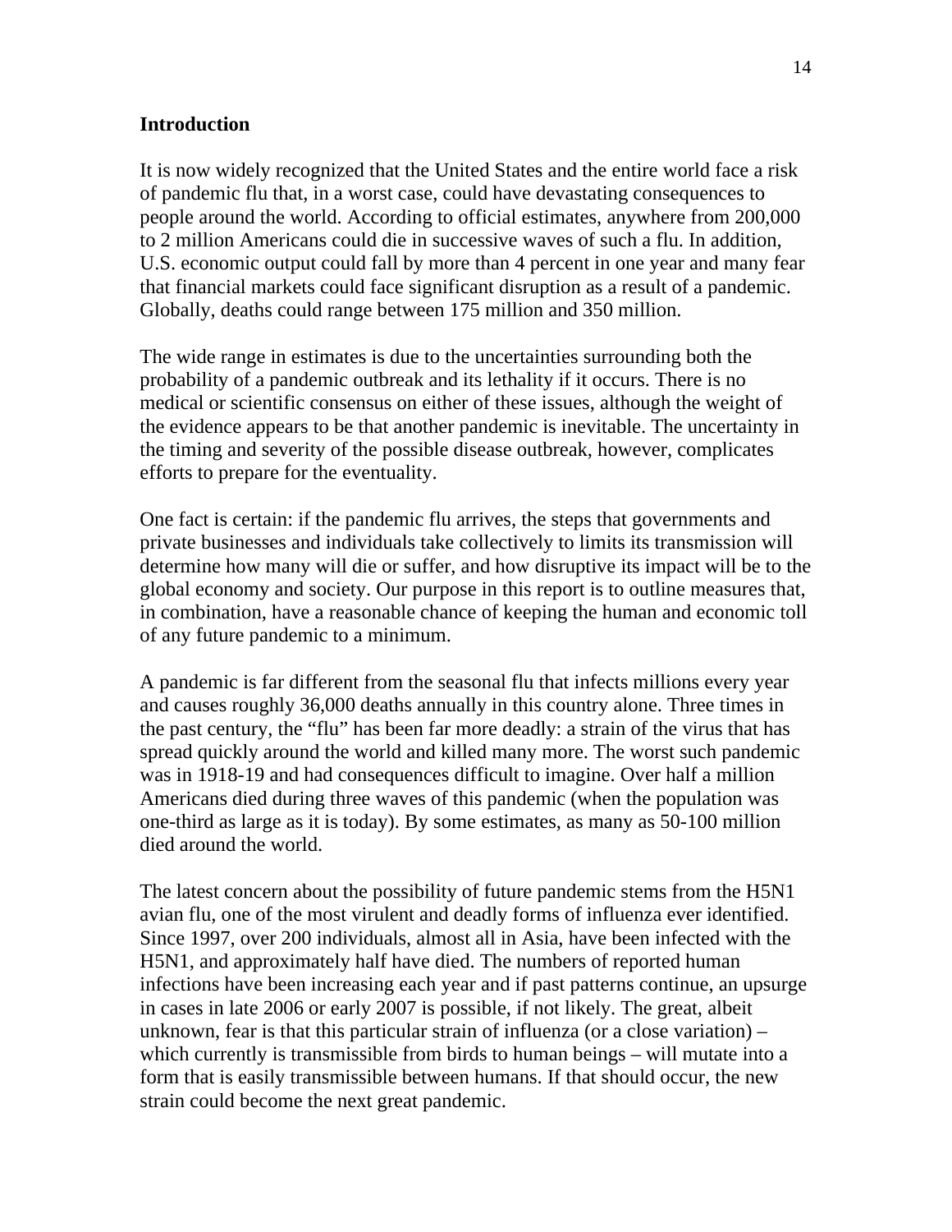## Introduction

It is now widely recognized that the United States and the entire world face a risk of pandemic flu that, in a worst case, could have devastating consequences to people around the world. According to official estimates, anywhere from 200,000 to 2 million Americans could die in successive waves of such a flu. In addition, U.S. economic output could fall by more than 4 percent in one year and many fear that financial markets could face significant disruption as a result of a pandemic. Globally, deaths could range between 175 million and 350 million.

The wide range in estimates is due to the uncertainties surrounding both the probability of a pandemic outbreak and its lethality if it occurs. There is no medical or scientific consensus on either of these issues, although the weight of the evidence appears to be that another pandemic is inevitable. The uncertainty in the timing and severity of the possible disease outbreak, however, complicates efforts to prepare for the eventuality.

One fact is certain: if the pandemic flu arrives, the steps that governments and private businesses and individuals take collectively to limits its transmission will determine how many will die or suffer, and how disruptive its impact will be to the global economy and society. Our purpose in this report is to outline measures that, in combination, have a reasonable chance of keeping the human and economic toll of any future pandemic to a minimum.

A pandemic is far different from the seasonal flu that infects millions every year and causes roughly 36,000 deaths annually in this country alone. Three times in the past century, the "flu" has been far more deadly: a strain of the virus that has spread quickly around the world and killed many more. The worst such pandemic was in 1918-19 and had consequences difficult to imagine. Over half a million Americans died during three waves of this pandemic (when the population was one-third as large as it is today). By some estimates, as many as 50-100 million died around the world.

The latest concern about the possibility of future pandemic stems from the H5N1 avian flu, one of the most virulent and deadly forms of influenza ever identified. Since 1997, over 200 individuals, almost all in Asia, have been infected with the H5N1, and approximately half have died. The numbers of reported human infections have been increasing each year and if past patterns continue, an upsurge in cases in late 2006 or early 2007 is possible, if not likely. The great, albeit unknown, fear is that this particular strain of influenza (or a close variation) – which currently is transmissible from birds to human beings – will mutate into a form that is easily transmissible between humans. If that should occur, the new strain could become the next great pandemic.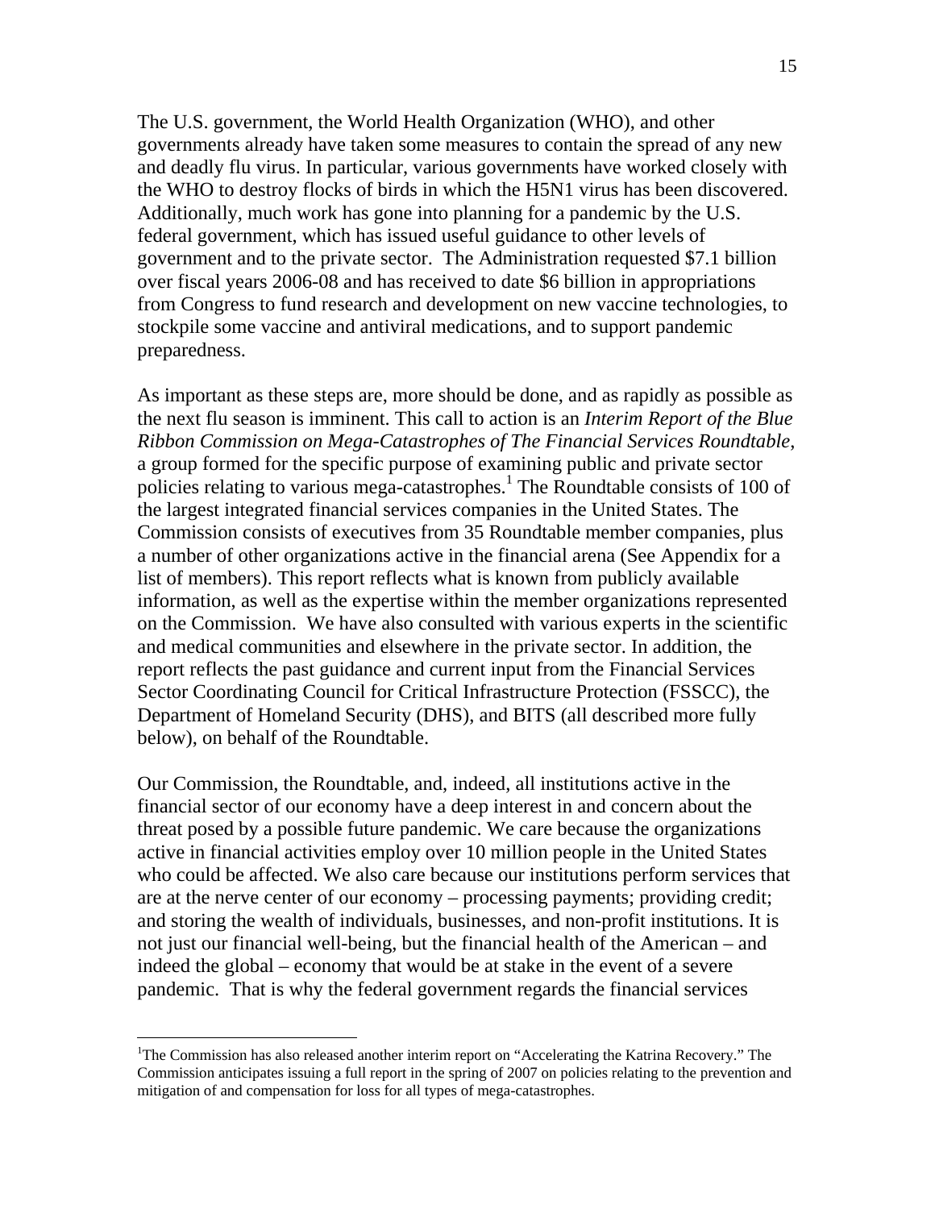The U.S. government, the World Health Organization (WHO), and other governments already have taken some measures to contain the spread of any new and deadly flu virus. In particular, various governments have worked closely with the WHO to destroy flocks of birds in which the H5N1 virus has been discovered. Additionally, much work has gone into planning for a pandemic by the U.S. federal government, which has issued useful guidance to other levels of government and to the private sector. The Administration requested $7.1 billion over fiscal years 2006-08 and has received to date $6 billion in appropriations from Congress to fund research and development on new vaccine technologies, to stockpile some vaccine and antiviral medications, and to support pandemic preparedness.

As important as these steps are, more should be done, and as rapidly as possible as the next flu season is imminent. This call to action is an *Interim Report of the Blue Ribbon Commission on Mega-Catastrophes of The Financial Services Roundtable*, a group formed for the specific purpose of examining public and private sector policies relating to various mega-catastrophes.[1] The Roundtable consists of 100 of the largest integrated financial services companies in the United States. The Commission consists of executives from 35 Roundtable member companies, plus a number of other organizations active in the financial arena (See Appendix for a list of members). This report reflects what is known from publicly available information, as well as the expertise within the member organizations represented on the Commission. We have also consulted with various experts in the scientific and medical communities and elsewhere in the private sector. In addition, the report reflects the past guidance and current input from the Financial Services Sector Coordinating Council for Critical Infrastructure Protection (FSSCC), the Department of Homeland Security (DHS), and BITS (all described more fully below), on behalf of the Roundtable.

Our Commission, the Roundtable, and, indeed, all institutions active in the financial sector of our economy have a deep interest in and concern about the threat posed by a possible future pandemic. We care because the organizations active in financial activities employ over 10 million people in the United States who could be affected. We also care because our institutions perform services that are at the nerve center of our economy – processing payments; providing credit; and storing the wealth of individuals, businesses, and non-profit institutions. It is not just our financial well-being, but the financial health of the American – and indeed the global – economy that would be at stake in the event of a severe pandemic. That is why the federal government regards the financial services

[1] The Commission has also released another interim report on "Accelerating the Katrina Recovery." The Commission anticipates issuing a full report in the spring of 2007 on policies relating to the prevention and mitigation of and compensation for loss for all types of mega-catastrophes.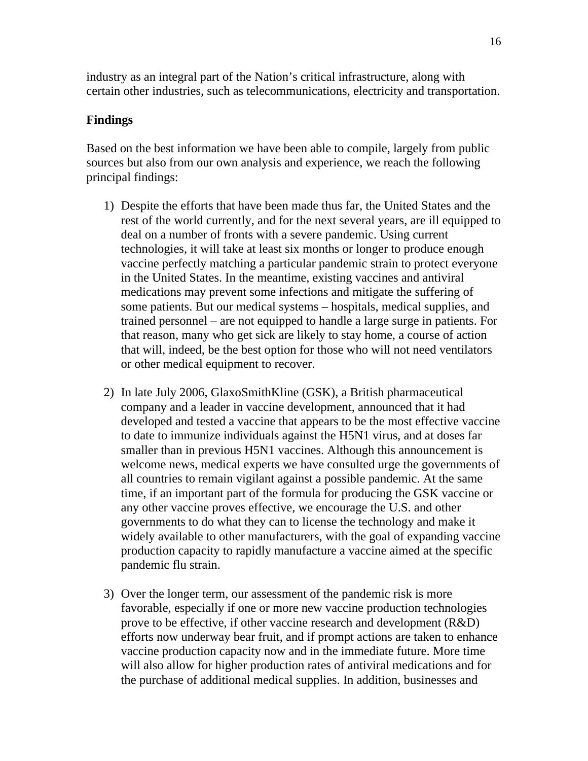industry as an integral part of the Nation's critical infrastructure, along with certain other industries, such as telecommunications, electricity and transportation.

**Findings**

Based on the best information we have been able to compile, largely from public sources but also from our own analysis and experience, we reach the following principal findings:

1) Despite the efforts that have been made thus far, the United States and the rest of the world currently, and for the next several years, are ill equipped to deal on a number of fronts with a severe pandemic. Using current technologies, it will take at least six months or longer to produce enough vaccine perfectly matching a particular pandemic strain to protect everyone in the United States. In the meantime, existing vaccines and antiviral medications may prevent some infections and mitigate the suffering of some patients. But our medical systems – hospitals, medical supplies, and trained personnel – are not equipped to handle a large surge in patients. For that reason, many who get sick are likely to stay home, a course of action that will, indeed, be the best option for those who will not need ventilators or other medical equipment to recover.

2) In late July 2006, GlaxoSmithKline (GSK), a British pharmaceutical company and a leader in vaccine development, announced that it had developed and tested a vaccine that appears to be the most effective vaccine to date to immunize individuals against the H5N1 virus, and at doses far smaller than in previous H5N1 vaccines. Although this announcement is welcome news, medical experts we have consulted urge the governments of all countries to remain vigilant against a possible pandemic. At the same time, if an important part of the formula for producing the GSK vaccine or any other vaccine proves effective, we encourage the U.S. and other governments to do what they can to license the technology and make it widely available to other manufacturers, with the goal of expanding vaccine production capacity to rapidly manufacture a vaccine aimed at the specific pandemic flu strain.

3) Over the longer term, our assessment of the pandemic risk is more favorable, especially if one or more new vaccine production technologies prove to be effective, if other vaccine research and development (R&D) efforts now underway bear fruit, and if prompt actions are taken to enhance vaccine production capacity now and in the immediate future. More time will also allow for higher production rates of antiviral medications and for the purchase of additional medical supplies. In addition, businesses and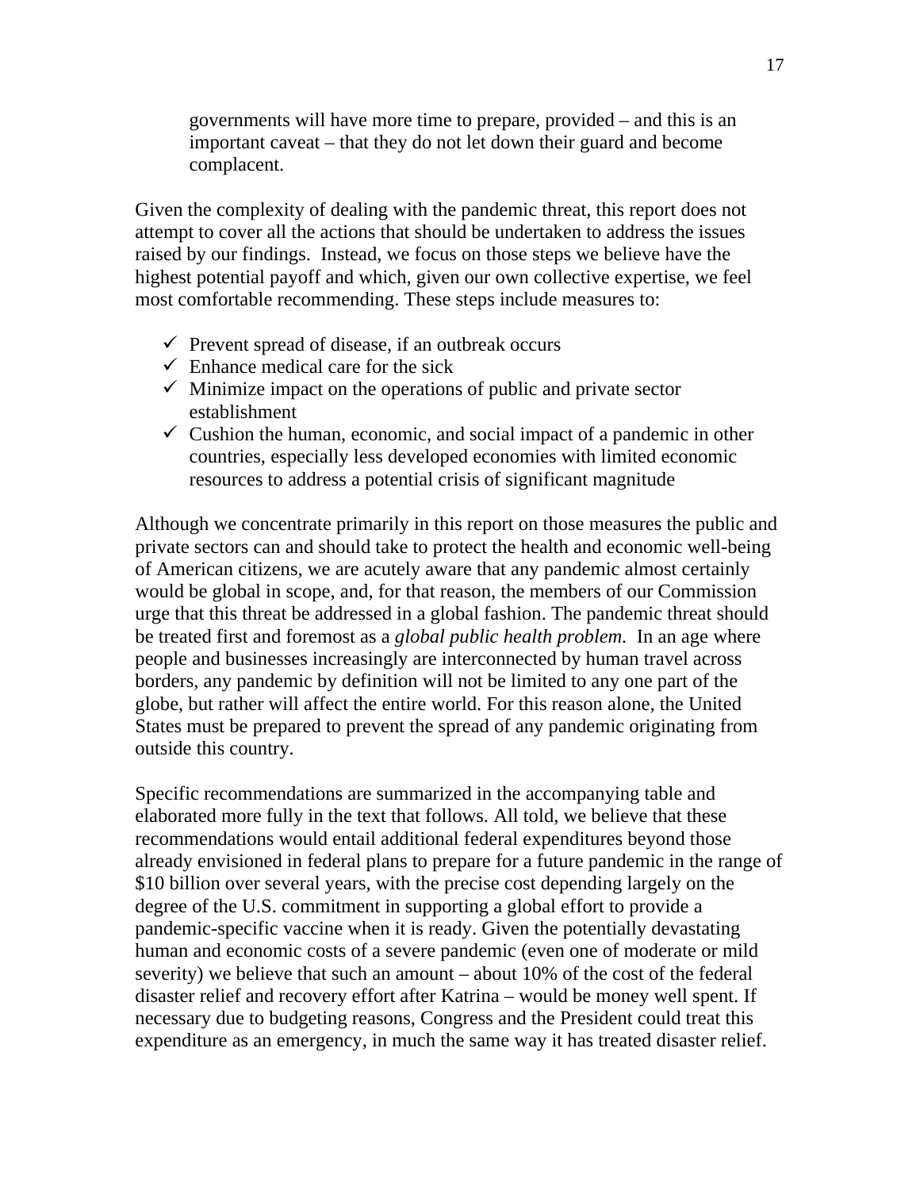governments will have more time to prepare, provided – and this is an important caveat – that they do not let down their guard and become complacent.

Given the complexity of dealing with the pandemic threat, this report does not attempt to cover all the actions that should be undertaken to address the issues raised by our findings. Instead, we focus on those steps we believe have the highest potential payoff and which, given our own collective expertise, we feel most comfortable recommending. These steps include measures to:

- ✓ Prevent spread of disease, if an outbreak occurs
- ✓ Enhance medical care for the sick
- ✓ Minimize impact on the operations of public and private sector establishment
- ✓ Cushion the human, economic, and social impact of a pandemic in other countries, especially less developed economies with limited economic resources to address a potential crisis of significant magnitude

Although we concentrate primarily in this report on those measures the public and private sectors can and should take to protect the health and economic well-being of American citizens, we are acutely aware that any pandemic almost certainly would be global in scope, and, for that reason, the members of our Commission urge that this threat be addressed in a global fashion. The pandemic threat should be treated first and foremost as a *global public health problem.* In an age where people and businesses increasingly are interconnected by human travel across borders, any pandemic by definition will not be limited to any one part of the globe, but rather will affect the entire world. For this reason alone, the United States must be prepared to prevent the spread of any pandemic originating from outside this country.

Specific recommendations are summarized in the accompanying table and elaborated more fully in the text that follows. All told, we believe that these recommendations would entail additional federal expenditures beyond those already envisioned in federal plans to prepare for a future pandemic in the range of $10 billion over several years, with the precise cost depending largely on the degree of the U.S. commitment in supporting a global effort to provide a pandemic-specific vaccine when it is ready. Given the potentially devastating human and economic costs of a severe pandemic (even one of moderate or mild severity) we believe that such an amount – about 10% of the cost of the federal disaster relief and recovery effort after Katrina – would be money well spent. If necessary due to budgeting reasons, Congress and the President could treat this expenditure as an emergency, in much the same way it has treated disaster relief.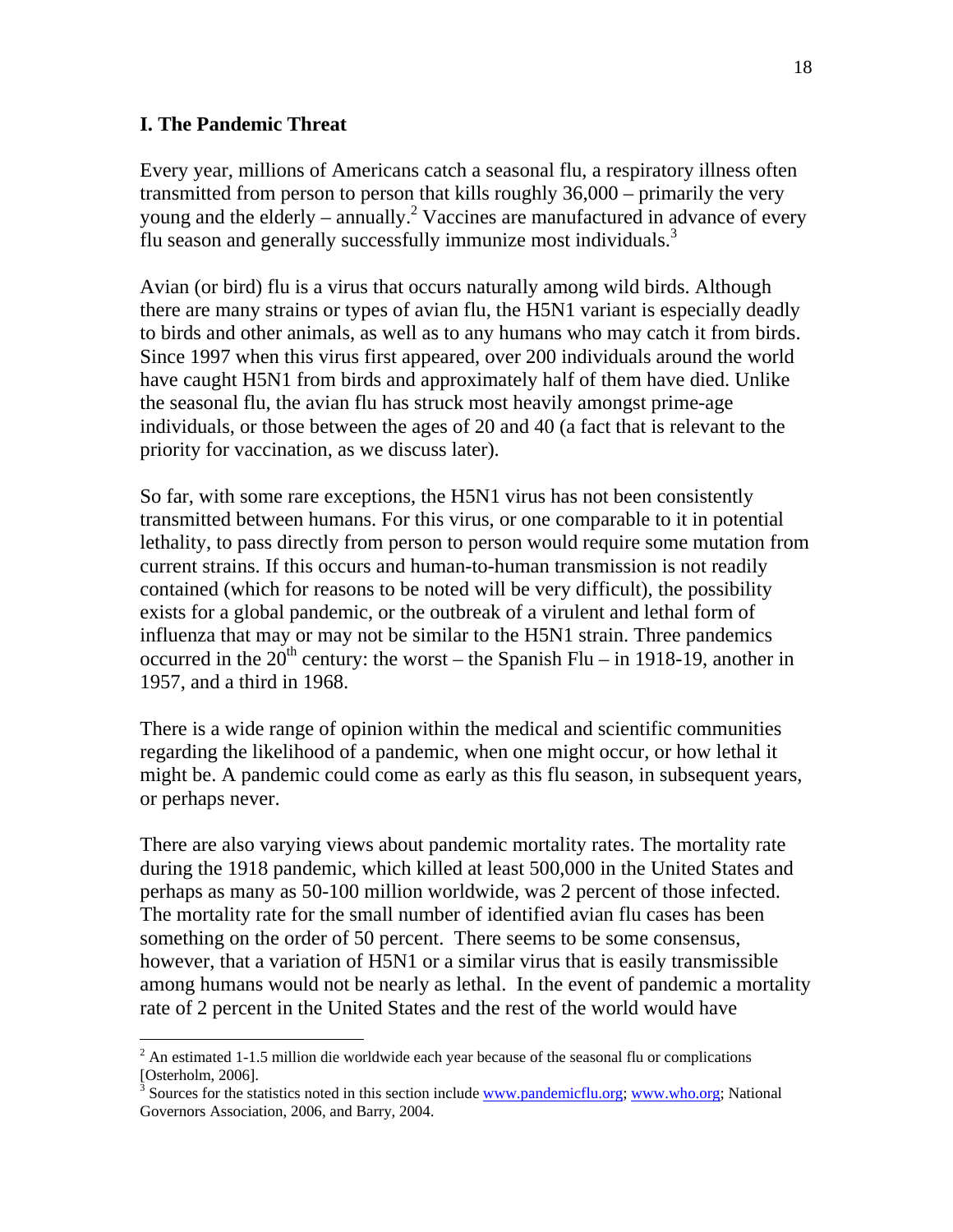## I. The Pandemic Threat

Every year, millions of Americans catch a seasonal flu, a respiratory illness often transmitted from person to person that kills roughly 36,000 – primarily the very young and the elderly – annually.[2] Vaccines are manufactured in advance of every flu season and generally successfully immunize most individuals.[3]

Avian (or bird) flu is a virus that occurs naturally among wild birds. Although there are many strains or types of avian flu, the H5N1 variant is especially deadly to birds and other animals, as well as to any humans who may catch it from birds. Since 1997 when this virus first appeared, over 200 individuals around the world have caught H5N1 from birds and approximately half of them have died. Unlike the seasonal flu, the avian flu has struck most heavily amongst prime-age individuals, or those between the ages of 20 and 40 (a fact that is relevant to the priority for vaccination, as we discuss later).

So far, with some rare exceptions, the H5N1 virus has not been consistently transmitted between humans. For this virus, or one comparable to it in potential lethality, to pass directly from person to person would require some mutation from current strains. If this occurs and human-to-human transmission is not readily contained (which for reasons to be noted will be very difficult), the possibility exists for a global pandemic, or the outbreak of a virulent and lethal form of influenza that may or may not be similar to the H5N1 strain. Three pandemics occurred in the 20th century: the worst – the Spanish Flu – in 1918-19, another in 1957, and a third in 1968.

There is a wide range of opinion within the medical and scientific communities regarding the likelihood of a pandemic, when one might occur, or how lethal it might be. A pandemic could come as early as this flu season, in subsequent years, or perhaps never.

There are also varying views about pandemic mortality rates. The mortality rate during the 1918 pandemic, which killed at least 500,000 in the United States and perhaps as many as 50-100 million worldwide, was 2 percent of those infected. The mortality rate for the small number of identified avian flu cases has been something on the order of 50 percent. There seems to be some consensus, however, that a variation of H5N1 or a similar virus that is easily transmissible among humans would not be nearly as lethal. In the event of pandemic a mortality rate of 2 percent in the United States and the rest of the world would have

---

[2] An estimated 1-1.5 million die worldwide each year because of the seasonal flu or complications [Osterholm, 2006].

[3] Sources for the statistics noted in this section include www.pandemicflu.org; www.who.org; National Governors Association, 2006, and Barry, 2004.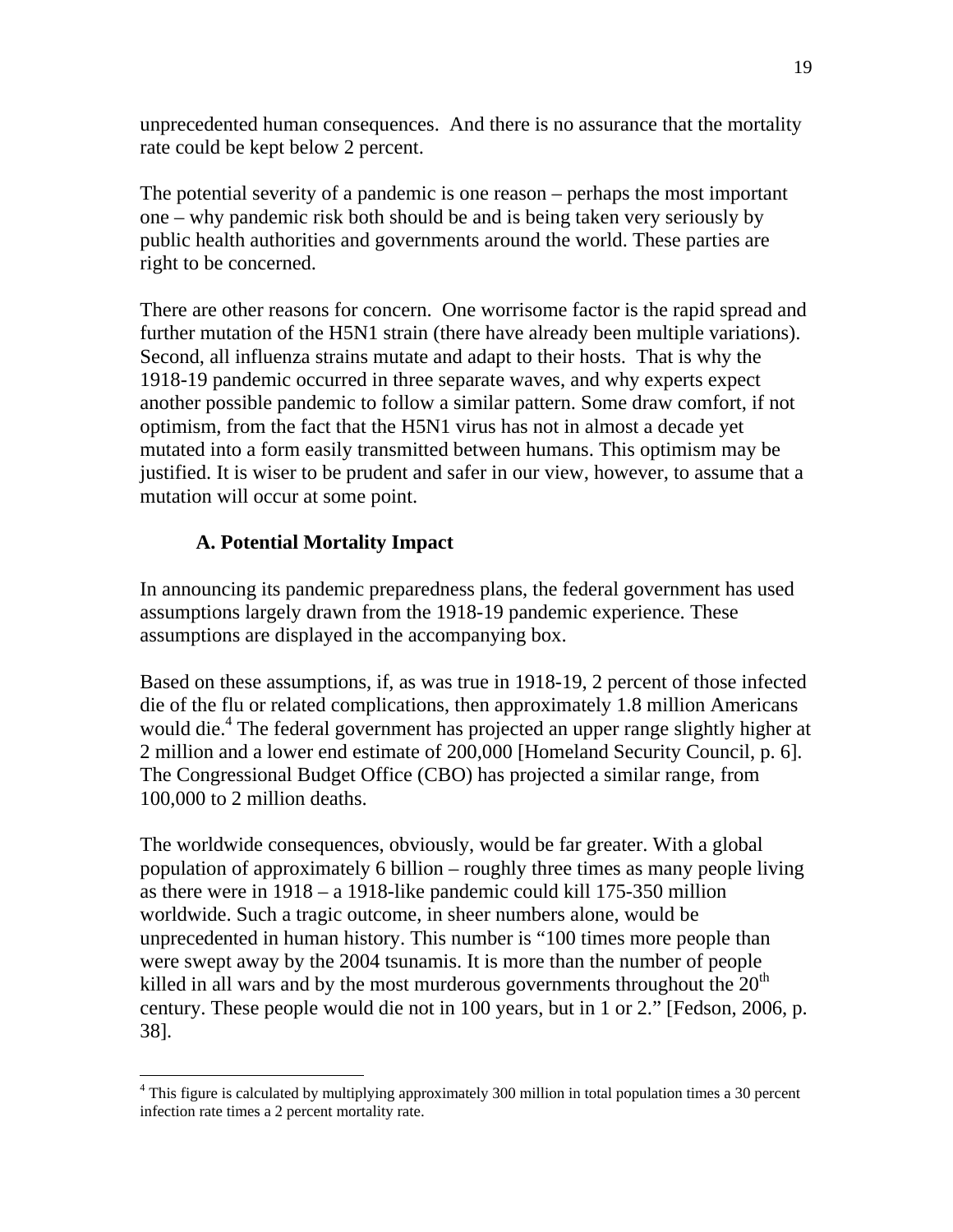unprecedented human consequences. And there is no assurance that the mortality rate could be kept below 2 percent.

The potential severity of a pandemic is one reason – perhaps the most important one – why pandemic risk both should be and is being taken very seriously by public health authorities and governments around the world. These parties are right to be concerned.

There are other reasons for concern. One worrisome factor is the rapid spread and further mutation of the H5N1 strain (there have already been multiple variations). Second, all influenza strains mutate and adapt to their hosts. That is why the 1918-19 pandemic occurred in three separate waves, and why experts expect another possible pandemic to follow a similar pattern. Some draw comfort, if not optimism, from the fact that the H5N1 virus has not in almost a decade yet mutated into a form easily transmitted between humans. This optimism may be justified. It is wiser to be prudent and safer in our view, however, to assume that a mutation will occur at some point.

### A. Potential Mortality Impact

In announcing its pandemic preparedness plans, the federal government has used assumptions largely drawn from the 1918-19 pandemic experience. These assumptions are displayed in the accompanying box.

Based on these assumptions, if, as was true in 1918-19, 2 percent of those infected die of the flu or related complications, then approximately 1.8 million Americans would die.[4] The federal government has projected an upper range slightly higher at 2 million and a lower end estimate of 200,000 [Homeland Security Council, p. 6]. The Congressional Budget Office (CBO) has projected a similar range, from 100,000 to 2 million deaths.

The worldwide consequences, obviously, would be far greater. With a global population of approximately 6 billion – roughly three times as many people living as there were in 1918 – a 1918-like pandemic could kill 175-350 million worldwide. Such a tragic outcome, in sheer numbers alone, would be unprecedented in human history. This number is "100 times more people than were swept away by the 2004 tsunamis. It is more than the number of people killed in all wars and by the most murderous governments throughout the 20th century. These people would die not in 100 years, but in 1 or 2." [Fedson, 2006, p. 38].

[4] This figure is calculated by multiplying approximately 300 million in total population times a 30 percent infection rate times a 2 percent mortality rate.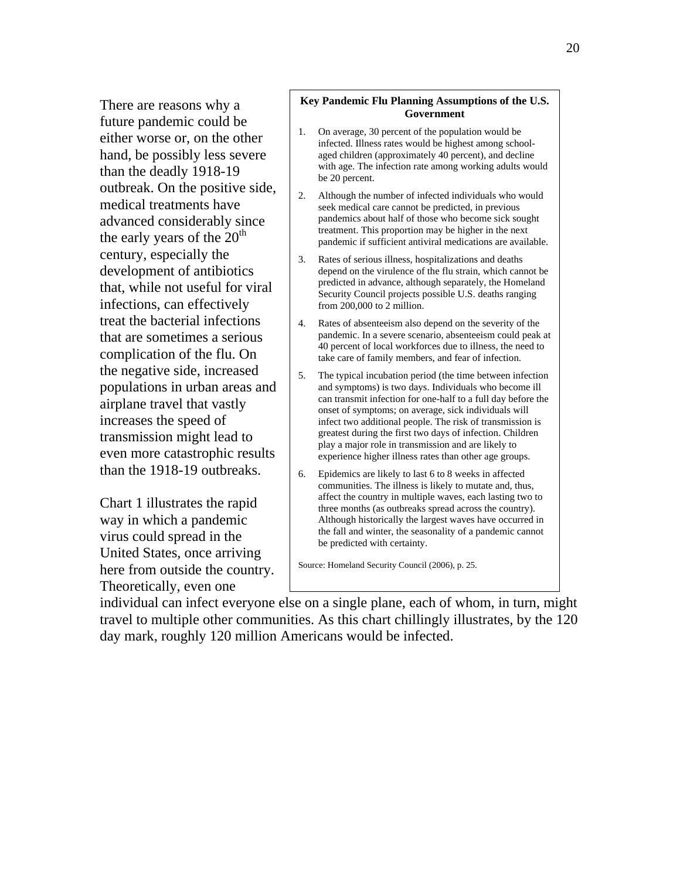There are reasons why a future pandemic could be either worse or, on the other hand, be possibly less severe than the deadly 1918-19 outbreak. On the positive side, medical treatments have advanced considerably since the early years of the 20th century, especially the development of antibiotics that, while not useful for viral infections, can effectively treat the bacterial infections that are sometimes a serious complication of the flu. On the negative side, increased populations in urban areas and airplane travel that vastly increases the speed of transmission might lead to even more catastrophic results than the 1918-19 outbreaks.

**Key Pandemic Flu Planning Assumptions of the U.S. Government**

1. On average, 30 percent of the population would be infected. Illness rates would be highest among school-aged children (approximately 40 percent), and decline with age. The infection rate among working adults would be 20 percent.
2. Although the number of infected individuals who would seek medical care cannot be predicted, in previous pandemics about half of those who become sick sought treatment. This proportion may be higher in the next pandemic if sufficient antiviral medications are available.
3. Rates of serious illness, hospitalizations and deaths depend on the virulence of the flu strain, which cannot be predicted in advance, although separately, the Homeland Security Council projects possible U.S. deaths ranging from 200,000 to 2 million.
4. Rates of absenteeism also depend on the severity of the pandemic. In a severe scenario, absenteeism could peak at 40 percent of local workforces due to illness, the need to take care of family members, and fear of infection.
5. The typical incubation period (the time between infection and symptoms) is two days. Individuals who become ill can transmit infection for one-half to a full day before the onset of symptoms; on average, sick individuals will infect two additional people. The risk of transmission is greatest during the first two days of infection. Children play a major role in transmission and are likely to experience higher illness rates than other age groups.
6. Epidemics are likely to last 6 to 8 weeks in affected communities. The illness is likely to mutate and, thus, affect the country in multiple waves, each lasting two to three months (as outbreaks spread across the country). Although historically the largest waves have occurred in the fall and winter, the seasonality of a pandemic cannot be predicted with certainty.

Source: Homeland Security Council (2006), p. 25.

Chart 1 illustrates the rapid way in which a pandemic virus could spread in the United States, once arriving here from outside the country. Theoretically, even one individual can infect everyone else on a single plane, each of whom, in turn, might travel to multiple other communities. As this chart chillingly illustrates, by the 120 day mark, roughly 120 million Americans would be infected.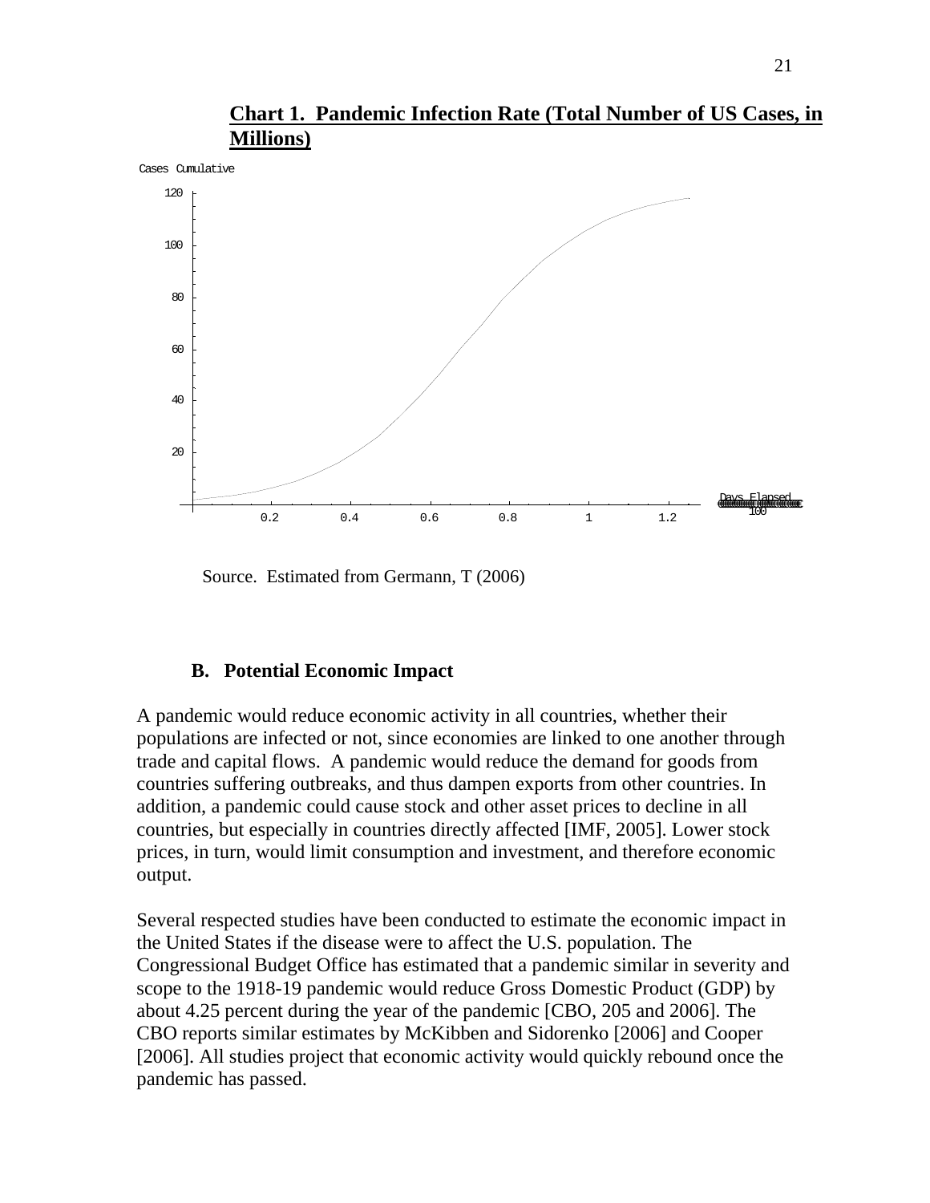**Chart 1. Pandemic Infection Rate (Total Number of US Cases, in Millions)**

Cases Cumulative

120

100

80

60

40

20

0.2 0.4 0.6 0.8 1 1.2

Days Elapsed
100

Source. Estimated from Germann, T (2006)

### B. Potential Economic Impact

A pandemic would reduce economic activity in all countries, whether their populations are infected or not, since economies are linked to one another through trade and capital flows. A pandemic would reduce the demand for goods from countries suffering outbreaks, and thus dampen exports from other countries. In addition, a pandemic could cause stock and other asset prices to decline in all countries, but especially in countries directly affected [IMF, 2005]. Lower stock prices, in turn, would limit consumption and investment, and therefore economic output.

Several respected studies have been conducted to estimate the economic impact in the United States if the disease were to affect the U.S. population. The Congressional Budget Office has estimated that a pandemic similar in severity and scope to the 1918-19 pandemic would reduce Gross Domestic Product (GDP) by about 4.25 percent during the year of the pandemic [CBO, 205 and 2006]. The CBO reports similar estimates by McKibben and Sidorenko [2006] and Cooper [2006]. All studies project that economic activity would quickly rebound once the pandemic has passed.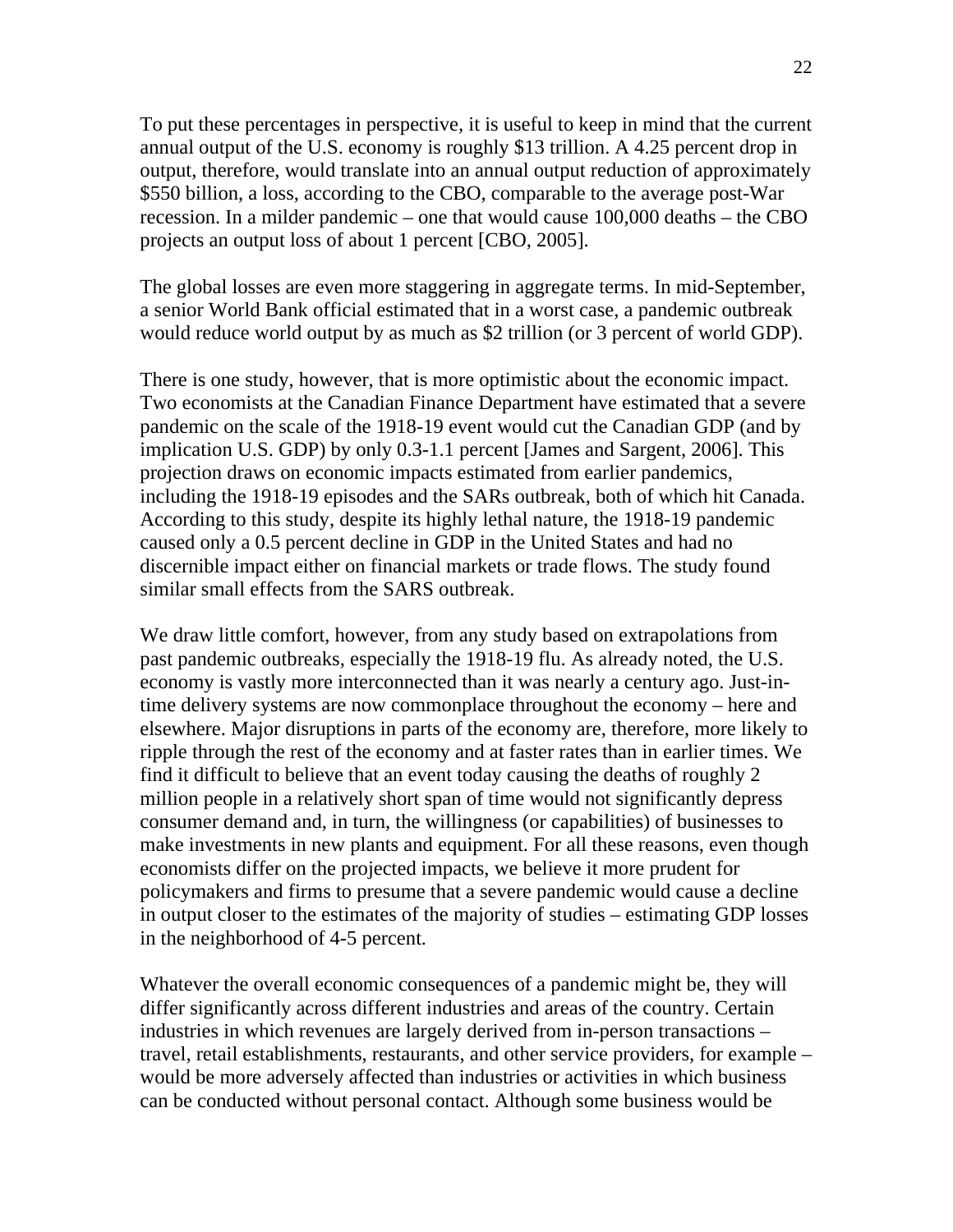To put these percentages in perspective, it is useful to keep in mind that the current annual output of the U.S. economy is roughly $13 trillion. A 4.25 percent drop in output, therefore, would translate into an annual output reduction of approximately $550 billion, a loss, according to the CBO, comparable to the average post-War recession. In a milder pandemic – one that would cause 100,000 deaths – the CBO projects an output loss of about 1 percent [CBO, 2005].

The global losses are even more staggering in aggregate terms. In mid-September, a senior World Bank official estimated that in a worst case, a pandemic outbreak would reduce world output by as much as $2 trillion (or 3 percent of world GDP).

There is one study, however, that is more optimistic about the economic impact. Two economists at the Canadian Finance Department have estimated that a severe pandemic on the scale of the 1918-19 event would cut the Canadian GDP (and by implication U.S. GDP) by only 0.3-1.1 percent [James and Sargent, 2006]. This projection draws on economic impacts estimated from earlier pandemics, including the 1918-19 episodes and the SARs outbreak, both of which hit Canada. According to this study, despite its highly lethal nature, the 1918-19 pandemic caused only a 0.5 percent decline in GDP in the United States and had no discernible impact either on financial markets or trade flows. The study found similar small effects from the SARS outbreak.

We draw little comfort, however, from any study based on extrapolations from past pandemic outbreaks, especially the 1918-19 flu. As already noted, the U.S. economy is vastly more interconnected than it was nearly a century ago. Just-in-time delivery systems are now commonplace throughout the economy – here and elsewhere. Major disruptions in parts of the economy are, therefore, more likely to ripple through the rest of the economy and at faster rates than in earlier times. We find it difficult to believe that an event today causing the deaths of roughly 2 million people in a relatively short span of time would not significantly depress consumer demand and, in turn, the willingness (or capabilities) of businesses to make investments in new plants and equipment. For all these reasons, even though economists differ on the projected impacts, we believe it more prudent for policymakers and firms to presume that a severe pandemic would cause a decline in output closer to the estimates of the majority of studies – estimating GDP losses in the neighborhood of 4-5 percent.

Whatever the overall economic consequences of a pandemic might be, they will differ significantly across different industries and areas of the country. Certain industries in which revenues are largely derived from in-person transactions – travel, retail establishments, restaurants, and other service providers, for example – would be more adversely affected than industries or activities in which business can be conducted without personal contact. Although some business would be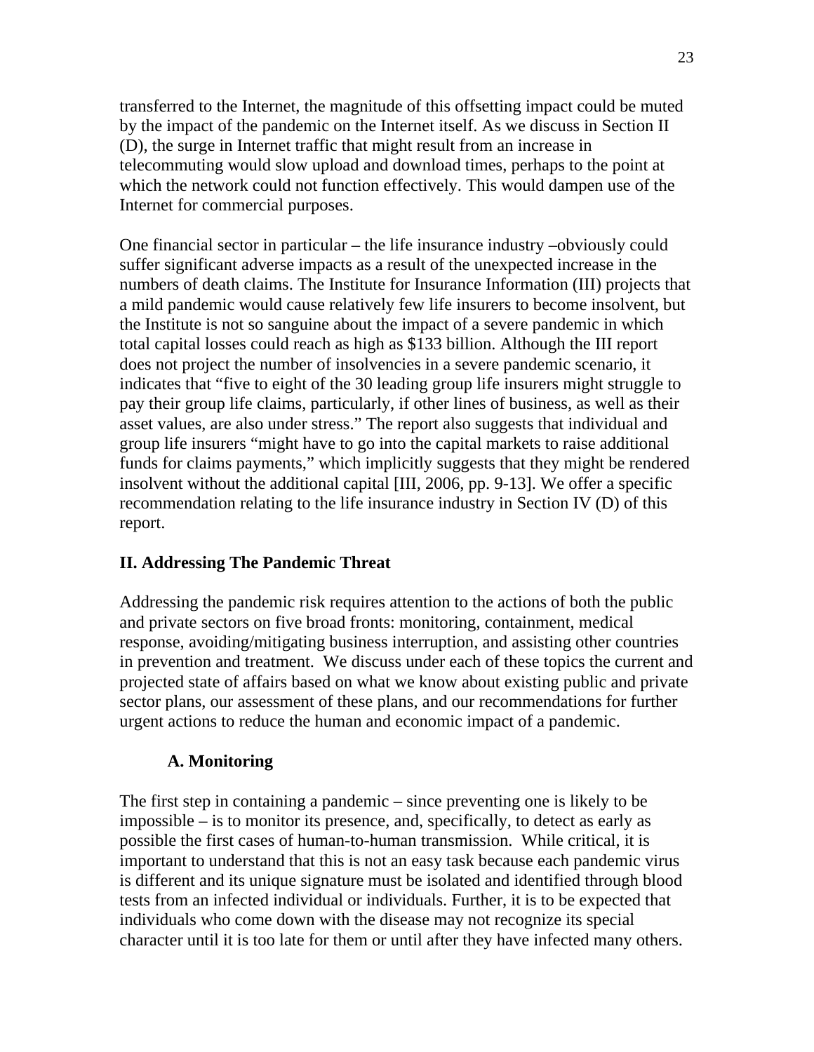transferred to the Internet, the magnitude of this offsetting impact could be muted by the impact of the pandemic on the Internet itself. As we discuss in Section II (D), the surge in Internet traffic that might result from an increase in telecommuting would slow upload and download times, perhaps to the point at which the network could not function effectively. This would dampen use of the Internet for commercial purposes.

One financial sector in particular – the life insurance industry –obviously could suffer significant adverse impacts as a result of the unexpected increase in the numbers of death claims. The Institute for Insurance Information (III) projects that a mild pandemic would cause relatively few life insurers to become insolvent, but the Institute is not so sanguine about the impact of a severe pandemic in which total capital losses could reach as high as $133 billion. Although the III report does not project the number of insolvencies in a severe pandemic scenario, it indicates that "five to eight of the 30 leading group life insurers might struggle to pay their group life claims, particularly, if other lines of business, as well as their asset values, are also under stress." The report also suggests that individual and group life insurers "might have to go into the capital markets to raise additional funds for claims payments," which implicitly suggests that they might be rendered insolvent without the additional capital [III, 2006, pp. 9-13]. We offer a specific recommendation relating to the life insurance industry in Section IV (D) of this report.

## II. Addressing The Pandemic Threat

Addressing the pandemic risk requires attention to the actions of both the public and private sectors on five broad fronts: monitoring, containment, medical response, avoiding/mitigating business interruption, and assisting other countries in prevention and treatment. We discuss under each of these topics the current and projected state of affairs based on what we know about existing public and private sector plans, our assessment of these plans, and our recommendations for further urgent actions to reduce the human and economic impact of a pandemic.

### A. Monitoring

The first step in containing a pandemic – since preventing one is likely to be impossible – is to monitor its presence, and, specifically, to detect as early as possible the first cases of human-to-human transmission. While critical, it is important to understand that this is not an easy task because each pandemic virus is different and its unique signature must be isolated and identified through blood tests from an infected individual or individuals. Further, it is to be expected that individuals who come down with the disease may not recognize its special character until it is too late for them or until after they have infected many others.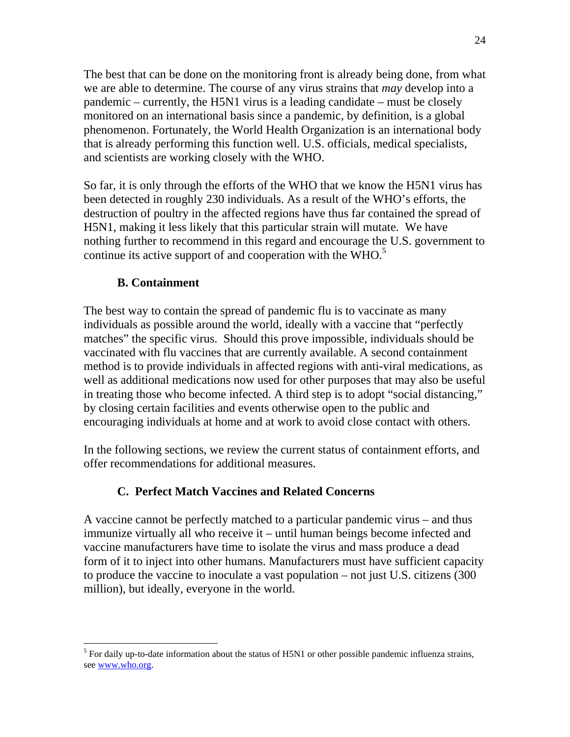The best that can be done on the monitoring front is already being done, from what we are able to determine. The course of any virus strains that *may* develop into a pandemic – currently, the H5N1 virus is a leading candidate – must be closely monitored on an international basis since a pandemic, by definition, is a global phenomenon. Fortunately, the World Health Organization is an international body that is already performing this function well. U.S. officials, medical specialists, and scientists are working closely with the WHO.

So far, it is only through the efforts of the WHO that we know the H5N1 virus has been detected in roughly 230 individuals. As a result of the WHO's efforts, the destruction of poultry in the affected regions have thus far contained the spread of H5N1, making it less likely that this particular strain will mutate. We have nothing further to recommend in this regard and encourage the U.S. government to continue its active support of and cooperation with the WHO.[5]

### B. Containment

The best way to contain the spread of pandemic flu is to vaccinate as many individuals as possible around the world, ideally with a vaccine that "perfectly matches" the specific virus. Should this prove impossible, individuals should be vaccinated with flu vaccines that are currently available. A second containment method is to provide individuals in affected regions with anti-viral medications, as well as additional medications now used for other purposes that may also be useful in treating those who become infected. A third step is to adopt "social distancing," by closing certain facilities and events otherwise open to the public and encouraging individuals at home and at work to avoid close contact with others.

In the following sections, we review the current status of containment efforts, and offer recommendations for additional measures.

### C. Perfect Match Vaccines and Related Concerns

A vaccine cannot be perfectly matched to a particular pandemic virus – and thus immunize virtually all who receive it – until human beings become infected and vaccine manufacturers have time to isolate the virus and mass produce a dead form of it to inject into other humans. Manufacturers must have sufficient capacity to produce the vaccine to inoculate a vast population – not just U.S. citizens (300 million), but ideally, everyone in the world.

---

[5] For daily up-to-date information about the status of H5N1 or other possible pandemic influenza strains, see www.who.org.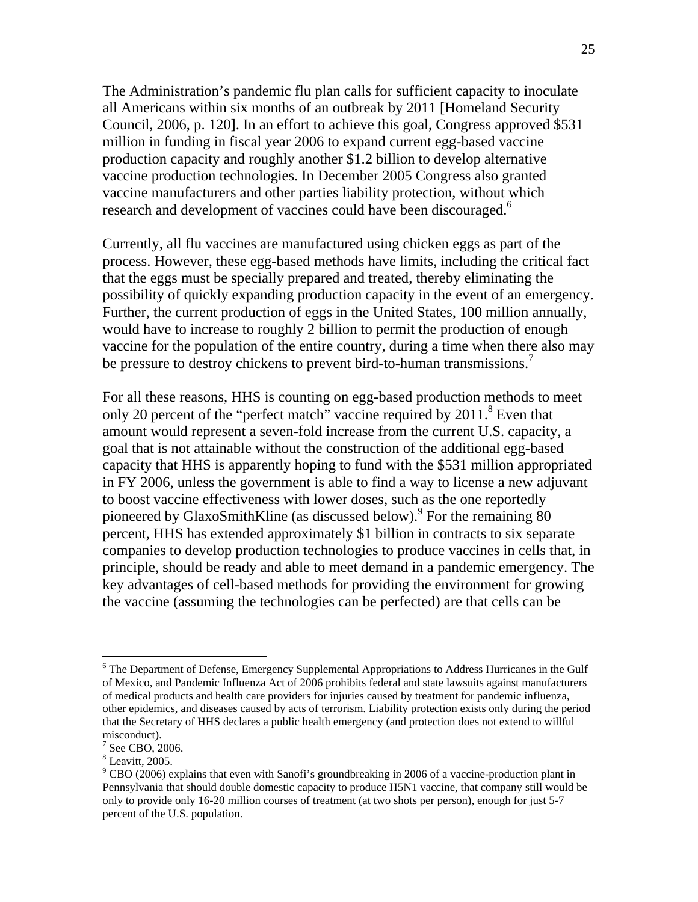The Administration's pandemic flu plan calls for sufficient capacity to inoculate all Americans within six months of an outbreak by 2011 [Homeland Security Council, 2006, p. 120]. In an effort to achieve this goal, Congress approved $531 million in funding in fiscal year 2006 to expand current egg-based vaccine production capacity and roughly another $1.2 billion to develop alternative vaccine production technologies. In December 2005 Congress also granted vaccine manufacturers and other parties liability protection, without which research and development of vaccines could have been discouraged.[6]

Currently, all flu vaccines are manufactured using chicken eggs as part of the process. However, these egg-based methods have limits, including the critical fact that the eggs must be specially prepared and treated, thereby eliminating the possibility of quickly expanding production capacity in the event of an emergency. Further, the current production of eggs in the United States, 100 million annually, would have to increase to roughly 2 billion to permit the production of enough vaccine for the population of the entire country, during a time when there also may be pressure to destroy chickens to prevent bird-to-human transmissions.[7]

For all these reasons, HHS is counting on egg-based production methods to meet only 20 percent of the "perfect match" vaccine required by 2011.[8] Even that amount would represent a seven-fold increase from the current U.S. capacity, a goal that is not attainable without the construction of the additional egg-based capacity that HHS is apparently hoping to fund with the $531 million appropriated in FY 2006, unless the government is able to find a way to license a new adjuvant to boost vaccine effectiveness with lower doses, such as the one reportedly pioneered by GlaxoSmithKline (as discussed below).[9] For the remaining 80 percent, HHS has extended approximately $1 billion in contracts to six separate companies to develop production technologies to produce vaccines in cells that, in principle, should be ready and able to meet demand in a pandemic emergency. The key advantages of cell-based methods for providing the environment for growing the vaccine (assuming the technologies can be perfected) are that cells can be

---

[6] The Department of Defense, Emergency Supplemental Appropriations to Address Hurricanes in the Gulf of Mexico, and Pandemic Influenza Act of 2006 prohibits federal and state lawsuits against manufacturers of medical products and health care providers for injuries caused by treatment for pandemic influenza, other epidemics, and diseases caused by acts of terrorism. Liability protection exists only during the period that the Secretary of HHS declares a public health emergency (and protection does not extend to willful misconduct).

[7] See CBO, 2006.

[8] Leavitt, 2005.

[9] CBO (2006) explains that even with Sanofi's groundbreaking in 2006 of a vaccine-production plant in Pennsylvania that should double domestic capacity to produce H5N1 vaccine, that company still would be only to provide only 16-20 million courses of treatment (at two shots per person), enough for just 5-7 percent of the U.S. population.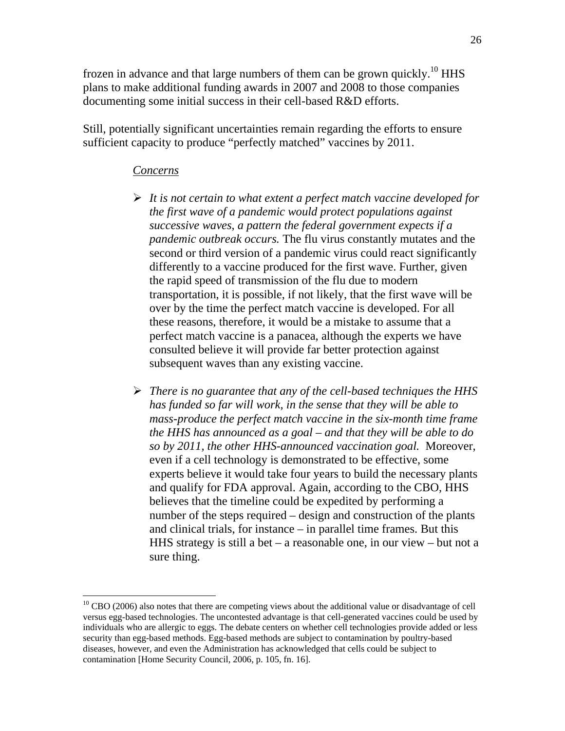frozen in advance and that large numbers of them can be grown quickly.[10] HHS plans to make additional funding awards in 2007 and 2008 to those companies documenting some initial success in their cell-based R&D efforts.

Still, potentially significant uncertainties remain regarding the efforts to ensure sufficient capacity to produce "perfectly matched" vaccines by 2011.

<u>*Concerns*</u>

- *It is not certain to what extent a perfect match vaccine developed for the first wave of a pandemic would protect populations against successive waves, a pattern the federal government expects if a pandemic outbreak occurs.* The flu virus constantly mutates and the second or third version of a pandemic virus could react significantly differently to a vaccine produced for the first wave. Further, given the rapid speed of transmission of the flu due to modern transportation, it is possible, if not likely, that the first wave will be over by the time the perfect match vaccine is developed. For all these reasons, therefore, it would be a mistake to assume that a perfect match vaccine is a panacea, although the experts we have consulted believe it will provide far better protection against subsequent waves than any existing vaccine.

- *There is no guarantee that any of the cell-based techniques the HHS has funded so far will work, in the sense that they will be able to mass-produce the perfect match vaccine in the six-month time frame the HHS has announced as a goal – and that they will be able to do so by 2011, the other HHS-announced vaccination goal.* Moreover, even if a cell technology is demonstrated to be effective, some experts believe it would take four years to build the necessary plants and qualify for FDA approval. Again, according to the CBO, HHS believes that the timeline could be expedited by performing a number of the steps required – design and construction of the plants and clinical trials, for instance – in parallel time frames. But this HHS strategy is still a bet – a reasonable one, in our view – but not a sure thing.

---

[10] CBO (2006) also notes that there are competing views about the additional value or disadvantage of cell versus egg-based technologies. The uncontested advantage is that cell-generated vaccines could be used by individuals who are allergic to eggs. The debate centers on whether cell technologies provide added or less security than egg-based methods. Egg-based methods are subject to contamination by poultry-based diseases, however, and even the Administration has acknowledged that cells could be subject to contamination [Home Security Council, 2006, p. 105, fn. 16].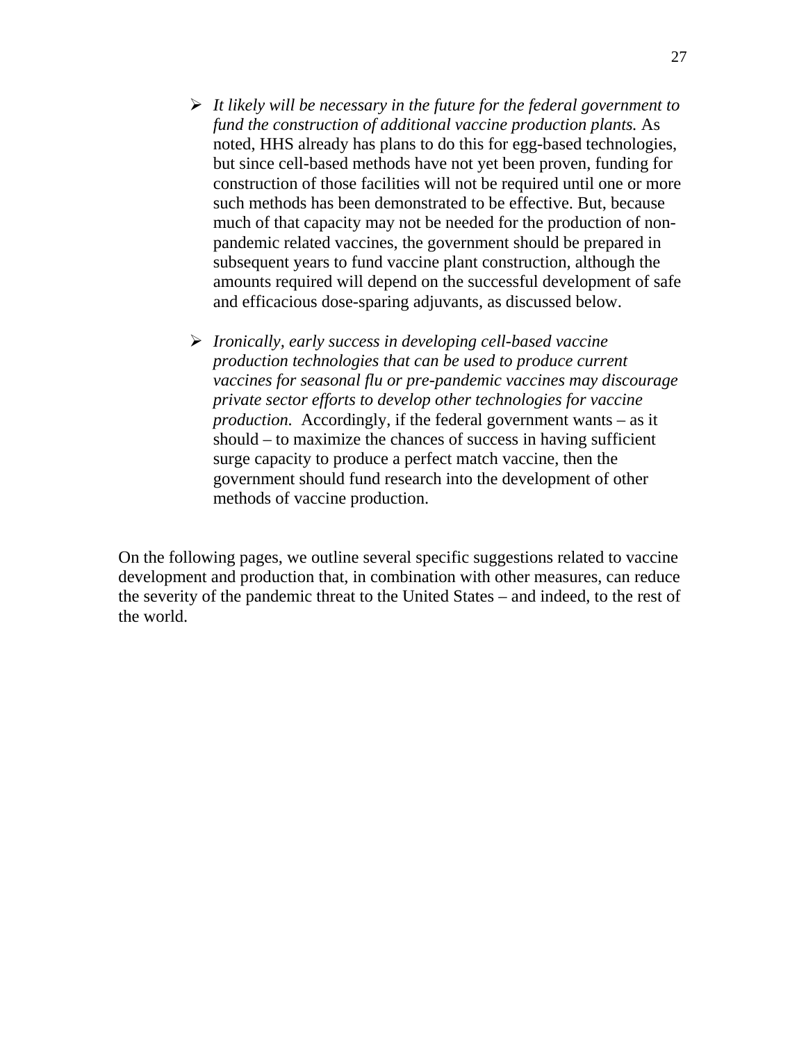- *It likely will be necessary in the future for the federal government to fund the construction of additional vaccine production plants.* As noted, HHS already has plans to do this for egg-based technologies, but since cell-based methods have not yet been proven, funding for construction of those facilities will not be required until one or more such methods has been demonstrated to be effective. But, because much of that capacity may not be needed for the production of non-pandemic related vaccines, the government should be prepared in subsequent years to fund vaccine plant construction, although the amounts required will depend on the successful development of safe and efficacious dose-sparing adjuvants, as discussed below.

- *Ironically, early success in developing cell-based vaccine production technologies that can be used to produce current vaccines for seasonal flu or pre-pandemic vaccines may discourage private sector efforts to develop other technologies for vaccine production.* Accordingly, if the federal government wants – as it should – to maximize the chances of success in having sufficient surge capacity to produce a perfect match vaccine, then the government should fund research into the development of other methods of vaccine production.

On the following pages, we outline several specific suggestions related to vaccine development and production that, in combination with other measures, can reduce the severity of the pandemic threat to the United States – and indeed, to the rest of the world.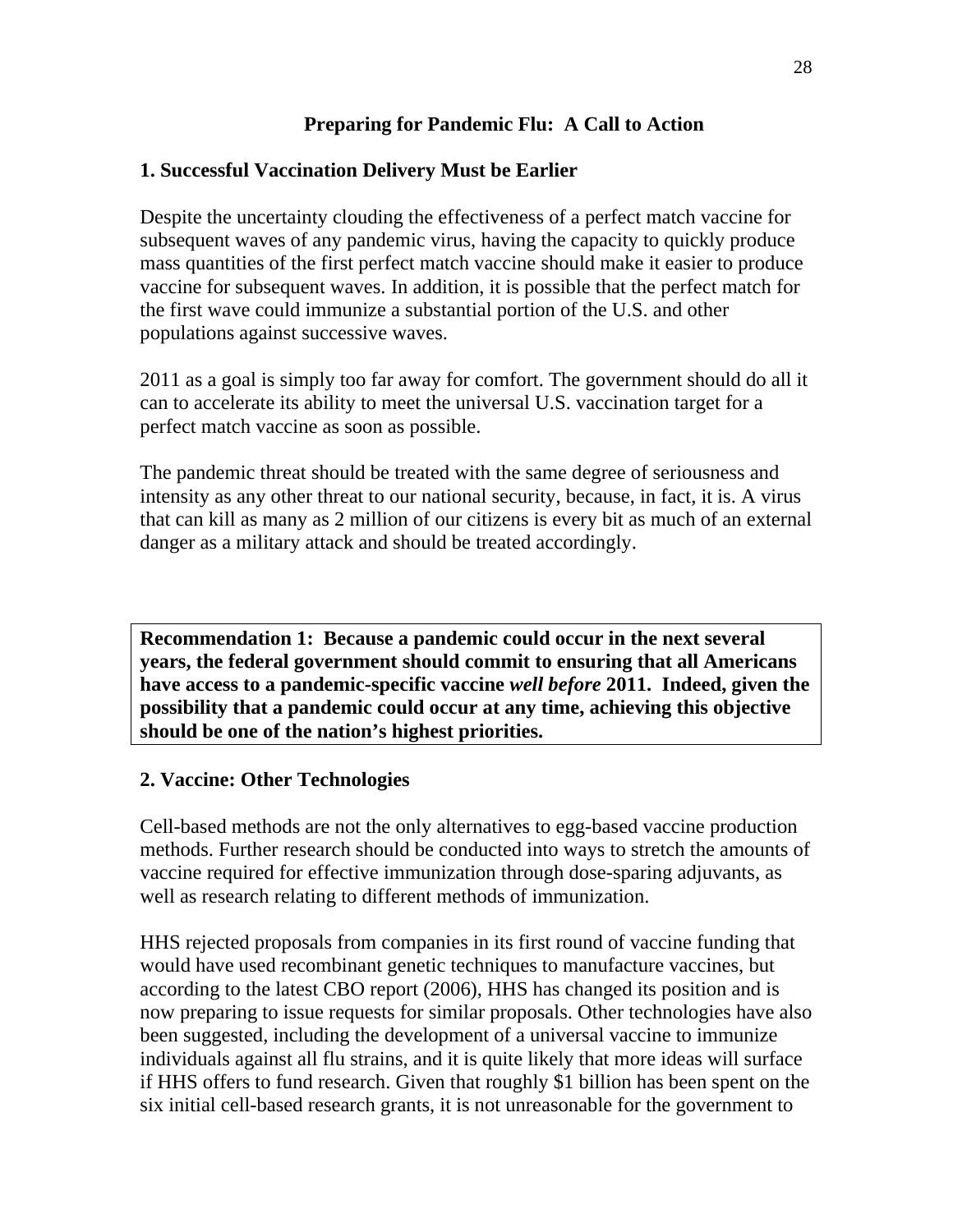## Preparing for Pandemic Flu: A Call to Action

### 1. Successful Vaccination Delivery Must be Earlier

Despite the uncertainty clouding the effectiveness of a perfect match vaccine for subsequent waves of any pandemic virus, having the capacity to quickly produce mass quantities of the first perfect match vaccine should make it easier to produce vaccine for subsequent waves. In addition, it is possible that the perfect match for the first wave could immunize a substantial portion of the U.S. and other populations against successive waves.

2011 as a goal is simply too far away for comfort. The government should do all it can to accelerate its ability to meet the universal U.S. vaccination target for a perfect match vaccine as soon as possible.

The pandemic threat should be treated with the same degree of seriousness and intensity as any other threat to our national security, because, in fact, it is. A virus that can kill as many as 2 million of our citizens is every bit as much of an external danger as a military attack and should be treated accordingly.

**Recommendation 1: Because a pandemic could occur in the next several years, the federal government should commit to ensuring that all Americans have access to a pandemic-specific vaccine *well before* 2011. Indeed, given the possibility that a pandemic could occur at any time, achieving this objective should be one of the nation's highest priorities.**

### 2. Vaccine: Other Technologies

Cell-based methods are not the only alternatives to egg-based vaccine production methods. Further research should be conducted into ways to stretch the amounts of vaccine required for effective immunization through dose-sparing adjuvants, as well as research relating to different methods of immunization.

HHS rejected proposals from companies in its first round of vaccine funding that would have used recombinant genetic techniques to manufacture vaccines, but according to the latest CBO report (2006), HHS has changed its position and is now preparing to issue requests for similar proposals. Other technologies have also been suggested, including the development of a universal vaccine to immunize individuals against all flu strains, and it is quite likely that more ideas will surface if HHS offers to fund research. Given that roughly $1 billion has been spent on the six initial cell-based research grants, it is not unreasonable for the government to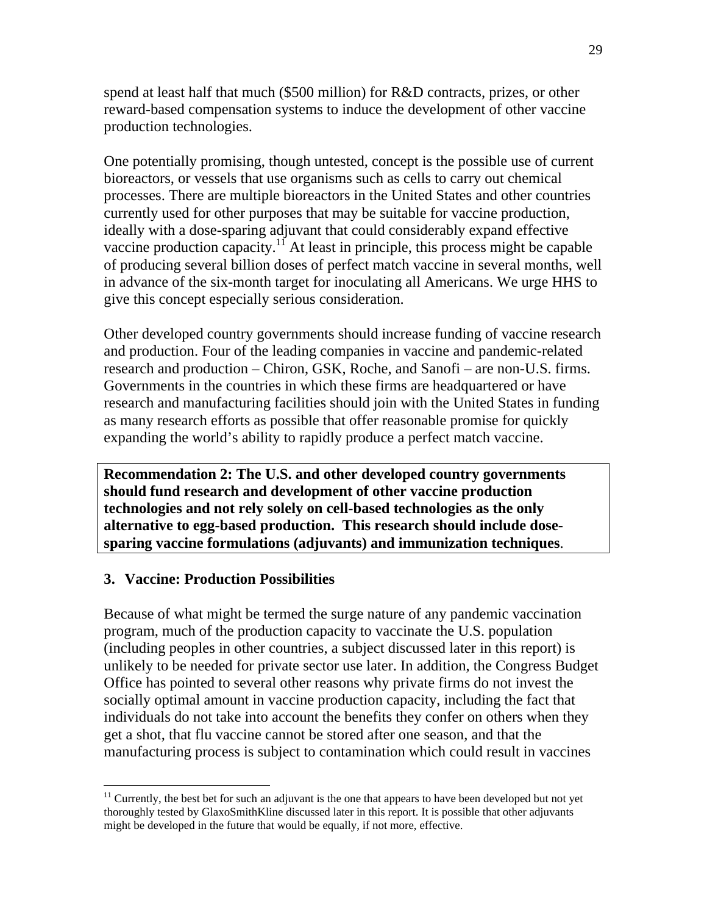spend at least half that much ($500 million) for R&D contracts, prizes, or other reward-based compensation systems to induce the development of other vaccine production technologies.

One potentially promising, though untested, concept is the possible use of current bioreactors, or vessels that use organisms such as cells to carry out chemical processes. There are multiple bioreactors in the United States and other countries currently used for other purposes that may be suitable for vaccine production, ideally with a dose-sparing adjuvant that could considerably expand effective vaccine production capacity.[11] At least in principle, this process might be capable of producing several billion doses of perfect match vaccine in several months, well in advance of the six-month target for inoculating all Americans. We urge HHS to give this concept especially serious consideration.

Other developed country governments should increase funding of vaccine research and production. Four of the leading companies in vaccine and pandemic-related research and production – Chiron, GSK, Roche, and Sanofi – are non-U.S. firms. Governments in the countries in which these firms are headquartered or have research and manufacturing facilities should join with the United States in funding as many research efforts as possible that offer reasonable promise for quickly expanding the world's ability to rapidly produce a perfect match vaccine.

**Recommendation 2: The U.S. and other developed country governments should fund research and development of other vaccine production technologies and not rely solely on cell-based technologies as the only alternative to egg-based production. This research should include dose-sparing vaccine formulations (adjuvants) and immunization techniques**.

### 3. Vaccine: Production Possibilities

Because of what might be termed the surge nature of any pandemic vaccination program, much of the production capacity to vaccinate the U.S. population (including peoples in other countries, a subject discussed later in this report) is unlikely to be needed for private sector use later. In addition, the Congress Budget Office has pointed to several other reasons why private firms do not invest the socially optimal amount in vaccine production capacity, including the fact that individuals do not take into account the benefits they confer on others when they get a shot, that flu vaccine cannot be stored after one season, and that the manufacturing process is subject to contamination which could result in vaccines

---

[11] Currently, the best bet for such an adjuvant is the one that appears to have been developed but not yet thoroughly tested by GlaxoSmithKline discussed later in this report. It is possible that other adjuvants might be developed in the future that would be equally, if not more, effective.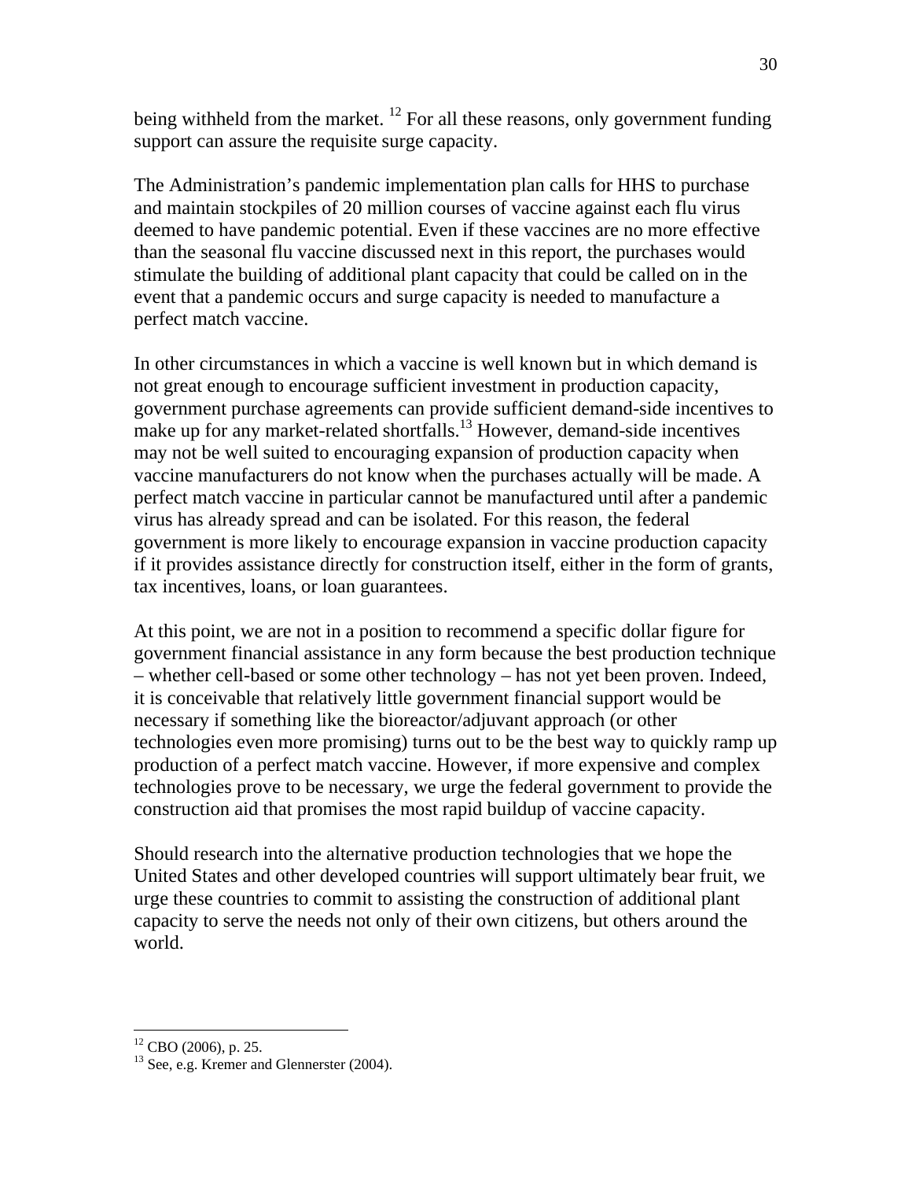being withheld from the market. [12] For all these reasons, only government funding support can assure the requisite surge capacity.

The Administration's pandemic implementation plan calls for HHS to purchase and maintain stockpiles of 20 million courses of vaccine against each flu virus deemed to have pandemic potential. Even if these vaccines are no more effective than the seasonal flu vaccine discussed next in this report, the purchases would stimulate the building of additional plant capacity that could be called on in the event that a pandemic occurs and surge capacity is needed to manufacture a perfect match vaccine.

In other circumstances in which a vaccine is well known but in which demand is not great enough to encourage sufficient investment in production capacity, government purchase agreements can provide sufficient demand-side incentives to make up for any market-related shortfalls.[13] However, demand-side incentives may not be well suited to encouraging expansion of production capacity when vaccine manufacturers do not know when the purchases actually will be made. A perfect match vaccine in particular cannot be manufactured until after a pandemic virus has already spread and can be isolated. For this reason, the federal government is more likely to encourage expansion in vaccine production capacity if it provides assistance directly for construction itself, either in the form of grants, tax incentives, loans, or loan guarantees.

At this point, we are not in a position to recommend a specific dollar figure for government financial assistance in any form because the best production technique – whether cell-based or some other technology – has not yet been proven. Indeed, it is conceivable that relatively little government financial support would be necessary if something like the bioreactor/adjuvant approach (or other technologies even more promising) turns out to be the best way to quickly ramp up production of a perfect match vaccine. However, if more expensive and complex technologies prove to be necessary, we urge the federal government to provide the construction aid that promises the most rapid buildup of vaccine capacity.

Should research into the alternative production technologies that we hope the United States and other developed countries will support ultimately bear fruit, we urge these countries to commit to assisting the construction of additional plant capacity to serve the needs not only of their own citizens, but others around the world.

---

[12] CBO (2006), p. 25.

[13] See, e.g. Kremer and Glennerster (2004).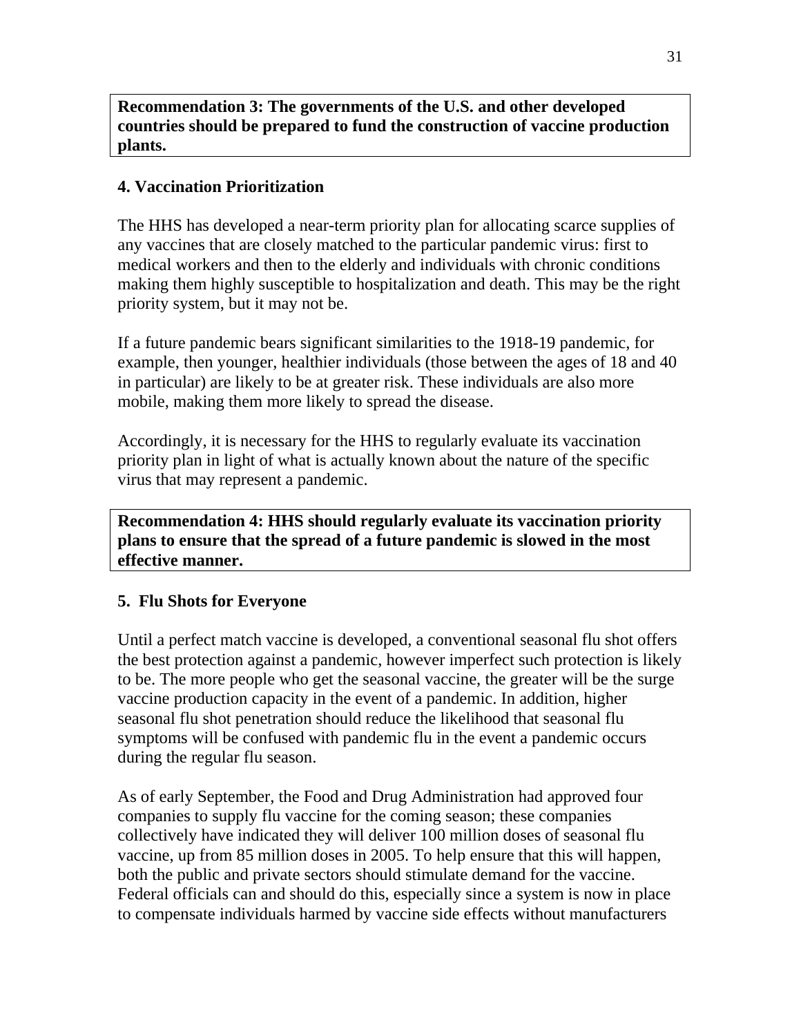**Recommendation 3: The governments of the U.S. and other developed countries should be prepared to fund the construction of vaccine production plants.**

### 4. Vaccination Prioritization

The HHS has developed a near-term priority plan for allocating scarce supplies of any vaccines that are closely matched to the particular pandemic virus: first to medical workers and then to the elderly and individuals with chronic conditions making them highly susceptible to hospitalization and death. This may be the right priority system, but it may not be.

If a future pandemic bears significant similarities to the 1918-19 pandemic, for example, then younger, healthier individuals (those between the ages of 18 and 40 in particular) are likely to be at greater risk. These individuals are also more mobile, making them more likely to spread the disease.

Accordingly, it is necessary for the HHS to regularly evaluate its vaccination priority plan in light of what is actually known about the nature of the specific virus that may represent a pandemic.

**Recommendation 4: HHS should regularly evaluate its vaccination priority plans to ensure that the spread of a future pandemic is slowed in the most effective manner.**

### 5. Flu Shots for Everyone

Until a perfect match vaccine is developed, a conventional seasonal flu shot offers the best protection against a pandemic, however imperfect such protection is likely to be. The more people who get the seasonal vaccine, the greater will be the surge vaccine production capacity in the event of a pandemic. In addition, higher seasonal flu shot penetration should reduce the likelihood that seasonal flu symptoms will be confused with pandemic flu in the event a pandemic occurs during the regular flu season.

As of early September, the Food and Drug Administration had approved four companies to supply flu vaccine for the coming season; these companies collectively have indicated they will deliver 100 million doses of seasonal flu vaccine, up from 85 million doses in 2005. To help ensure that this will happen, both the public and private sectors should stimulate demand for the vaccine. Federal officials can and should do this, especially since a system is now in place to compensate individuals harmed by vaccine side effects without manufacturers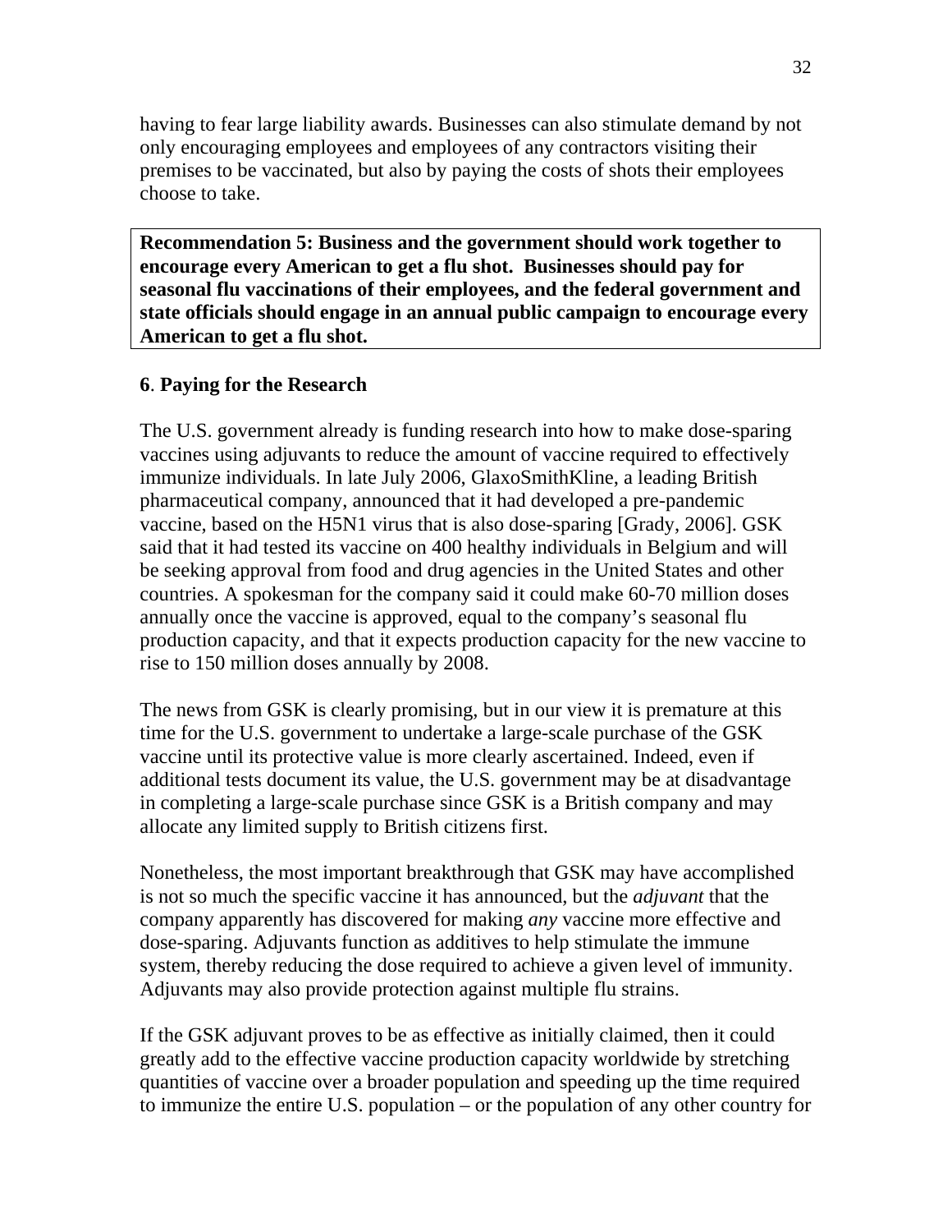having to fear large liability awards. Businesses can also stimulate demand by not only encouraging employees and employees of any contractors visiting their premises to be vaccinated, but also by paying the costs of shots their employees choose to take.

**Recommendation 5: Business and the government should work together to encourage every American to get a flu shot. Businesses should pay for seasonal flu vaccinations of their employees, and the federal government and state officials should engage in an annual public campaign to encourage every American to get a flu shot.**

### 6. Paying for the Research

The U.S. government already is funding research into how to make dose-sparing vaccines using adjuvants to reduce the amount of vaccine required to effectively immunize individuals. In late July 2006, GlaxoSmithKline, a leading British pharmaceutical company, announced that it had developed a pre-pandemic vaccine, based on the H5N1 virus that is also dose-sparing [Grady, 2006]. GSK said that it had tested its vaccine on 400 healthy individuals in Belgium and will be seeking approval from food and drug agencies in the United States and other countries. A spokesman for the company said it could make 60-70 million doses annually once the vaccine is approved, equal to the company's seasonal flu production capacity, and that it expects production capacity for the new vaccine to rise to 150 million doses annually by 2008.

The news from GSK is clearly promising, but in our view it is premature at this time for the U.S. government to undertake a large-scale purchase of the GSK vaccine until its protective value is more clearly ascertained. Indeed, even if additional tests document its value, the U.S. government may be at disadvantage in completing a large-scale purchase since GSK is a British company and may allocate any limited supply to British citizens first.

Nonetheless, the most important breakthrough that GSK may have accomplished is not so much the specific vaccine it has announced, but the *adjuvant* that the company apparently has discovered for making *any* vaccine more effective and dose-sparing. Adjuvants function as additives to help stimulate the immune system, thereby reducing the dose required to achieve a given level of immunity. Adjuvants may also provide protection against multiple flu strains.

If the GSK adjuvant proves to be as effective as initially claimed, then it could greatly add to the effective vaccine production capacity worldwide by stretching quantities of vaccine over a broader population and speeding up the time required to immunize the entire U.S. population – or the population of any other country for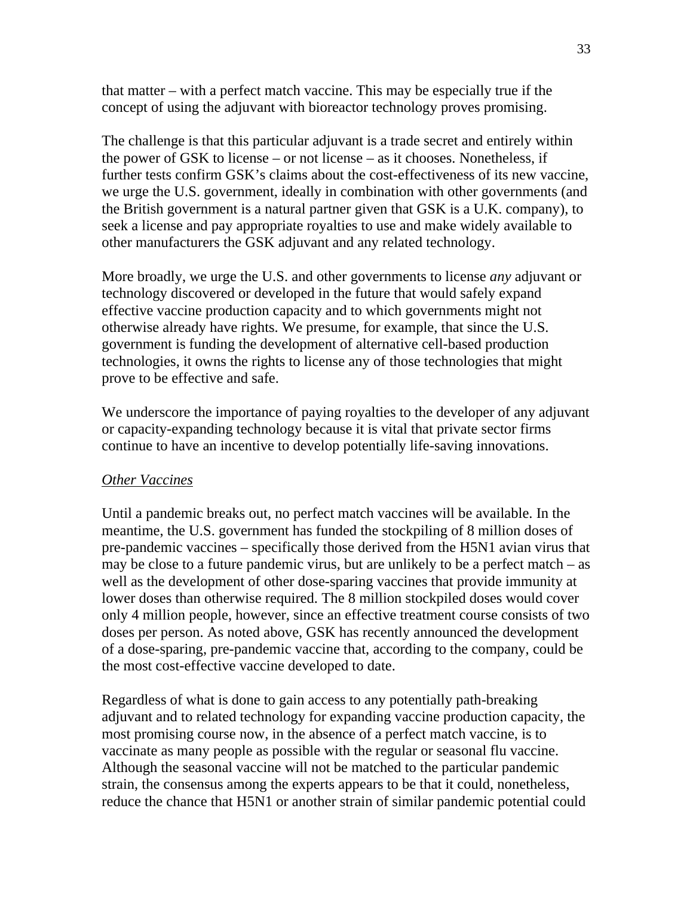that matter – with a perfect match vaccine. This may be especially true if the concept of using the adjuvant with bioreactor technology proves promising.

The challenge is that this particular adjuvant is a trade secret and entirely within the power of GSK to license – or not license – as it chooses. Nonetheless, if further tests confirm GSK's claims about the cost-effectiveness of its new vaccine, we urge the U.S. government, ideally in combination with other governments (and the British government is a natural partner given that GSK is a U.K. company), to seek a license and pay appropriate royalties to use and make widely available to other manufacturers the GSK adjuvant and any related technology.

More broadly, we urge the U.S. and other governments to license *any* adjuvant or technology discovered or developed in the future that would safely expand effective vaccine production capacity and to which governments might not otherwise already have rights. We presume, for example, that since the U.S. government is funding the development of alternative cell-based production technologies, it owns the rights to license any of those technologies that might prove to be effective and safe.

We underscore the importance of paying royalties to the developer of any adjuvant or capacity-expanding technology because it is vital that private sector firms continue to have an incentive to develop potentially life-saving innovations.

*Other Vaccines*

Until a pandemic breaks out, no perfect match vaccines will be available. In the meantime, the U.S. government has funded the stockpiling of 8 million doses of pre-pandemic vaccines – specifically those derived from the H5N1 avian virus that may be close to a future pandemic virus, but are unlikely to be a perfect match – as well as the development of other dose-sparing vaccines that provide immunity at lower doses than otherwise required. The 8 million stockpiled doses would cover only 4 million people, however, since an effective treatment course consists of two doses per person. As noted above, GSK has recently announced the development of a dose-sparing, pre-pandemic vaccine that, according to the company, could be the most cost-effective vaccine developed to date.

Regardless of what is done to gain access to any potentially path-breaking adjuvant and to related technology for expanding vaccine production capacity, the most promising course now, in the absence of a perfect match vaccine, is to vaccinate as many people as possible with the regular or seasonal flu vaccine. Although the seasonal vaccine will not be matched to the particular pandemic strain, the consensus among the experts appears to be that it could, nonetheless, reduce the chance that H5N1 or another strain of similar pandemic potential could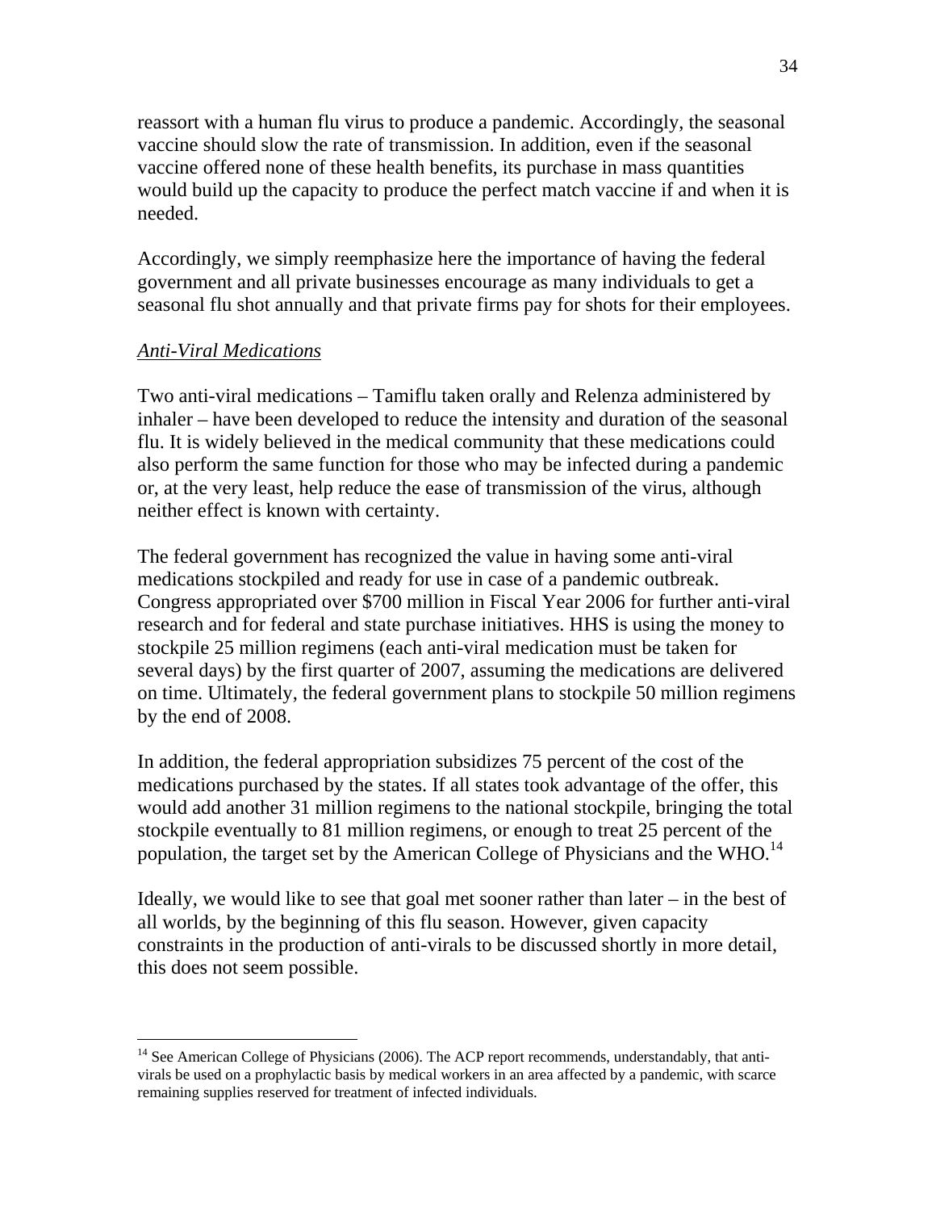reassort with a human flu virus to produce a pandemic. Accordingly, the seasonal vaccine should slow the rate of transmission. In addition, even if the seasonal vaccine offered none of these health benefits, its purchase in mass quantities would build up the capacity to produce the perfect match vaccine if and when it is needed.

Accordingly, we simply reemphasize here the importance of having the federal government and all private businesses encourage as many individuals to get a seasonal flu shot annually and that private firms pay for shots for their employees.

*Anti-Viral Medications*

Two anti-viral medications – Tamiflu taken orally and Relenza administered by inhaler – have been developed to reduce the intensity and duration of the seasonal flu. It is widely believed in the medical community that these medications could also perform the same function for those who may be infected during a pandemic or, at the very least, help reduce the ease of transmission of the virus, although neither effect is known with certainty.

The federal government has recognized the value in having some anti-viral medications stockpiled and ready for use in case of a pandemic outbreak. Congress appropriated over $700 million in Fiscal Year 2006 for further anti-viral research and for federal and state purchase initiatives. HHS is using the money to stockpile 25 million regimens (each anti-viral medication must be taken for several days) by the first quarter of 2007, assuming the medications are delivered on time. Ultimately, the federal government plans to stockpile 50 million regimens by the end of 2008.

In addition, the federal appropriation subsidizes 75 percent of the cost of the medications purchased by the states. If all states took advantage of the offer, this would add another 31 million regimens to the national stockpile, bringing the total stockpile eventually to 81 million regimens, or enough to treat 25 percent of the population, the target set by the American College of Physicians and the WHO.[14]

Ideally, we would like to see that goal met sooner rather than later – in the best of all worlds, by the beginning of this flu season. However, given capacity constraints in the production of anti-virals to be discussed shortly in more detail, this does not seem possible.

[14] See American College of Physicians (2006). The ACP report recommends, understandably, that anti-virals be used on a prophylactic basis by medical workers in an area affected by a pandemic, with scarce remaining supplies reserved for treatment of infected individuals.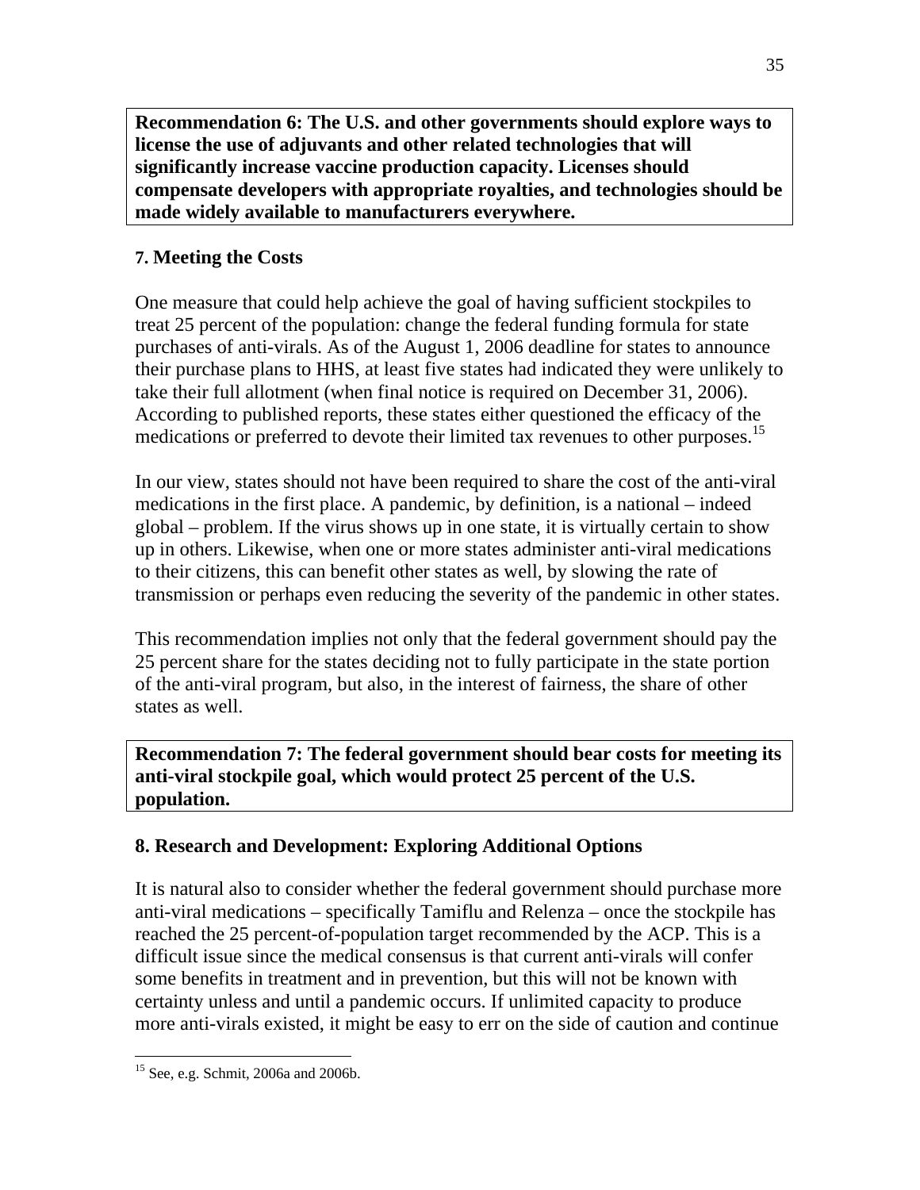**Recommendation 6: The U.S. and other governments should explore ways to license the use of adjuvants and other related technologies that will significantly increase vaccine production capacity. Licenses should compensate developers with appropriate royalties, and technologies should be made widely available to manufacturers everywhere.**

### 7. Meeting the Costs

One measure that could help achieve the goal of having sufficient stockpiles to treat 25 percent of the population: change the federal funding formula for state purchases of anti-virals. As of the August 1, 2006 deadline for states to announce their purchase plans to HHS, at least five states had indicated they were unlikely to take their full allotment (when final notice is required on December 31, 2006). According to published reports, these states either questioned the efficacy of the medications or preferred to devote their limited tax revenues to other purposes.[15]

In our view, states should not have been required to share the cost of the anti-viral medications in the first place. A pandemic, by definition, is a national – indeed global – problem. If the virus shows up in one state, it is virtually certain to show up in others. Likewise, when one or more states administer anti-viral medications to their citizens, this can benefit other states as well, by slowing the rate of transmission or perhaps even reducing the severity of the pandemic in other states.

This recommendation implies not only that the federal government should pay the 25 percent share for the states deciding not to fully participate in the state portion of the anti-viral program, but also, in the interest of fairness, the share of other states as well.

**Recommendation 7: The federal government should bear costs for meeting its anti-viral stockpile goal, which would protect 25 percent of the U.S. population.**

### 8. Research and Development: Exploring Additional Options

It is natural also to consider whether the federal government should purchase more anti-viral medications – specifically Tamiflu and Relenza – once the stockpile has reached the 25 percent-of-population target recommended by the ACP. This is a difficult issue since the medical consensus is that current anti-virals will confer some benefits in treatment and in prevention, but this will not be known with certainty unless and until a pandemic occurs. If unlimited capacity to produce more anti-virals existed, it might be easy to err on the side of caution and continue

[15] See, e.g. Schmit, 2006a and 2006b.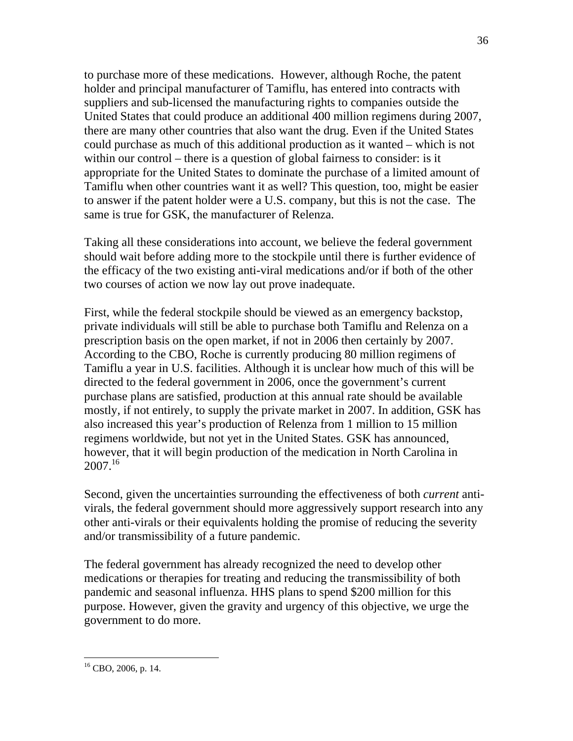to purchase more of these medications. However, although Roche, the patent holder and principal manufacturer of Tamiflu, has entered into contracts with suppliers and sub-licensed the manufacturing rights to companies outside the United States that could produce an additional 400 million regimens during 2007, there are many other countries that also want the drug. Even if the United States could purchase as much of this additional production as it wanted – which is not within our control – there is a question of global fairness to consider: is it appropriate for the United States to dominate the purchase of a limited amount of Tamiflu when other countries want it as well? This question, too, might be easier to answer if the patent holder were a U.S. company, but this is not the case. The same is true for GSK, the manufacturer of Relenza.

Taking all these considerations into account, we believe the federal government should wait before adding more to the stockpile until there is further evidence of the efficacy of the two existing anti-viral medications and/or if both of the other two courses of action we now lay out prove inadequate.

First, while the federal stockpile should be viewed as an emergency backstop, private individuals will still be able to purchase both Tamiflu and Relenza on a prescription basis on the open market, if not in 2006 then certainly by 2007. According to the CBO, Roche is currently producing 80 million regimens of Tamiflu a year in U.S. facilities. Although it is unclear how much of this will be directed to the federal government in 2006, once the government's current purchase plans are satisfied, production at this annual rate should be available mostly, if not entirely, to supply the private market in 2007. In addition, GSK has also increased this year's production of Relenza from 1 million to 15 million regimens worldwide, but not yet in the United States. GSK has announced, however, that it will begin production of the medication in North Carolina in 2007.[16]

Second, given the uncertainties surrounding the effectiveness of both *current* anti-virals, the federal government should more aggressively support research into any other anti-virals or their equivalents holding the promise of reducing the severity and/or transmissibility of a future pandemic.

The federal government has already recognized the need to develop other medications or therapies for treating and reducing the transmissibility of both pandemic and seasonal influenza. HHS plans to spend $200 million for this purpose. However, given the gravity and urgency of this objective, we urge the government to do more.

---

[16] CBO, 2006, p. 14.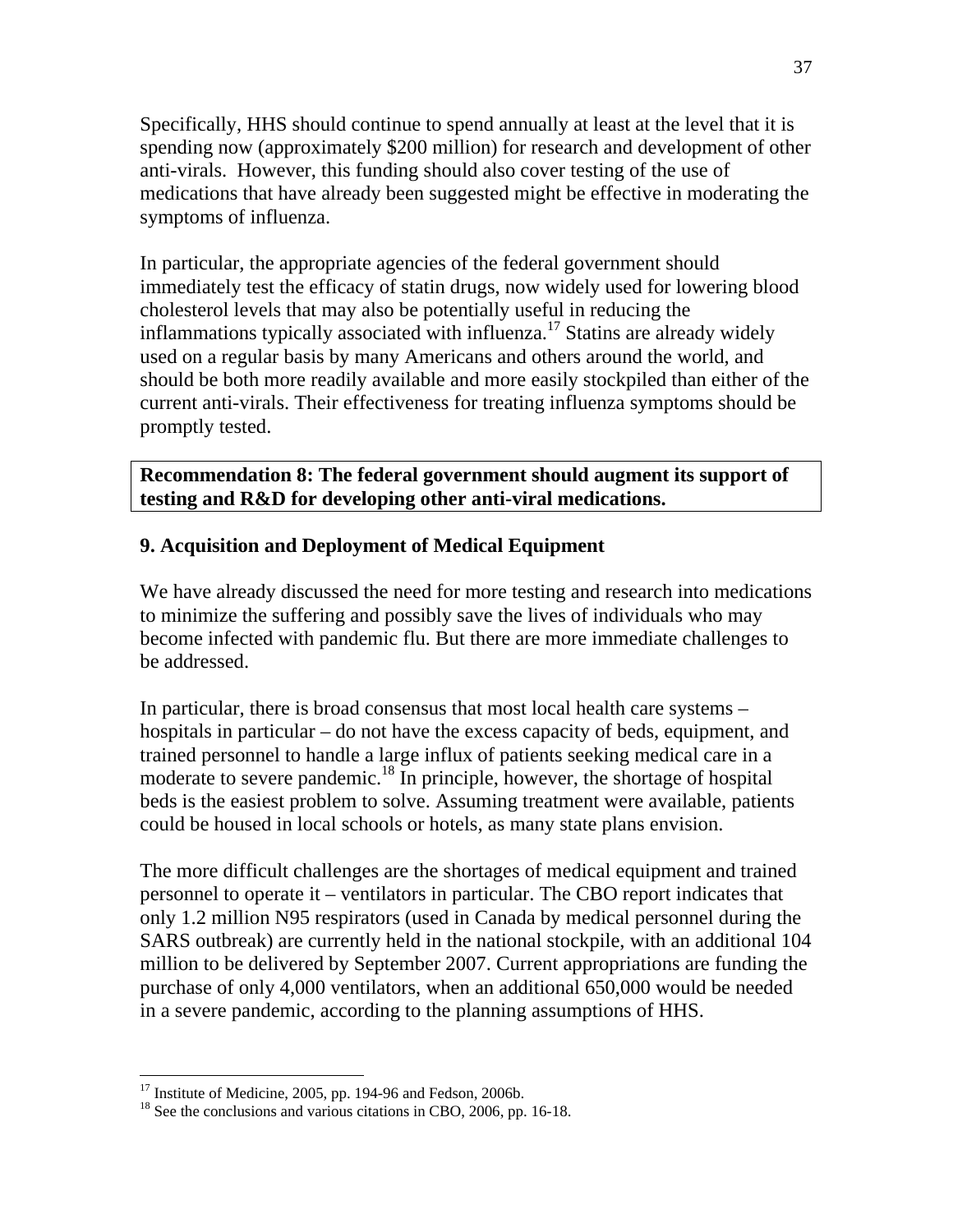Specifically, HHS should continue to spend annually at least at the level that it is spending now (approximately $200 million) for research and development of other anti-virals. However, this funding should also cover testing of the use of medications that have already been suggested might be effective in moderating the symptoms of influenza.

In particular, the appropriate agencies of the federal government should immediately test the efficacy of statin drugs, now widely used for lowering blood cholesterol levels that may also be potentially useful in reducing the inflammations typically associated with influenza.[17] Statins are already widely used on a regular basis by many Americans and others around the world, and should be both more readily available and more easily stockpiled than either of the current anti-virals. Their effectiveness for treating influenza symptoms should be promptly tested.

**Recommendation 8: The federal government should augment its support of testing and R&D for developing other anti-viral medications.**

### 9. Acquisition and Deployment of Medical Equipment

We have already discussed the need for more testing and research into medications to minimize the suffering and possibly save the lives of individuals who may become infected with pandemic flu. But there are more immediate challenges to be addressed.

In particular, there is broad consensus that most local health care systems – hospitals in particular – do not have the excess capacity of beds, equipment, and trained personnel to handle a large influx of patients seeking medical care in a moderate to severe pandemic.[18] In principle, however, the shortage of hospital beds is the easiest problem to solve. Assuming treatment were available, patients could be housed in local schools or hotels, as many state plans envision.

The more difficult challenges are the shortages of medical equipment and trained personnel to operate it – ventilators in particular. The CBO report indicates that only 1.2 million N95 respirators (used in Canada by medical personnel during the SARS outbreak) are currently held in the national stockpile, with an additional 104 million to be delivered by September 2007. Current appropriations are funding the purchase of only 4,000 ventilators, when an additional 650,000 would be needed in a severe pandemic, according to the planning assumptions of HHS.

---

[17] Institute of Medicine, 2005, pp. 194-96 and Fedson, 2006b.

[18] See the conclusions and various citations in CBO, 2006, pp. 16-18.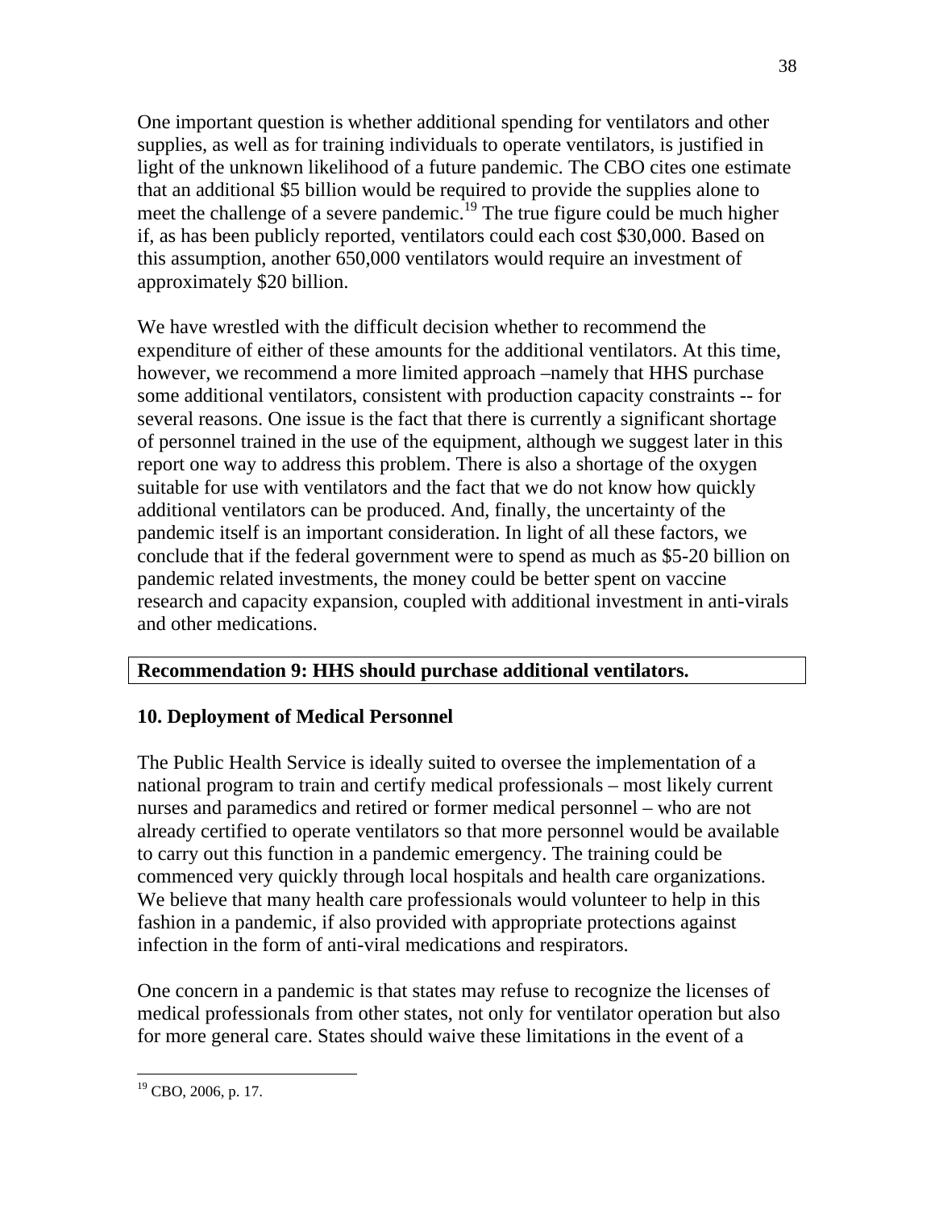One important question is whether additional spending for ventilators and other supplies, as well as for training individuals to operate ventilators, is justified in light of the unknown likelihood of a future pandemic. The CBO cites one estimate that an additional $5 billion would be required to provide the supplies alone to meet the challenge of a severe pandemic.[19] The true figure could be much higher if, as has been publicly reported, ventilators could each cost $30,000. Based on this assumption, another 650,000 ventilators would require an investment of approximately $20 billion.

We have wrestled with the difficult decision whether to recommend the expenditure of either of these amounts for the additional ventilators. At this time, however, we recommend a more limited approach –namely that HHS purchase some additional ventilators, consistent with production capacity constraints -- for several reasons. One issue is the fact that there is currently a significant shortage of personnel trained in the use of the equipment, although we suggest later in this report one way to address this problem. There is also a shortage of the oxygen suitable for use with ventilators and the fact that we do not know how quickly additional ventilators can be produced. And, finally, the uncertainty of the pandemic itself is an important consideration. In light of all these factors, we conclude that if the federal government were to spend as much as $5-20 billion on pandemic related investments, the money could be better spent on vaccine research and capacity expansion, coupled with additional investment in anti-virals and other medications.

**Recommendation 9: HHS should purchase additional ventilators.**

### 10. Deployment of Medical Personnel

The Public Health Service is ideally suited to oversee the implementation of a national program to train and certify medical professionals – most likely current nurses and paramedics and retired or former medical personnel – who are not already certified to operate ventilators so that more personnel would be available to carry out this function in a pandemic emergency. The training could be commenced very quickly through local hospitals and health care organizations. We believe that many health care professionals would volunteer to help in this fashion in a pandemic, if also provided with appropriate protections against infection in the form of anti-viral medications and respirators.

One concern in a pandemic is that states may refuse to recognize the licenses of medical professionals from other states, not only for ventilator operation but also for more general care. States should waive these limitations in the event of a

[19] CBO, 2006, p. 17.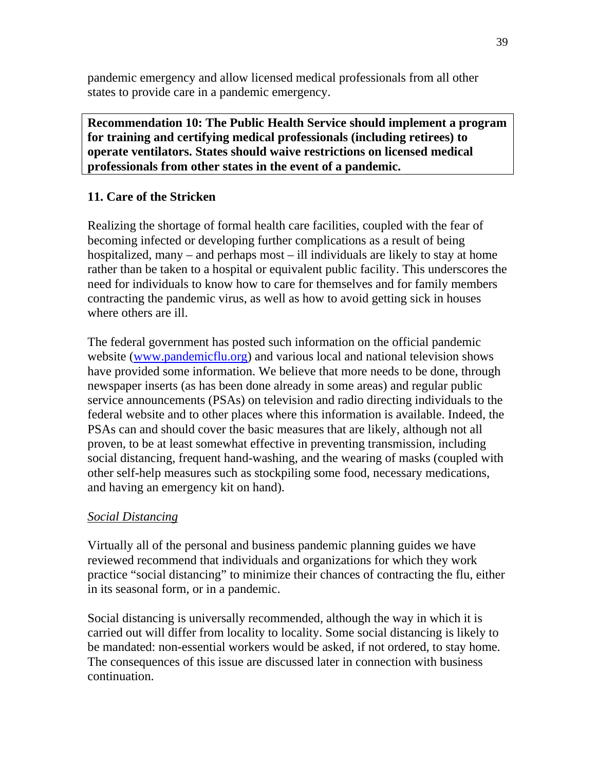pandemic emergency and allow licensed medical professionals from all other states to provide care in a pandemic emergency.

**Recommendation 10: The Public Health Service should implement a program for training and certifying medical professionals (including retirees) to operate ventilators. States should waive restrictions on licensed medical professionals from other states in the event of a pandemic.**

### 11. Care of the Stricken

Realizing the shortage of formal health care facilities, coupled with the fear of becoming infected or developing further complications as a result of being hospitalized, many – and perhaps most – ill individuals are likely to stay at home rather than be taken to a hospital or equivalent public facility. This underscores the need for individuals to know how to care for themselves and for family members contracting the pandemic virus, as well as how to avoid getting sick in houses where others are ill.

The federal government has posted such information on the official pandemic website (www.pandemicflu.org) and various local and national television shows have provided some information. We believe that more needs to be done, through newspaper inserts (as has been done already in some areas) and regular public service announcements (PSAs) on television and radio directing individuals to the federal website and to other places where this information is available. Indeed, the PSAs can and should cover the basic measures that are likely, although not all proven, to be at least somewhat effective in preventing transmission, including social distancing, frequent hand-washing, and the wearing of masks (coupled with other self-help measures such as stockpiling some food, necessary medications, and having an emergency kit on hand).

*Social Distancing*

Virtually all of the personal and business pandemic planning guides we have reviewed recommend that individuals and organizations for which they work practice "social distancing" to minimize their chances of contracting the flu, either in its seasonal form, or in a pandemic.

Social distancing is universally recommended, although the way in which it is carried out will differ from locality to locality. Some social distancing is likely to be mandated: non-essential workers would be asked, if not ordered, to stay home. The consequences of this issue are discussed later in connection with business continuation.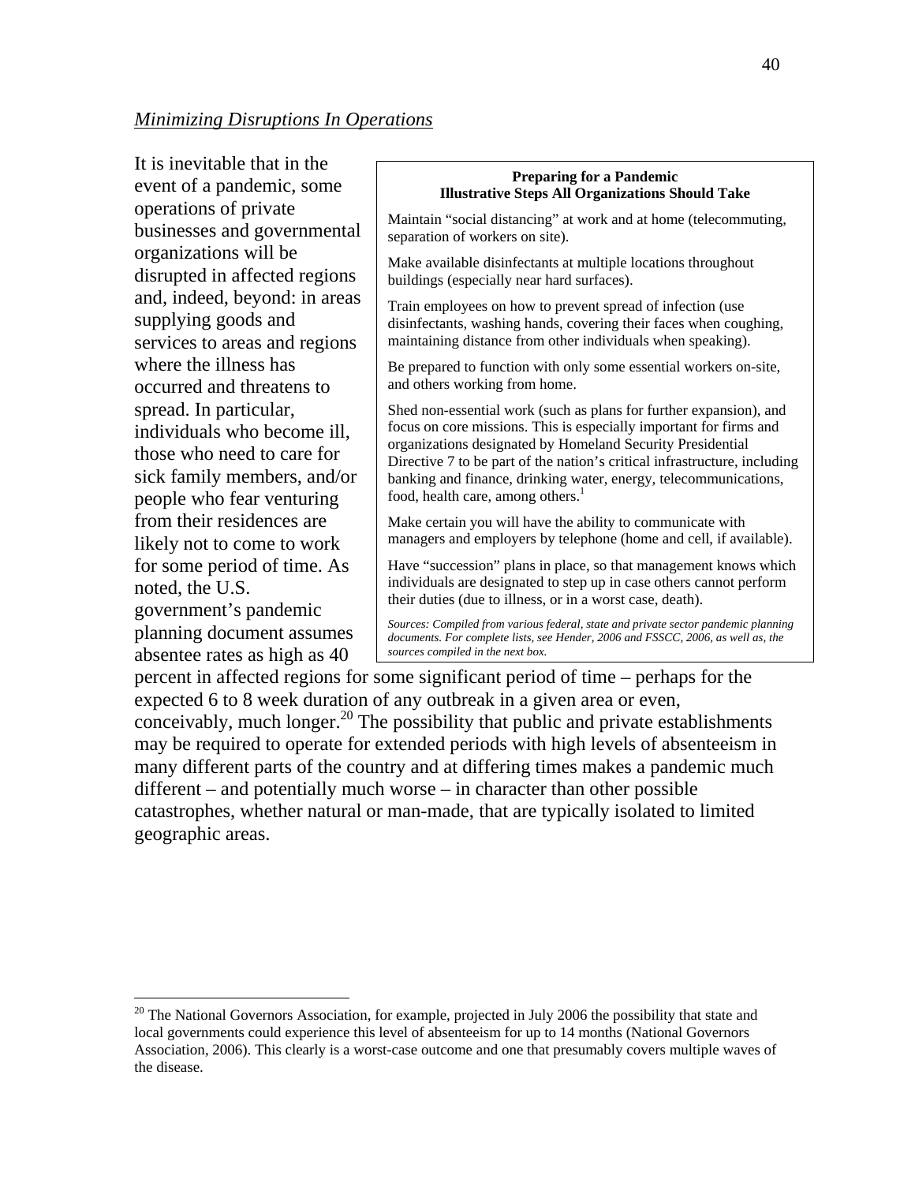*Minimizing Disruptions In Operations*

It is inevitable that in the event of a pandemic, some operations of private businesses and governmental organizations will be disrupted in affected regions and, indeed, beyond: in areas supplying goods and services to areas and regions where the illness has occurred and threatens to spread. In particular, individuals who become ill, those who need to care for sick family members, and/or people who fear venturing from their residences are likely not to come to work for some period of time. As noted, the U.S. government's pandemic planning document assumes absentee rates as high as 40 percent in affected regions for some significant period of time – perhaps for the expected 6 to 8 week duration of any outbreak in a given area or even, conceivably, much longer.[20] The possibility that public and private establishments may be required to operate for extended periods with high levels of absenteeism in many different parts of the country and at differing times makes a pandemic much different – and potentially much worse – in character than other possible catastrophes, whether natural or man-made, that are typically isolated to limited geographic areas.

> **Preparing for a Pandemic**
> **Illustrative Steps All Organizations Should Take**
>
> Maintain "social distancing" at work and at home (telecommuting, separation of workers on site).
>
> Make available disinfectants at multiple locations throughout buildings (especially near hard surfaces).
>
> Train employees on how to prevent spread of infection (use disinfectants, washing hands, covering their faces when coughing, maintaining distance from other individuals when speaking).
>
> Be prepared to function with only some essential workers on-site, and others working from home.
>
> Shed non-essential work (such as plans for further expansion), and focus on core missions. This is especially important for firms and organizations designated by Homeland Security Presidential Directive 7 to be part of the nation's critical infrastructure, including banking and finance, drinking water, energy, telecommunications, food, health care, among others.[1]
>
> Make certain you will have the ability to communicate with managers and employers by telephone (home and cell, if available).
>
> Have "succession" plans in place, so that management knows which individuals are designated to step up in case others cannot perform their duties (due to illness, or in a worst case, death).
>
> *Sources: Compiled from various federal, state and private sector pandemic planning documents. For complete lists, see Hender, 2006 and FSSCC, 2006, as well as, the sources compiled in the next box.*

[20] The National Governors Association, for example, projected in July 2006 the possibility that state and local governments could experience this level of absenteeism for up to 14 months (National Governors Association, 2006). This clearly is a worst-case outcome and one that presumably covers multiple waves of the disease.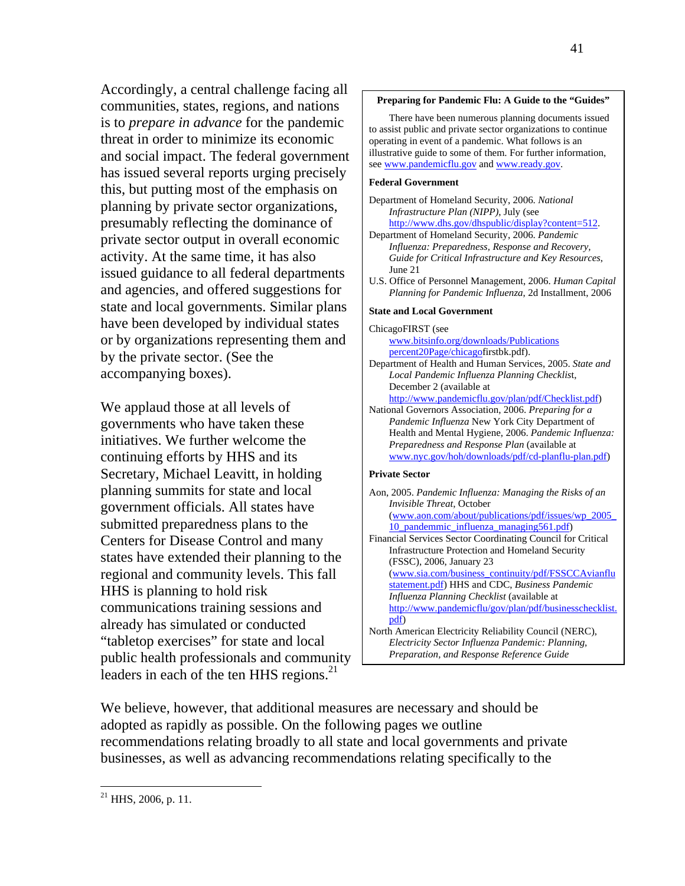Accordingly, a central challenge facing all communities, states, regions, and nations is to *prepare in advance* for the pandemic threat in order to minimize its economic and social impact. The federal government has issued several reports urging precisely this, but putting most of the emphasis on planning by private sector organizations, presumably reflecting the dominance of private sector output in overall economic activity. At the same time, it has also issued guidance to all federal departments and agencies, and offered suggestions for state and local governments. Similar plans have been developed by individual states or by organizations representing them and by the private sector. (See the accompanying boxes).

We applaud those at all levels of governments who have taken these initiatives. We further welcome the continuing efforts by HHS and its Secretary, Michael Leavitt, in holding planning summits for state and local government officials. All states have submitted preparedness plans to the Centers for Disease Control and many states have extended their planning to the regional and community levels. This fall HHS is planning to hold risk communications training sessions and already has simulated or conducted "tabletop exercises" for state and local public health professionals and community leaders in each of the ten HHS regions.[21]

> **Preparing for Pandemic Flu: A Guide to the "Guides"**
>
> There have been numerous planning documents issued to assist public and private sector organizations to continue operating in event of a pandemic. What follows is an illustrative guide to some of them. For further information, see www.pandemicflu.gov and www.ready.gov.
>
> **Federal Government**
>
> Department of Homeland Security, 2006. *National Infrastructure Plan (NIPP)*, July (see http://www.dhs.gov/dhspublic/display?content=512.
>
> Department of Homeland Security, 2006. *Pandemic Influenza: Preparedness, Response and Recovery, Guide for Critical Infrastructure and Key Resources*, June 21
>
> U.S. Office of Personnel Management, 2006. *Human Capital Planning for Pandemic Influenza*, 2d Installment, 2006
>
> **State and Local Government**
>
> ChicagoFIRST (see www.bitsinfo.org/downloads/Publications percent20Page/chicagofirstbk.pdf).
>
> Department of Health and Human Services, 2005. *State and Local Pandemic Influenza Planning Checklist*, December 2 (available at http://www.pandemicflu.gov/plan/pdf/Checklist.pdf)
>
> National Governors Association, 2006. *Preparing for a Pandemic Influenza* New York City Department of Health and Mental Hygiene, 2006. *Pandemic Influenza: Preparedness and Response Plan* (available at www.nyc.gov/hoh/downloads/pdf/cd-planflu-plan.pdf)
>
> **Private Sector**
>
> Aon, 2005. *Pandemic Influenza: Managing the Risks of an Invisible Threat*, October (www.aon.com/about/publications/pdf/issues/wp_2005_10_pandemmic_influenza_managing561.pdf)
>
> Financial Services Sector Coordinating Council for Critical Infrastructure Protection and Homeland Security (FSSC), 2006, January 23 (www.sia.com/business_continuity/pdf/FSSCCAvianflustatement.pdf) HHS and CDC, *Business Pandemic Influenza Planning Checklist* (available at http://www.pandemicflu/gov/plan/pdf/businesschecklist.pdf)
>
> North American Electricity Reliability Council (NERC), *Electricity Sector Influenza Pandemic: Planning, Preparation, and Response Reference Guide*

We believe, however, that additional measures are necessary and should be adopted as rapidly as possible. On the following pages we outline recommendations relating broadly to all state and local governments and private businesses, as well as advancing recommendations relating specifically to the

[21] HHS, 2006, p. 11.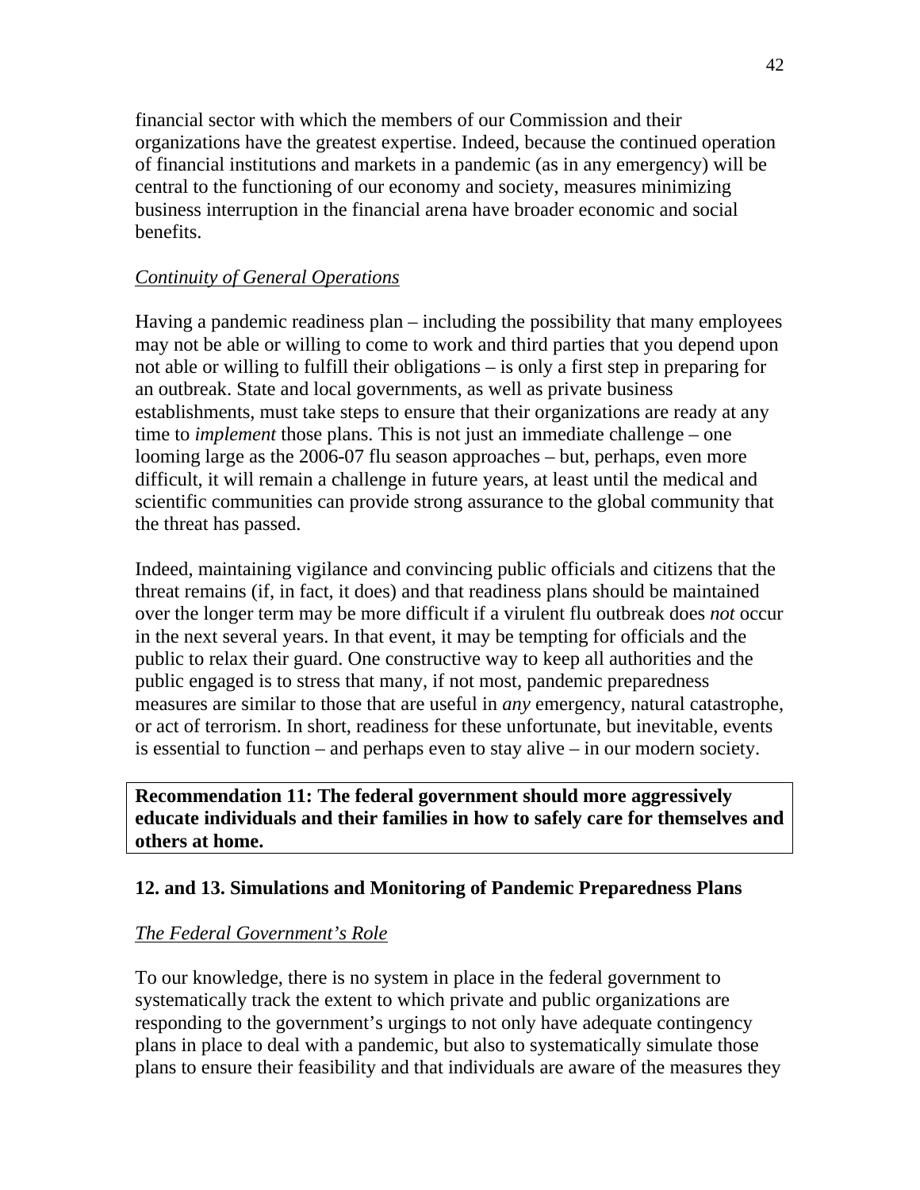financial sector with which the members of our Commission and their organizations have the greatest expertise. Indeed, because the continued operation of financial institutions and markets in a pandemic (as in any emergency) will be central to the functioning of our economy and society, measures minimizing business interruption in the financial arena have broader economic and social benefits.

*Continuity of General Operations*

Having a pandemic readiness plan – including the possibility that many employees may not be able or willing to come to work and third parties that you depend upon not able or willing to fulfill their obligations – is only a first step in preparing for an outbreak. State and local governments, as well as private business establishments, must take steps to ensure that their organizations are ready at any time to *implement* those plans. This is not just an immediate challenge – one looming large as the 2006-07 flu season approaches – but, perhaps, even more difficult, it will remain a challenge in future years, at least until the medical and scientific communities can provide strong assurance to the global community that the threat has passed.

Indeed, maintaining vigilance and convincing public officials and citizens that the threat remains (if, in fact, it does) and that readiness plans should be maintained over the longer term may be more difficult if a virulent flu outbreak does *not* occur in the next several years. In that event, it may be tempting for officials and the public to relax their guard. One constructive way to keep all authorities and the public engaged is to stress that many, if not most, pandemic preparedness measures are similar to those that are useful in *any* emergency, natural catastrophe, or act of terrorism. In short, readiness for these unfortunate, but inevitable, events is essential to function – and perhaps even to stay alive – in our modern society.

**Recommendation 11: The federal government should more aggressively educate individuals and their families in how to safely care for themselves and others at home.**

### 12. and 13. Simulations and Monitoring of Pandemic Preparedness Plans

*The Federal Government's Role*

To our knowledge, there is no system in place in the federal government to systematically track the extent to which private and public organizations are responding to the government's urgings to not only have adequate contingency plans in place to deal with a pandemic, but also to systematically simulate those plans to ensure their feasibility and that individuals are aware of the measures they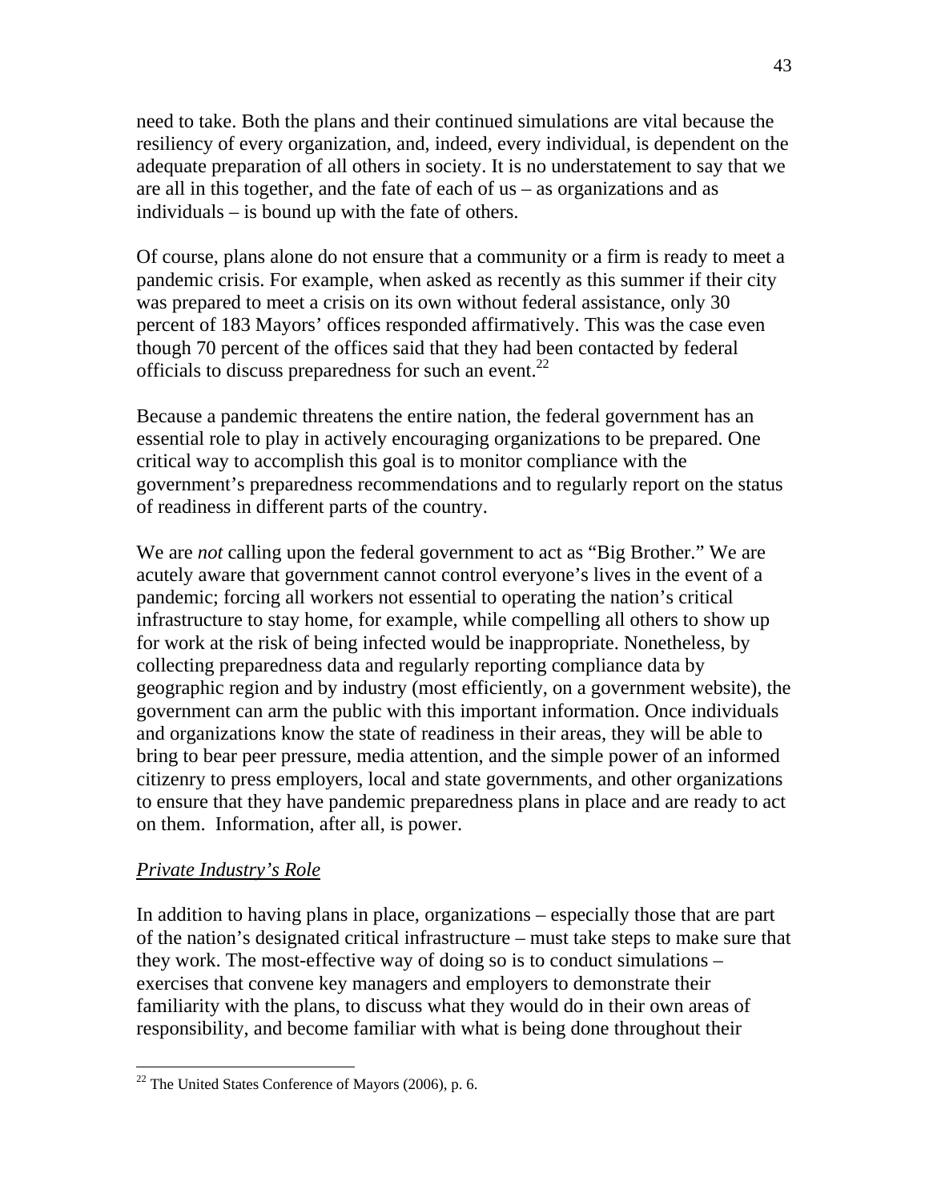need to take. Both the plans and their continued simulations are vital because the resiliency of every organization, and, indeed, every individual, is dependent on the adequate preparation of all others in society. It is no understatement to say that we are all in this together, and the fate of each of us – as organizations and as individuals – is bound up with the fate of others.

Of course, plans alone do not ensure that a community or a firm is ready to meet a pandemic crisis. For example, when asked as recently as this summer if their city was prepared to meet a crisis on its own without federal assistance, only 30 percent of 183 Mayors' offices responded affirmatively. This was the case even though 70 percent of the offices said that they had been contacted by federal officials to discuss preparedness for such an event.[22]

Because a pandemic threatens the entire nation, the federal government has an essential role to play in actively encouraging organizations to be prepared. One critical way to accomplish this goal is to monitor compliance with the government's preparedness recommendations and to regularly report on the status of readiness in different parts of the country.

We are *not* calling upon the federal government to act as "Big Brother." We are acutely aware that government cannot control everyone's lives in the event of a pandemic; forcing all workers not essential to operating the nation's critical infrastructure to stay home, for example, while compelling all others to show up for work at the risk of being infected would be inappropriate. Nonetheless, by collecting preparedness data and regularly reporting compliance data by geographic region and by industry (most efficiently, on a government website), the government can arm the public with this important information. Once individuals and organizations know the state of readiness in their areas, they will be able to bring to bear peer pressure, media attention, and the simple power of an informed citizenry to press employers, local and state governments, and other organizations to ensure that they have pandemic preparedness plans in place and are ready to act on them. Information, after all, is power.

### *Private Industry's Role*

In addition to having plans in place, organizations – especially those that are part of the nation's designated critical infrastructure – must take steps to make sure that they work. The most-effective way of doing so is to conduct simulations – exercises that convene key managers and employers to demonstrate their familiarity with the plans, to discuss what they would do in their own areas of responsibility, and become familiar with what is being done throughout their

[22] The United States Conference of Mayors (2006), p. 6.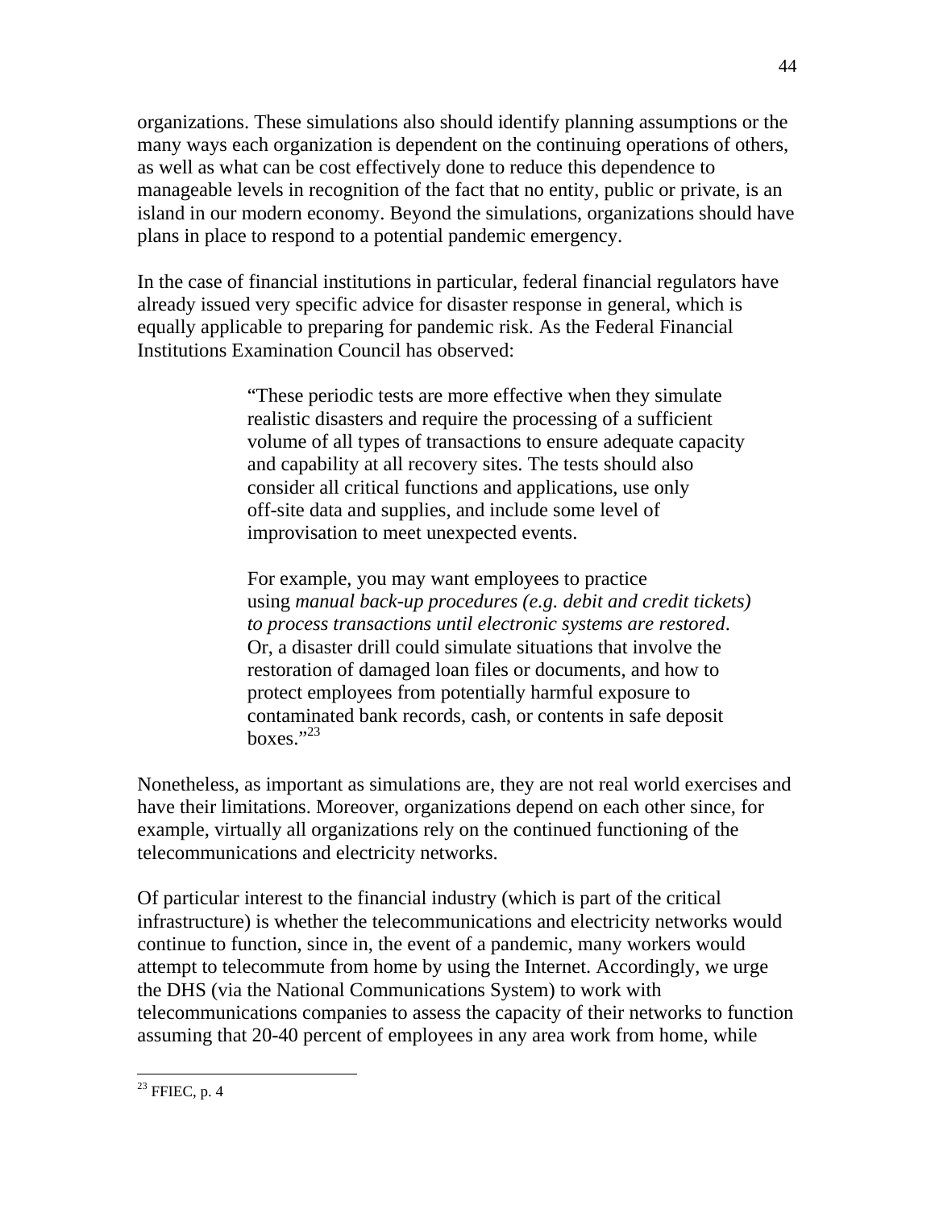organizations. These simulations also should identify planning assumptions or the many ways each organization is dependent on the continuing operations of others, as well as what can be cost effectively done to reduce this dependence to manageable levels in recognition of the fact that no entity, public or private, is an island in our modern economy. Beyond the simulations, organizations should have plans in place to respond to a potential pandemic emergency.

In the case of financial institutions in particular, federal financial regulators have already issued very specific advice for disaster response in general, which is equally applicable to preparing for pandemic risk. As the Federal Financial Institutions Examination Council has observed:

> "These periodic tests are more effective when they simulate realistic disasters and require the processing of a sufficient volume of all types of transactions to ensure adequate capacity and capability at all recovery sites. The tests should also consider all critical functions and applications, use only off-site data and supplies, and include some level of improvisation to meet unexpected events.
>
> For example, you may want employees to practice using *manual back-up procedures (e.g. debit and credit tickets) to process transactions until electronic systems are restored*. Or, a disaster drill could simulate situations that involve the restoration of damaged loan files or documents, and how to protect employees from potentially harmful exposure to contaminated bank records, cash, or contents in safe deposit boxes."[23]

Nonetheless, as important as simulations are, they are not real world exercises and have their limitations. Moreover, organizations depend on each other since, for example, virtually all organizations rely on the continued functioning of the telecommunications and electricity networks.

Of particular interest to the financial industry (which is part of the critical infrastructure) is whether the telecommunications and electricity networks would continue to function, since in, the event of a pandemic, many workers would attempt to telecommute from home by using the Internet. Accordingly, we urge the DHS (via the National Communications System) to work with telecommunications companies to assess the capacity of their networks to function assuming that 20-40 percent of employees in any area work from home, while

---

[23] FFIEC, p. 4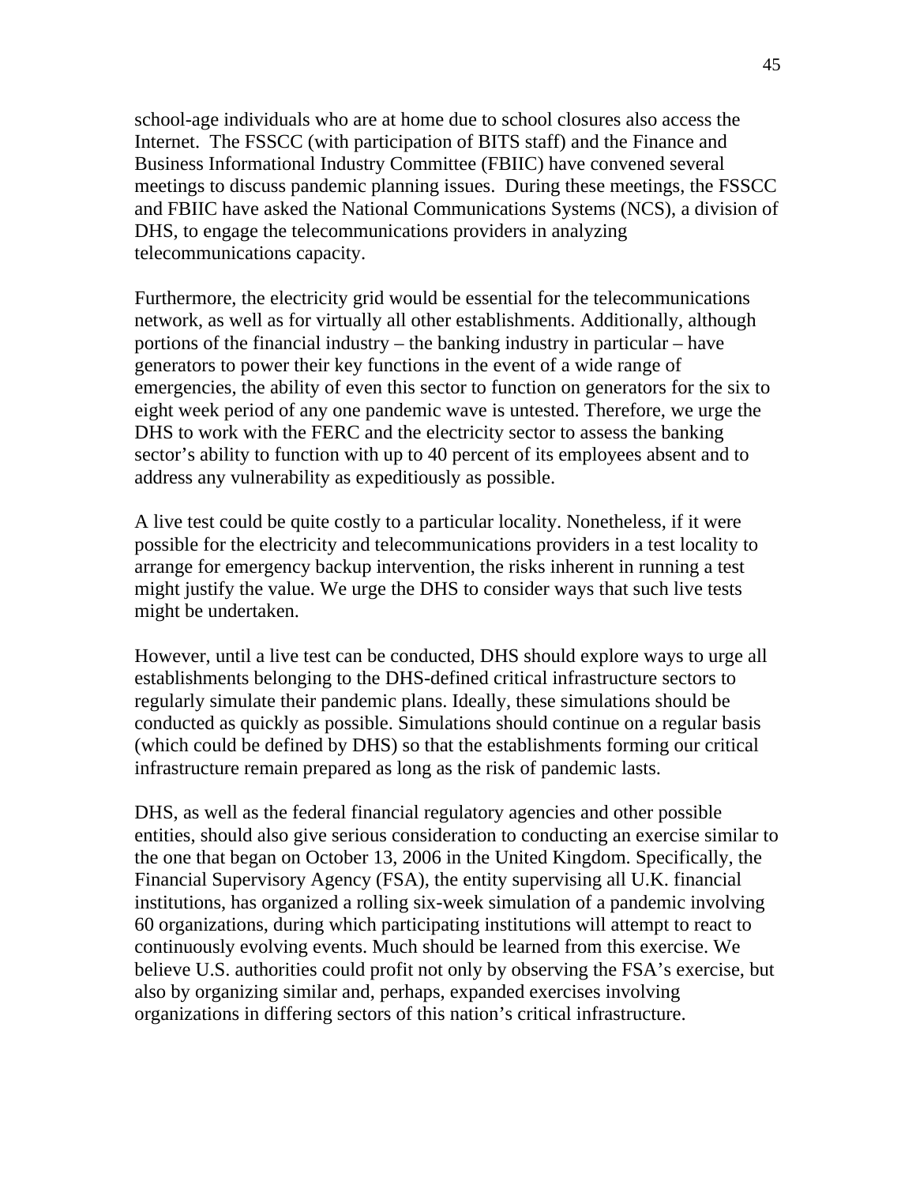school-age individuals who are at home due to school closures also access the Internet. The FSSCC (with participation of BITS staff) and the Finance and Business Informational Industry Committee (FBIIC) have convened several meetings to discuss pandemic planning issues. During these meetings, the FSSCC and FBIIC have asked the National Communications Systems (NCS), a division of DHS, to engage the telecommunications providers in analyzing telecommunications capacity.

Furthermore, the electricity grid would be essential for the telecommunications network, as well as for virtually all other establishments. Additionally, although portions of the financial industry – the banking industry in particular – have generators to power their key functions in the event of a wide range of emergencies, the ability of even this sector to function on generators for the six to eight week period of any one pandemic wave is untested. Therefore, we urge the DHS to work with the FERC and the electricity sector to assess the banking sector's ability to function with up to 40 percent of its employees absent and to address any vulnerability as expeditiously as possible.

A live test could be quite costly to a particular locality. Nonetheless, if it were possible for the electricity and telecommunications providers in a test locality to arrange for emergency backup intervention, the risks inherent in running a test might justify the value. We urge the DHS to consider ways that such live tests might be undertaken.

However, until a live test can be conducted, DHS should explore ways to urge all establishments belonging to the DHS-defined critical infrastructure sectors to regularly simulate their pandemic plans. Ideally, these simulations should be conducted as quickly as possible. Simulations should continue on a regular basis (which could be defined by DHS) so that the establishments forming our critical infrastructure remain prepared as long as the risk of pandemic lasts.

DHS, as well as the federal financial regulatory agencies and other possible entities, should also give serious consideration to conducting an exercise similar to the one that began on October 13, 2006 in the United Kingdom. Specifically, the Financial Supervisory Agency (FSA), the entity supervising all U.K. financial institutions, has organized a rolling six-week simulation of a pandemic involving 60 organizations, during which participating institutions will attempt to react to continuously evolving events. Much should be learned from this exercise. We believe U.S. authorities could profit not only by observing the FSA's exercise, but also by organizing similar and, perhaps, expanded exercises involving organizations in differing sectors of this nation's critical infrastructure.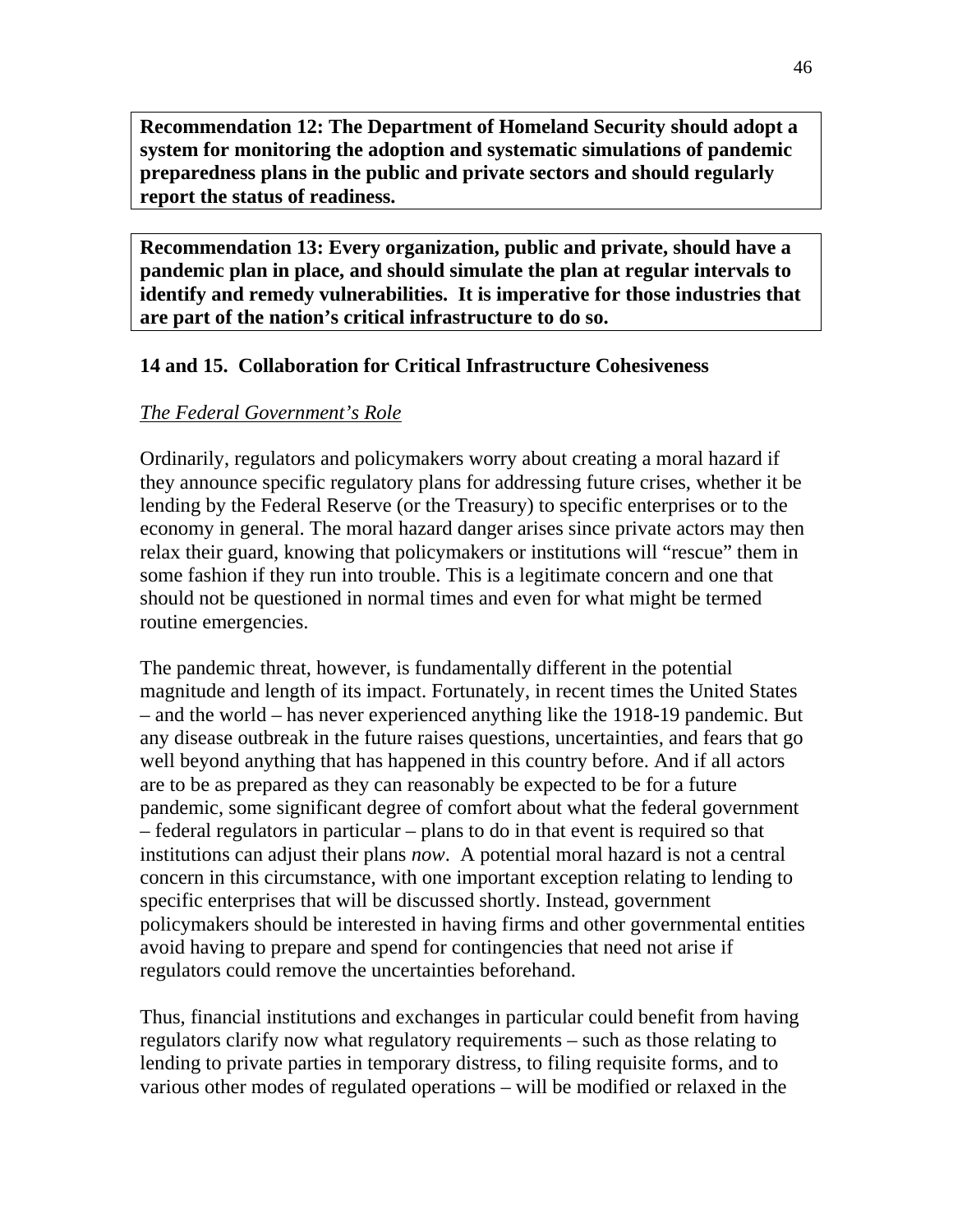**Recommendation 12: The Department of Homeland Security should adopt a system for monitoring the adoption and systematic simulations of pandemic preparedness plans in the public and private sectors and should regularly report the status of readiness.**

**Recommendation 13: Every organization, public and private, should have a pandemic plan in place, and should simulate the plan at regular intervals to identify and remedy vulnerabilities. It is imperative for those industries that are part of the nation's critical infrastructure to do so.**

### 14 and 15. Collaboration for Critical Infrastructure Cohesiveness

*The Federal Government's Role*

Ordinarily, regulators and policymakers worry about creating a moral hazard if they announce specific regulatory plans for addressing future crises, whether it be lending by the Federal Reserve (or the Treasury) to specific enterprises or to the economy in general. The moral hazard danger arises since private actors may then relax their guard, knowing that policymakers or institutions will "rescue" them in some fashion if they run into trouble. This is a legitimate concern and one that should not be questioned in normal times and even for what might be termed routine emergencies.

The pandemic threat, however, is fundamentally different in the potential magnitude and length of its impact. Fortunately, in recent times the United States – and the world – has never experienced anything like the 1918-19 pandemic. But any disease outbreak in the future raises questions, uncertainties, and fears that go well beyond anything that has happened in this country before. And if all actors are to be as prepared as they can reasonably be expected to be for a future pandemic, some significant degree of comfort about what the federal government – federal regulators in particular – plans to do in that event is required so that institutions can adjust their plans *now*. A potential moral hazard is not a central concern in this circumstance, with one important exception relating to lending to specific enterprises that will be discussed shortly. Instead, government policymakers should be interested in having firms and other governmental entities avoid having to prepare and spend for contingencies that need not arise if regulators could remove the uncertainties beforehand.

Thus, financial institutions and exchanges in particular could benefit from having regulators clarify now what regulatory requirements – such as those relating to lending to private parties in temporary distress, to filing requisite forms, and to various other modes of regulated operations – will be modified or relaxed in the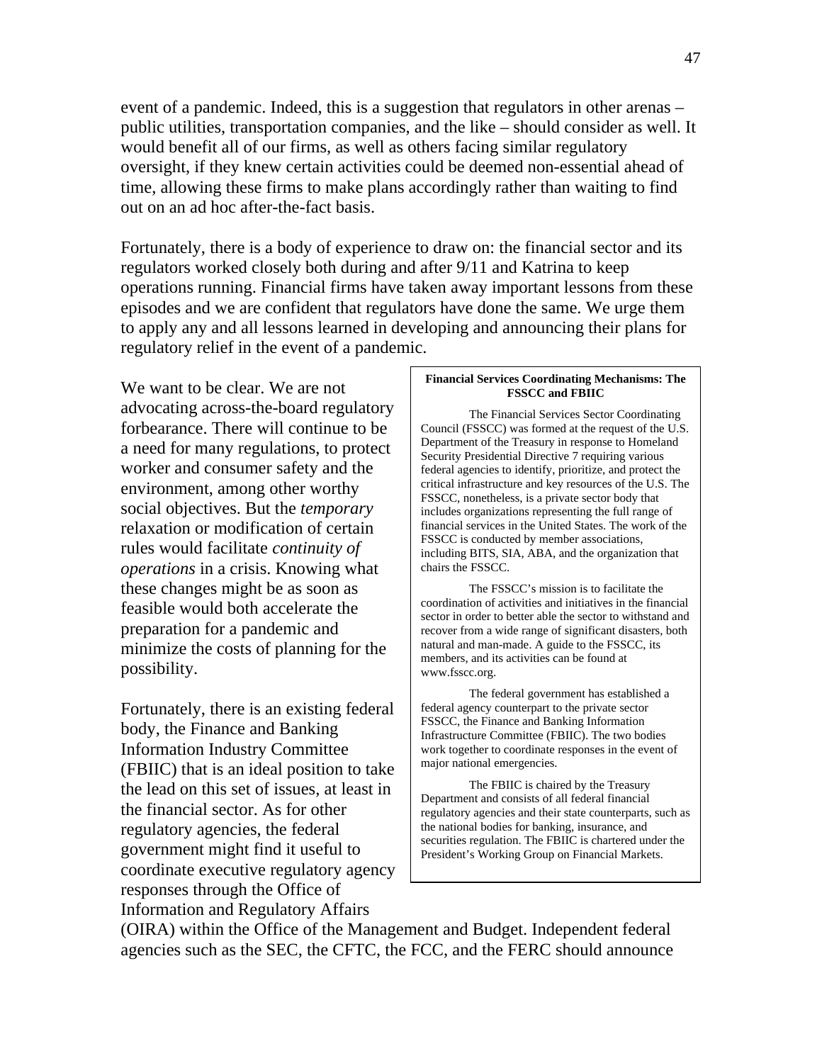event of a pandemic. Indeed, this is a suggestion that regulators in other arenas – public utilities, transportation companies, and the like – should consider as well. It would benefit all of our firms, as well as others facing similar regulatory oversight, if they knew certain activities could be deemed non-essential ahead of time, allowing these firms to make plans accordingly rather than waiting to find out on an ad hoc after-the-fact basis.

Fortunately, there is a body of experience to draw on: the financial sector and its regulators worked closely both during and after 9/11 and Katrina to keep operations running. Financial firms have taken away important lessons from these episodes and we are confident that regulators have done the same. We urge them to apply any and all lessons learned in developing and announcing their plans for regulatory relief in the event of a pandemic.

We want to be clear. We are not advocating across-the-board regulatory forbearance. There will continue to be a need for many regulations, to protect worker and consumer safety and the environment, among other worthy social objectives. But the *temporary* relaxation or modification of certain rules would facilitate *continuity of operations* in a crisis. Knowing what these changes might be as soon as feasible would both accelerate the preparation for a pandemic and minimize the costs of planning for the possibility.

Fortunately, there is an existing federal body, the Finance and Banking Information Industry Committee (FBIIC) that is an ideal position to take the lead on this set of issues, at least in the financial sector. As for other regulatory agencies, the federal government might find it useful to coordinate executive regulatory agency responses through the Office of Information and Regulatory Affairs (OIRA) within the Office of the Management and Budget. Independent federal agencies such as the SEC, the CFTC, the FCC, and the FERC should announce

**Financial Services Coordinating Mechanisms: The FSSCC and FBIIC**

The Financial Services Sector Coordinating Council (FSSCC) was formed at the request of the U.S. Department of the Treasury in response to Homeland Security Presidential Directive 7 requiring various federal agencies to identify, prioritize, and protect the critical infrastructure and key resources of the U.S. The FSSCC, nonetheless, is a private sector body that includes organizations representing the full range of financial services in the United States. The work of the FSSCC is conducted by member associations, including BITS, SIA, ABA, and the organization that chairs the FSSCC.

The FSSCC's mission is to facilitate the coordination of activities and initiatives in the financial sector in order to better able the sector to withstand and recover from a wide range of significant disasters, both natural and man-made. A guide to the FSSCC, its members, and its activities can be found at www.fsscc.org.

The federal government has established a federal agency counterpart to the private sector FSSCC, the Finance and Banking Information Infrastructure Committee (FBIIC). The two bodies work together to coordinate responses in the event of major national emergencies.

The FBIIC is chaired by the Treasury Department and consists of all federal financial regulatory agencies and their state counterparts, such as the national bodies for banking, insurance, and securities regulation. The FBIIC is chartered under the President's Working Group on Financial Markets.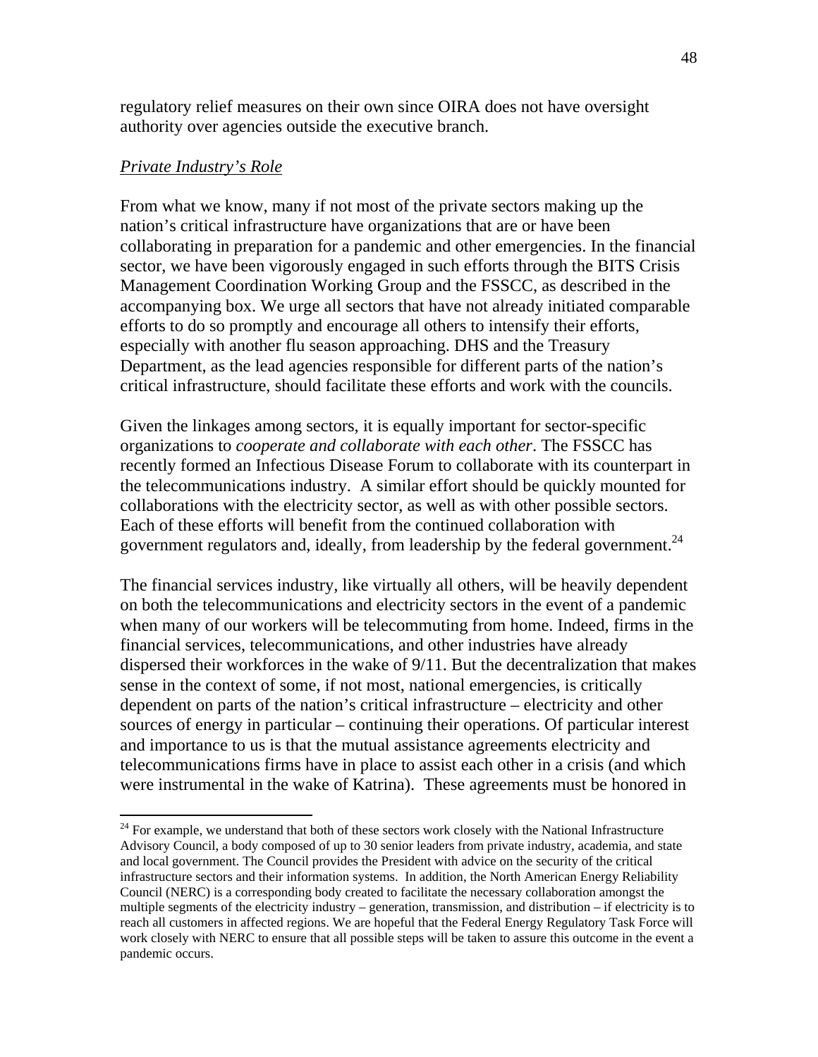regulatory relief measures on their own since OIRA does not have oversight authority over agencies outside the executive branch.

*Private Industry's Role*

From what we know, many if not most of the private sectors making up the nation's critical infrastructure have organizations that are or have been collaborating in preparation for a pandemic and other emergencies. In the financial sector, we have been vigorously engaged in such efforts through the BITS Crisis Management Coordination Working Group and the FSSCC, as described in the accompanying box. We urge all sectors that have not already initiated comparable efforts to do so promptly and encourage all others to intensify their efforts, especially with another flu season approaching. DHS and the Treasury Department, as the lead agencies responsible for different parts of the nation's critical infrastructure, should facilitate these efforts and work with the councils.

Given the linkages among sectors, it is equally important for sector-specific organizations to *cooperate and collaborate with each other*. The FSSCC has recently formed an Infectious Disease Forum to collaborate with its counterpart in the telecommunications industry. A similar effort should be quickly mounted for collaborations with the electricity sector, as well as with other possible sectors. Each of these efforts will benefit from the continued collaboration with government regulators and, ideally, from leadership by the federal government.[24]

The financial services industry, like virtually all others, will be heavily dependent on both the telecommunications and electricity sectors in the event of a pandemic when many of our workers will be telecommuting from home. Indeed, firms in the financial services, telecommunications, and other industries have already dispersed their workforces in the wake of 9/11. But the decentralization that makes sense in the context of some, if not most, national emergencies, is critically dependent on parts of the nation's critical infrastructure – electricity and other sources of energy in particular – continuing their operations. Of particular interest and importance to us is that the mutual assistance agreements electricity and telecommunications firms have in place to assist each other in a crisis (and which were instrumental in the wake of Katrina). These agreements must be honored in

---

[24] For example, we understand that both of these sectors work closely with the National Infrastructure Advisory Council, a body composed of up to 30 senior leaders from private industry, academia, and state and local government. The Council provides the President with advice on the security of the critical infrastructure sectors and their information systems. In addition, the North American Energy Reliability Council (NERC) is a corresponding body created to facilitate the necessary collaboration amongst the multiple segments of the electricity industry – generation, transmission, and distribution – if electricity is to reach all customers in affected regions. We are hopeful that the Federal Energy Regulatory Task Force will work closely with NERC to ensure that all possible steps will be taken to assure this outcome in the event a pandemic occurs.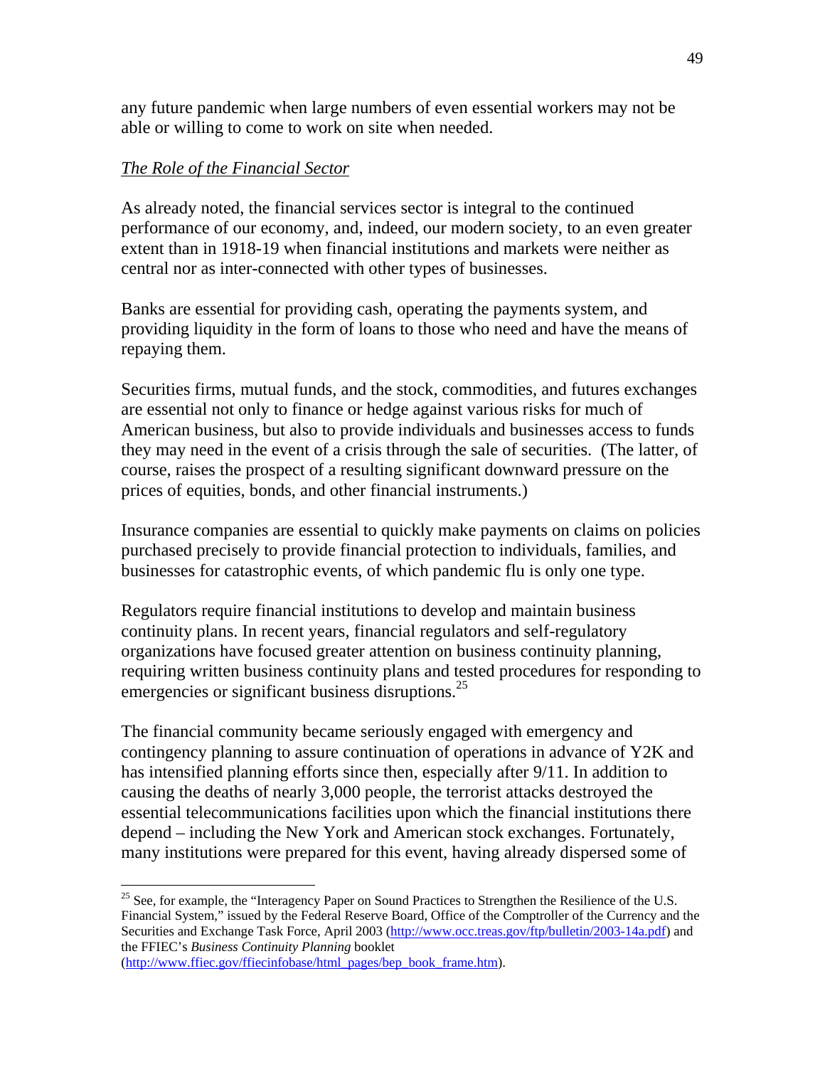any future pandemic when large numbers of even essential workers may not be able or willing to come to work on site when needed.

*The Role of the Financial Sector*

As already noted, the financial services sector is integral to the continued performance of our economy, and, indeed, our modern society, to an even greater extent than in 1918-19 when financial institutions and markets were neither as central nor as inter-connected with other types of businesses.

Banks are essential for providing cash, operating the payments system, and providing liquidity in the form of loans to those who need and have the means of repaying them.

Securities firms, mutual funds, and the stock, commodities, and futures exchanges are essential not only to finance or hedge against various risks for much of American business, but also to provide individuals and businesses access to funds they may need in the event of a crisis through the sale of securities. (The latter, of course, raises the prospect of a resulting significant downward pressure on the prices of equities, bonds, and other financial instruments.)

Insurance companies are essential to quickly make payments on claims on policies purchased precisely to provide financial protection to individuals, families, and businesses for catastrophic events, of which pandemic flu is only one type.

Regulators require financial institutions to develop and maintain business continuity plans. In recent years, financial regulators and self-regulatory organizations have focused greater attention on business continuity planning, requiring written business continuity plans and tested procedures for responding to emergencies or significant business disruptions.[25]

The financial community became seriously engaged with emergency and contingency planning to assure continuation of operations in advance of Y2K and has intensified planning efforts since then, especially after 9/11. In addition to causing the deaths of nearly 3,000 people, the terrorist attacks destroyed the essential telecommunications facilities upon which the financial institutions there depend – including the New York and American stock exchanges. Fortunately, many institutions were prepared for this event, having already dispersed some of

---

[25] See, for example, the "Interagency Paper on Sound Practices to Strengthen the Resilience of the U.S. Financial System," issued by the Federal Reserve Board, Office of the Comptroller of the Currency and the Securities and Exchange Task Force, April 2003 (http://www.occ.treas.gov/ftp/bulletin/2003-14a.pdf) and the FFIEC's *Business Continuity Planning* booklet (http://www.ffiec.gov/ffiecinfobase/html_pages/bcp_book_frame.htm).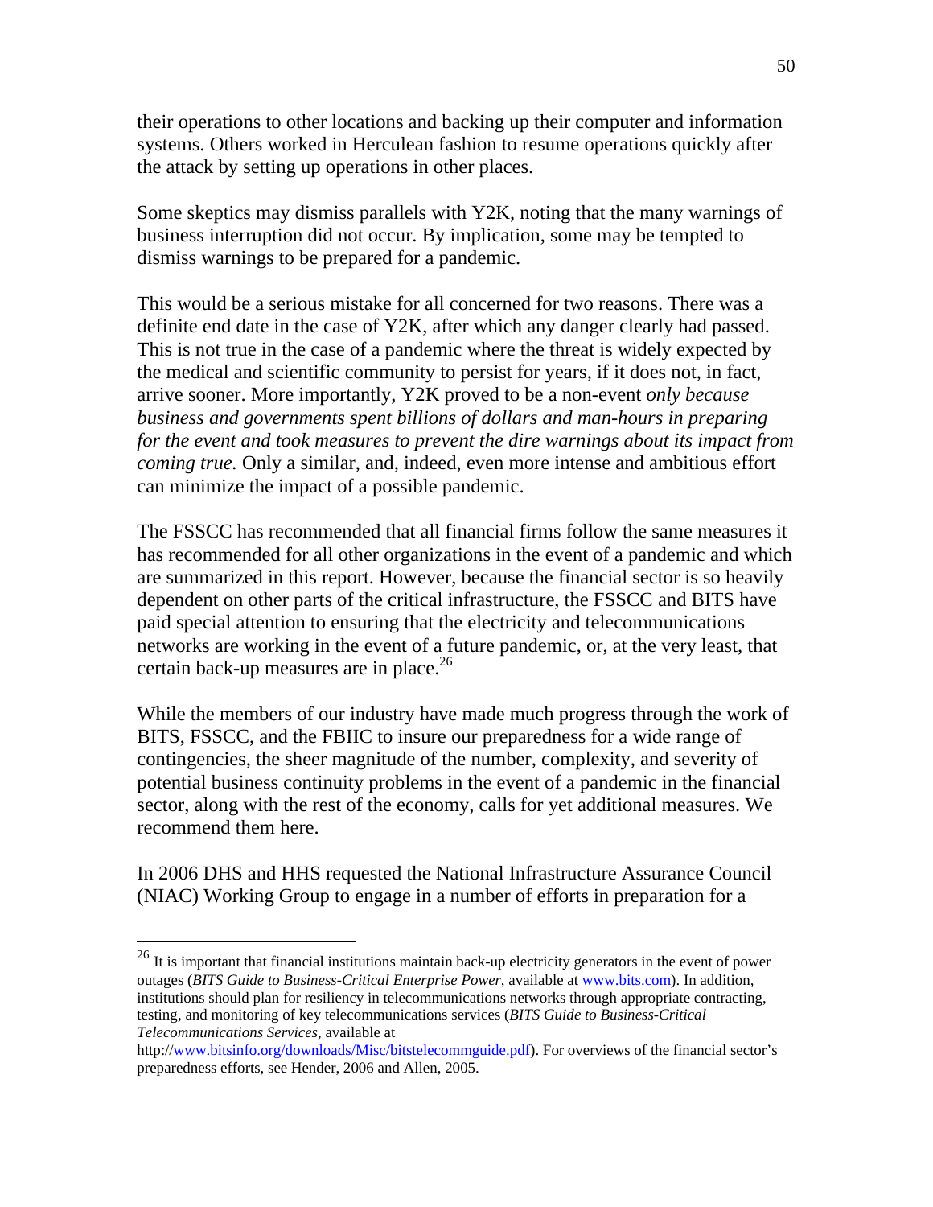their operations to other locations and backing up their computer and information systems. Others worked in Herculean fashion to resume operations quickly after the attack by setting up operations in other places.

Some skeptics may dismiss parallels with Y2K, noting that the many warnings of business interruption did not occur. By implication, some may be tempted to dismiss warnings to be prepared for a pandemic.

This would be a serious mistake for all concerned for two reasons. There was a definite end date in the case of Y2K, after which any danger clearly had passed. This is not true in the case of a pandemic where the threat is widely expected by the medical and scientific community to persist for years, if it does not, in fact, arrive sooner. More importantly, Y2K proved to be a non-event *only because business and governments spent billions of dollars and man-hours in preparing for the event and took measures to prevent the dire warnings about its impact from coming true.* Only a similar, and, indeed, even more intense and ambitious effort can minimize the impact of a possible pandemic.

The FSSCC has recommended that all financial firms follow the same measures it has recommended for all other organizations in the event of a pandemic and which are summarized in this report. However, because the financial sector is so heavily dependent on other parts of the critical infrastructure, the FSSCC and BITS have paid special attention to ensuring that the electricity and telecommunications networks are working in the event of a future pandemic, or, at the very least, that certain back-up measures are in place.[26]

While the members of our industry have made much progress through the work of BITS, FSSCC, and the FBIIC to insure our preparedness for a wide range of contingencies, the sheer magnitude of the number, complexity, and severity of potential business continuity problems in the event of a pandemic in the financial sector, along with the rest of the economy, calls for yet additional measures. We recommend them here.

In 2006 DHS and HHS requested the National Infrastructure Assurance Council (NIAC) Working Group to engage in a number of efforts in preparation for a

---

[26] It is important that financial institutions maintain back-up electricity generators in the event of power outages (*BITS Guide to Business-Critical Enterprise Power*, available at www.bits.com). In addition, institutions should plan for resiliency in telecommunications networks through appropriate contracting, testing, and monitoring of key telecommunications services (*BITS Guide to Business-Critical Telecommunications Services*, available at http://www.bitsinfo.org/downloads/Misc/bitstelecommguide.pdf). For overviews of the financial sector's preparedness efforts, see Hender, 2006 and Allen, 2005.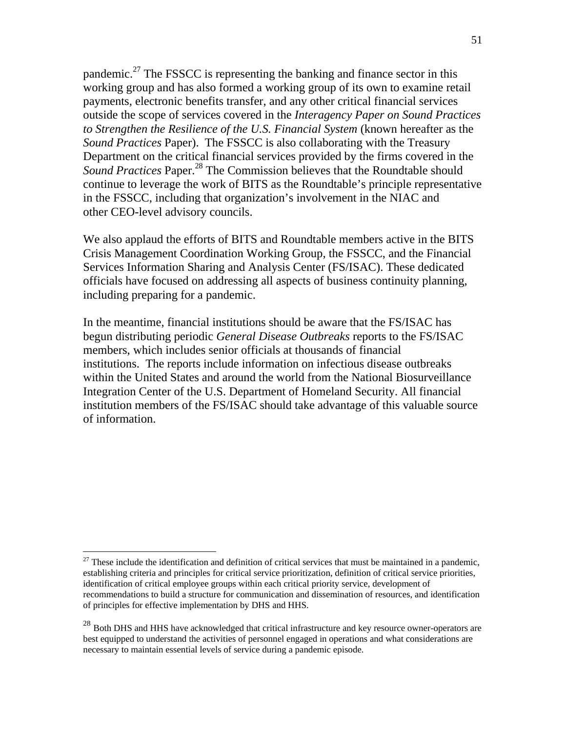pandemic.[27] The FSSCC is representing the banking and finance sector in this working group and has also formed a working group of its own to examine retail payments, electronic benefits transfer, and any other critical financial services outside the scope of services covered in the *Interagency Paper on Sound Practices to Strengthen the Resilience of the U.S. Financial System* (known hereafter as the *Sound Practices* Paper). The FSSCC is also collaborating with the Treasury Department on the critical financial services provided by the firms covered in the *Sound Practices* Paper.[28] The Commission believes that the Roundtable should continue to leverage the work of BITS as the Roundtable's principle representative in the FSSCC, including that organization's involvement in the NIAC and other CEO-level advisory councils.

We also applaud the efforts of BITS and Roundtable members active in the BITS Crisis Management Coordination Working Group, the FSSCC, and the Financial Services Information Sharing and Analysis Center (FS/ISAC). These dedicated officials have focused on addressing all aspects of business continuity planning, including preparing for a pandemic.

In the meantime, financial institutions should be aware that the FS/ISAC has begun distributing periodic *General Disease Outbreaks* reports to the FS/ISAC members, which includes senior officials at thousands of financial institutions. The reports include information on infectious disease outbreaks within the United States and around the world from the National Biosurveillance Integration Center of the U.S. Department of Homeland Security. All financial institution members of the FS/ISAC should take advantage of this valuable source of information.

---

[27] These include the identification and definition of critical services that must be maintained in a pandemic, establishing criteria and principles for critical service prioritization, definition of critical service priorities, identification of critical employee groups within each critical priority service, development of recommendations to build a structure for communication and dissemination of resources, and identification of principles for effective implementation by DHS and HHS.

[28] Both DHS and HHS have acknowledged that critical infrastructure and key resource owner-operators are best equipped to understand the activities of personnel engaged in operations and what considerations are necessary to maintain essential levels of service during a pandemic episode.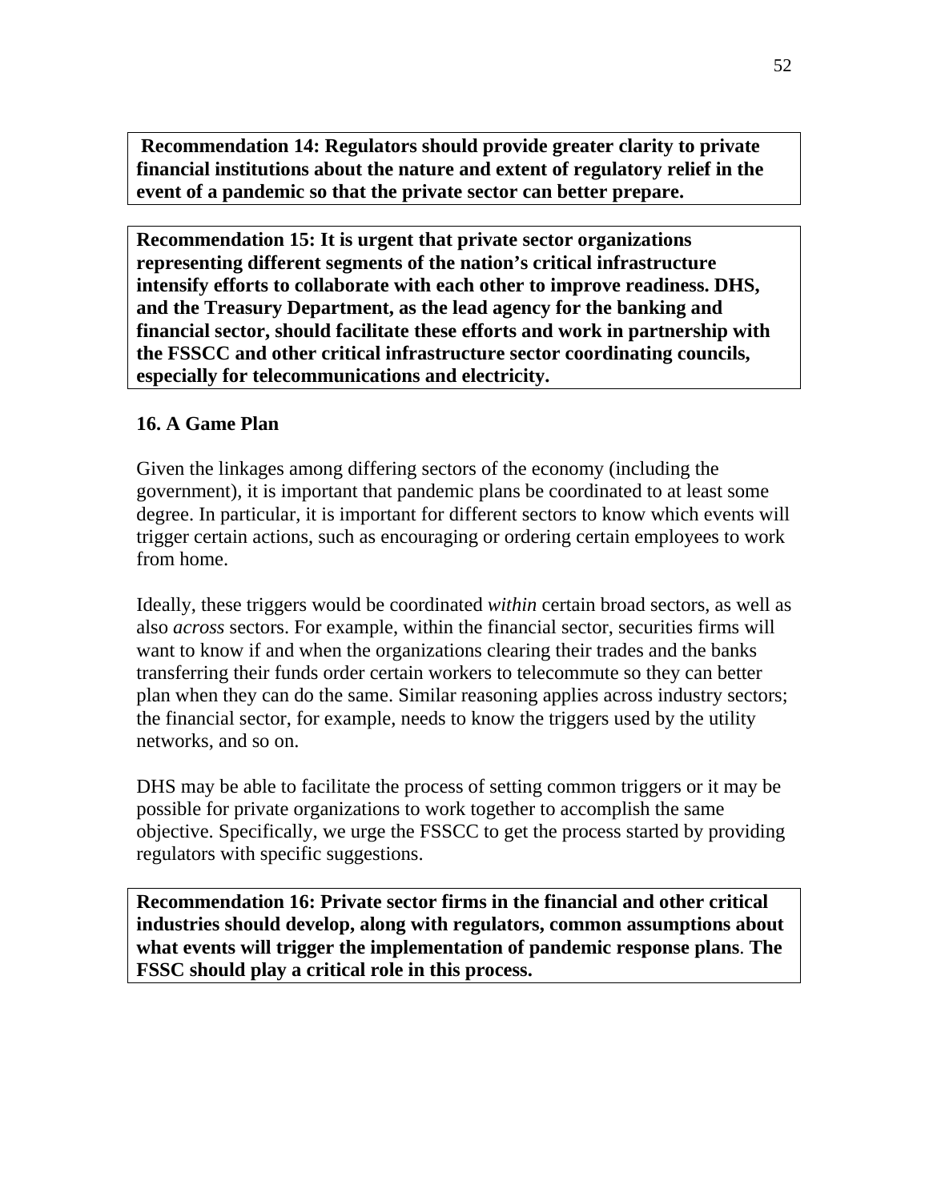**Recommendation 14: Regulators should provide greater clarity to private financial institutions about the nature and extent of regulatory relief in the event of a pandemic so that the private sector can better prepare.**

**Recommendation 15: It is urgent that private sector organizations representing different segments of the nation's critical infrastructure intensify efforts to collaborate with each other to improve readiness. DHS, and the Treasury Department, as the lead agency for the banking and financial sector, should facilitate these efforts and work in partnership with the FSSCC and other critical infrastructure sector coordinating councils, especially for telecommunications and electricity.**

## 16. A Game Plan

Given the linkages among differing sectors of the economy (including the government), it is important that pandemic plans be coordinated to at least some degree. In particular, it is important for different sectors to know which events will trigger certain actions, such as encouraging or ordering certain employees to work from home.

Ideally, these triggers would be coordinated *within* certain broad sectors, as well as also *across* sectors. For example, within the financial sector, securities firms will want to know if and when the organizations clearing their trades and the banks transferring their funds order certain workers to telecommute so they can better plan when they can do the same. Similar reasoning applies across industry sectors; the financial sector, for example, needs to know the triggers used by the utility networks, and so on.

DHS may be able to facilitate the process of setting common triggers or it may be possible for private organizations to work together to accomplish the same objective. Specifically, we urge the FSSCC to get the process started by providing regulators with specific suggestions.

**Recommendation 16: Private sector firms in the financial and other critical industries should develop, along with regulators, common assumptions about what events will trigger the implementation of pandemic response plans. The FSSC should play a critical role in this process.**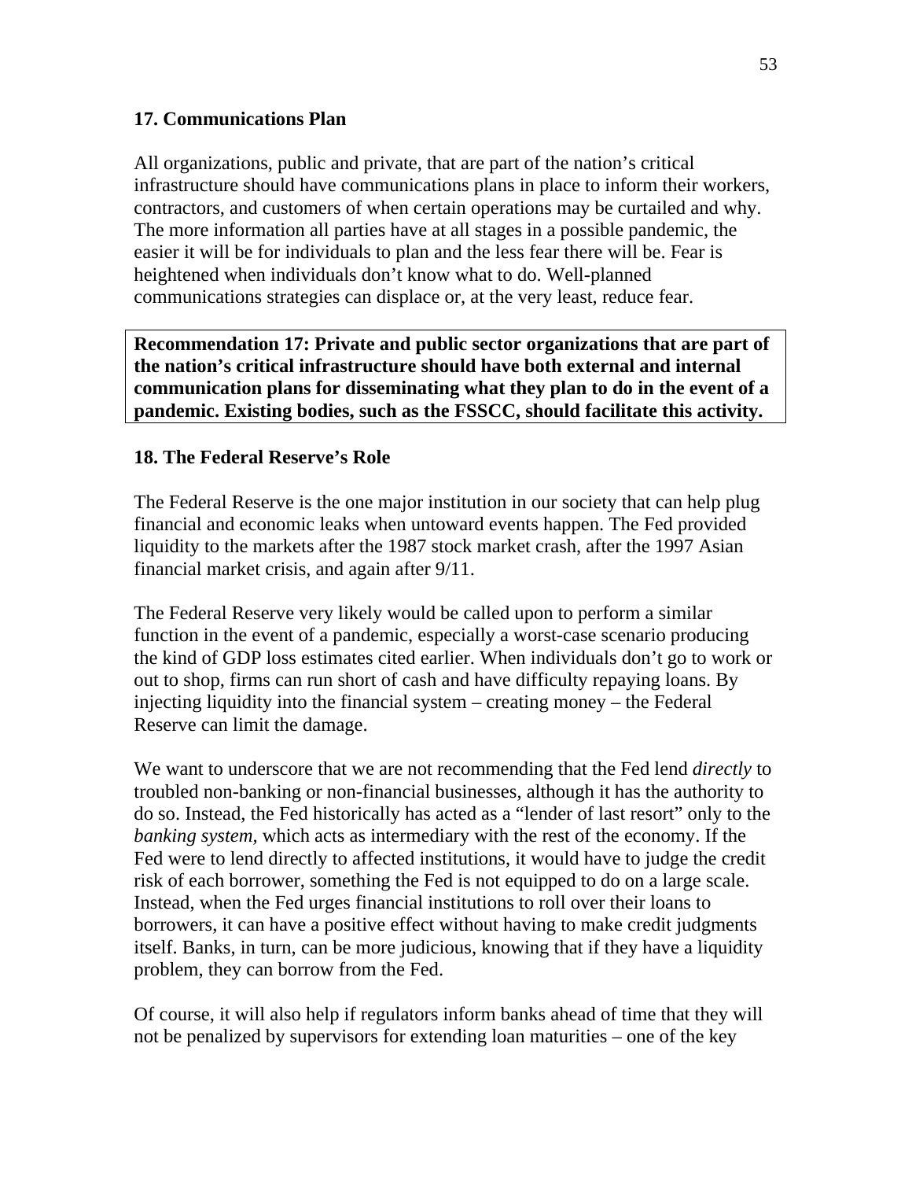### 17. Communications Plan

All organizations, public and private, that are part of the nation's critical infrastructure should have communications plans in place to inform their workers, contractors, and customers of when certain operations may be curtailed and why. The more information all parties have at all stages in a possible pandemic, the easier it will be for individuals to plan and the less fear there will be. Fear is heightened when individuals don't know what to do. Well-planned communications strategies can displace or, at the very least, reduce fear.

**Recommendation 17: Private and public sector organizations that are part of the nation's critical infrastructure should have both external and internal communication plans for disseminating what they plan to do in the event of a pandemic. Existing bodies, such as the FSSCC, should facilitate this activity.**

### 18. The Federal Reserve's Role

The Federal Reserve is the one major institution in our society that can help plug financial and economic leaks when untoward events happen. The Fed provided liquidity to the markets after the 1987 stock market crash, after the 1997 Asian financial market crisis, and again after 9/11.

The Federal Reserve very likely would be called upon to perform a similar function in the event of a pandemic, especially a worst-case scenario producing the kind of GDP loss estimates cited earlier. When individuals don't go to work or out to shop, firms can run short of cash and have difficulty repaying loans. By injecting liquidity into the financial system – creating money – the Federal Reserve can limit the damage.

We want to underscore that we are not recommending that the Fed lend *directly* to troubled non-banking or non-financial businesses, although it has the authority to do so. Instead, the Fed historically has acted as a "lender of last resort" only to the *banking system*, which acts as intermediary with the rest of the economy. If the Fed were to lend directly to affected institutions, it would have to judge the credit risk of each borrower, something the Fed is not equipped to do on a large scale. Instead, when the Fed urges financial institutions to roll over their loans to borrowers, it can have a positive effect without having to make credit judgments itself. Banks, in turn, can be more judicious, knowing that if they have a liquidity problem, they can borrow from the Fed.

Of course, it will also help if regulators inform banks ahead of time that they will not be penalized by supervisors for extending loan maturities – one of the key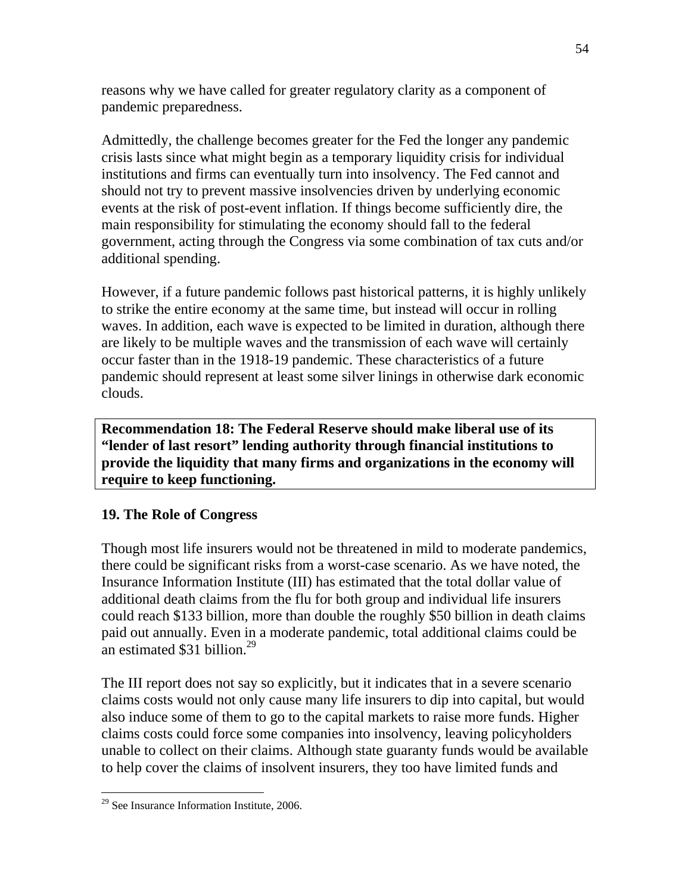reasons why we have called for greater regulatory clarity as a component of pandemic preparedness.

Admittedly, the challenge becomes greater for the Fed the longer any pandemic crisis lasts since what might begin as a temporary liquidity crisis for individual institutions and firms can eventually turn into insolvency. The Fed cannot and should not try to prevent massive insolvencies driven by underlying economic events at the risk of post-event inflation. If things become sufficiently dire, the main responsibility for stimulating the economy should fall to the federal government, acting through the Congress via some combination of tax cuts and/or additional spending.

However, if a future pandemic follows past historical patterns, it is highly unlikely to strike the entire economy at the same time, but instead will occur in rolling waves. In addition, each wave is expected to be limited in duration, although there are likely to be multiple waves and the transmission of each wave will certainly occur faster than in the 1918-19 pandemic. These characteristics of a future pandemic should represent at least some silver linings in otherwise dark economic clouds.

**Recommendation 18: The Federal Reserve should make liberal use of its "lender of last resort" lending authority through financial institutions to provide the liquidity that many firms and organizations in the economy will require to keep functioning.**

## 19. The Role of Congress

Though most life insurers would not be threatened in mild to moderate pandemics, there could be significant risks from a worst-case scenario. As we have noted, the Insurance Information Institute (III) has estimated that the total dollar value of additional death claims from the flu for both group and individual life insurers could reach $133 billion, more than double the roughly $50 billion in death claims paid out annually. Even in a moderate pandemic, total additional claims could be an estimated $31 billion.[29]

The III report does not say so explicitly, but it indicates that in a severe scenario claims costs would not only cause many life insurers to dip into capital, but would also induce some of them to go to the capital markets to raise more funds. Higher claims costs could force some companies into insolvency, leaving policyholders unable to collect on their claims. Although state guaranty funds would be available to help cover the claims of insolvent insurers, they too have limited funds and

[29] See Insurance Information Institute, 2006.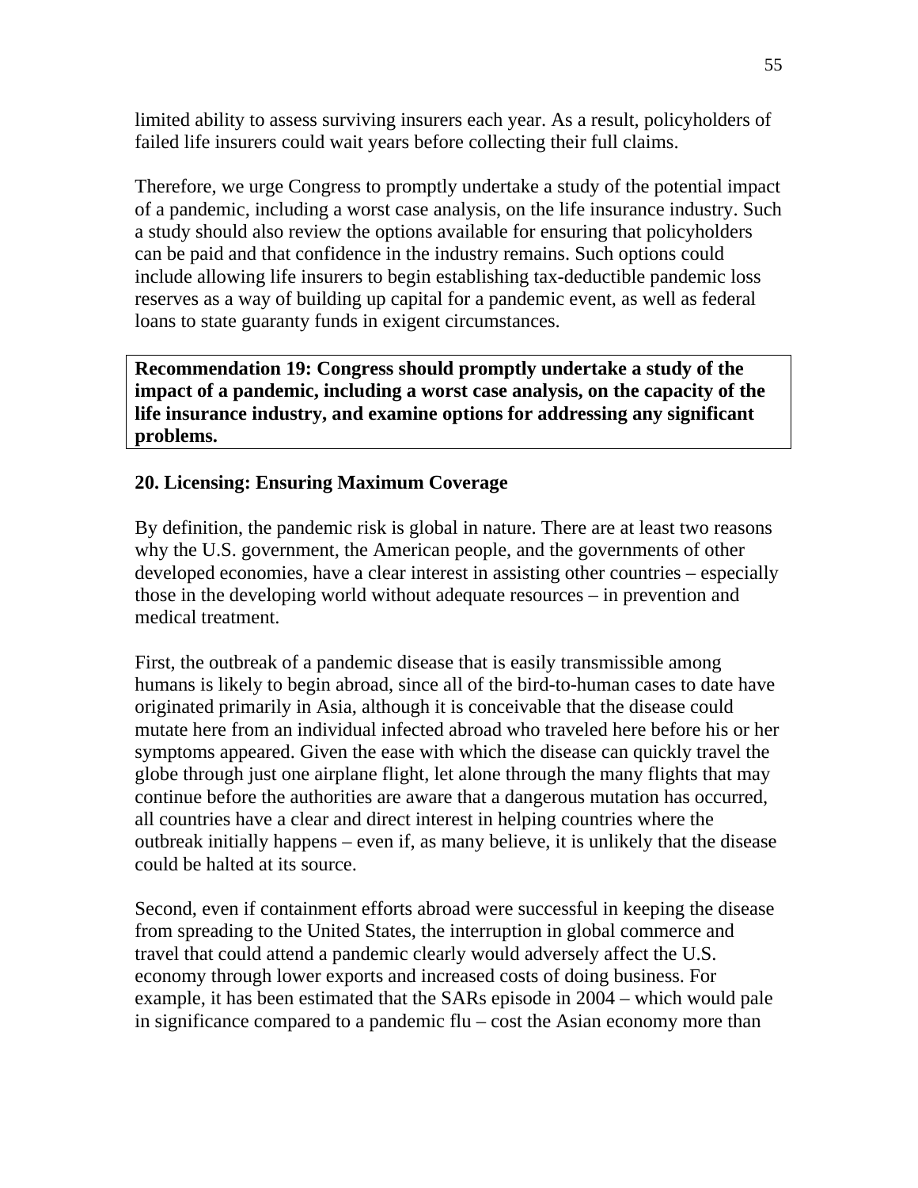limited ability to assess surviving insurers each year. As a result, policyholders of failed life insurers could wait years before collecting their full claims.

Therefore, we urge Congress to promptly undertake a study of the potential impact of a pandemic, including a worst case analysis, on the life insurance industry. Such a study should also review the options available for ensuring that policyholders can be paid and that confidence in the industry remains. Such options could include allowing life insurers to begin establishing tax-deductible pandemic loss reserves as a way of building up capital for a pandemic event, as well as federal loans to state guaranty funds in exigent circumstances.

**Recommendation 19: Congress should promptly undertake a study of the impact of a pandemic, including a worst case analysis, on the capacity of the life insurance industry, and examine options for addressing any significant problems.**

## 20. Licensing: Ensuring Maximum Coverage

By definition, the pandemic risk is global in nature. There are at least two reasons why the U.S. government, the American people, and the governments of other developed economies, have a clear interest in assisting other countries – especially those in the developing world without adequate resources – in prevention and medical treatment.

First, the outbreak of a pandemic disease that is easily transmissible among humans is likely to begin abroad, since all of the bird-to-human cases to date have originated primarily in Asia, although it is conceivable that the disease could mutate here from an individual infected abroad who traveled here before his or her symptoms appeared. Given the ease with which the disease can quickly travel the globe through just one airplane flight, let alone through the many flights that may continue before the authorities are aware that a dangerous mutation has occurred, all countries have a clear and direct interest in helping countries where the outbreak initially happens – even if, as many believe, it is unlikely that the disease could be halted at its source.

Second, even if containment efforts abroad were successful in keeping the disease from spreading to the United States, the interruption in global commerce and travel that could attend a pandemic clearly would adversely affect the U.S. economy through lower exports and increased costs of doing business. For example, it has been estimated that the SARs episode in 2004 – which would pale in significance compared to a pandemic flu – cost the Asian economy more than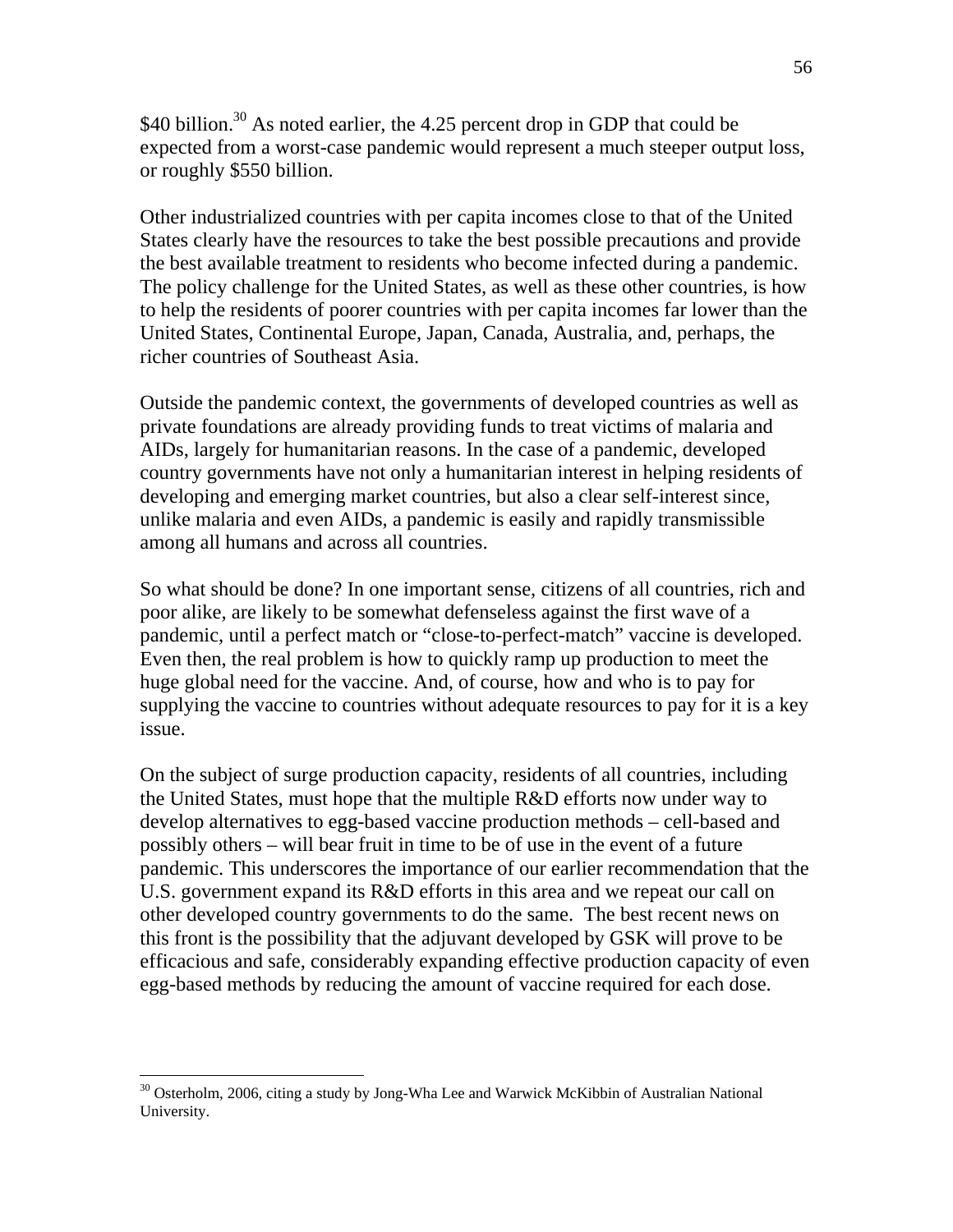$40 billion.[30] As noted earlier, the 4.25 percent drop in GDP that could be expected from a worst-case pandemic would represent a much steeper output loss, or roughly $550 billion.

Other industrialized countries with per capita incomes close to that of the United States clearly have the resources to take the best possible precautions and provide the best available treatment to residents who become infected during a pandemic. The policy challenge for the United States, as well as these other countries, is how to help the residents of poorer countries with per capita incomes far lower than the United States, Continental Europe, Japan, Canada, Australia, and, perhaps, the richer countries of Southeast Asia.

Outside the pandemic context, the governments of developed countries as well as private foundations are already providing funds to treat victims of malaria and AIDs, largely for humanitarian reasons. In the case of a pandemic, developed country governments have not only a humanitarian interest in helping residents of developing and emerging market countries, but also a clear self-interest since, unlike malaria and even AIDs, a pandemic is easily and rapidly transmissible among all humans and across all countries.

So what should be done? In one important sense, citizens of all countries, rich and poor alike, are likely to be somewhat defenseless against the first wave of a pandemic, until a perfect match or "close-to-perfect-match" vaccine is developed. Even then, the real problem is how to quickly ramp up production to meet the huge global need for the vaccine. And, of course, how and who is to pay for supplying the vaccine to countries without adequate resources to pay for it is a key issue.

On the subject of surge production capacity, residents of all countries, including the United States, must hope that the multiple R&D efforts now under way to develop alternatives to egg-based vaccine production methods – cell-based and possibly others – will bear fruit in time to be of use in the event of a future pandemic. This underscores the importance of our earlier recommendation that the U.S. government expand its R&D efforts in this area and we repeat our call on other developed country governments to do the same. The best recent news on this front is the possibility that the adjuvant developed by GSK will prove to be efficacious and safe, considerably expanding effective production capacity of even egg-based methods by reducing the amount of vaccine required for each dose.

---

[30] Osterholm, 2006, citing a study by Jong-Wha Lee and Warwick McKibbin of Australian National University.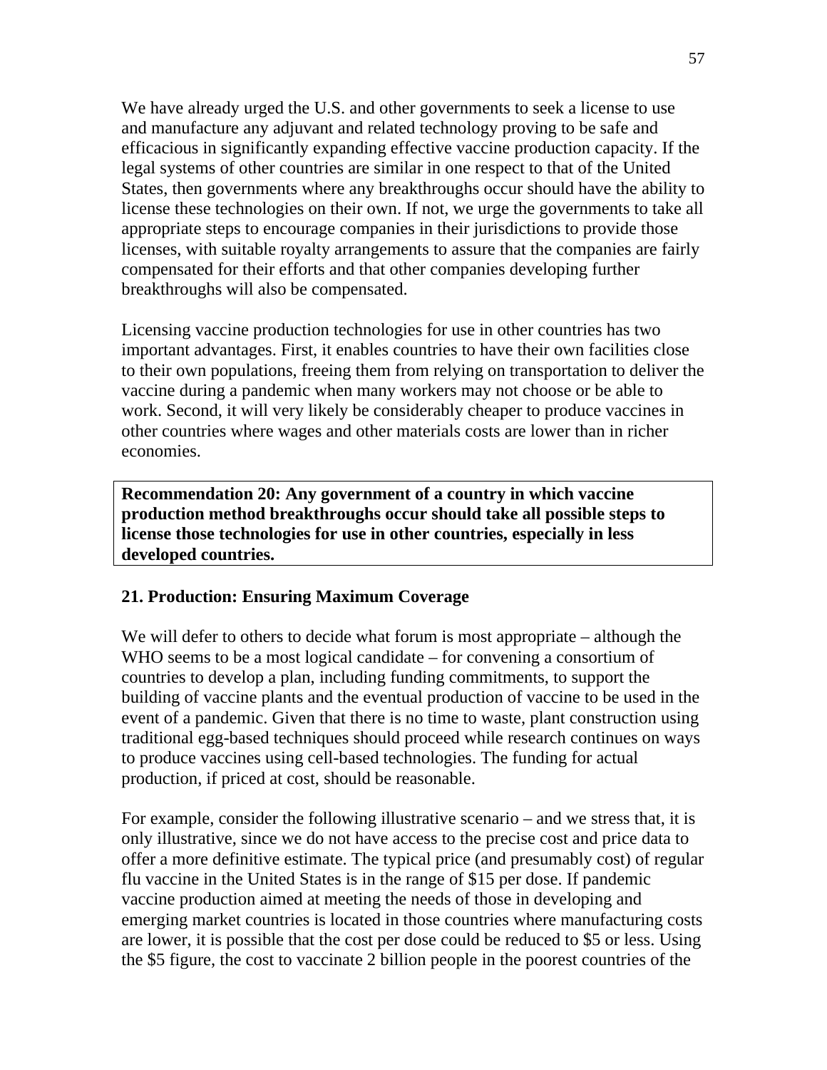We have already urged the U.S. and other governments to seek a license to use and manufacture any adjuvant and related technology proving to be safe and efficacious in significantly expanding effective vaccine production capacity. If the legal systems of other countries are similar in one respect to that of the United States, then governments where any breakthroughs occur should have the ability to license these technologies on their own. If not, we urge the governments to take all appropriate steps to encourage companies in their jurisdictions to provide those licenses, with suitable royalty arrangements to assure that the companies are fairly compensated for their efforts and that other companies developing further breakthroughs will also be compensated.

Licensing vaccine production technologies for use in other countries has two important advantages. First, it enables countries to have their own facilities close to their own populations, freeing them from relying on transportation to deliver the vaccine during a pandemic when many workers may not choose or be able to work. Second, it will very likely be considerably cheaper to produce vaccines in other countries where wages and other materials costs are lower than in richer economies.

**Recommendation 20: Any government of a country in which vaccine production method breakthroughs occur should take all possible steps to license those technologies for use in other countries, especially in less developed countries.**

## 21. Production: Ensuring Maximum Coverage

We will defer to others to decide what forum is most appropriate – although the WHO seems to be a most logical candidate – for convening a consortium of countries to develop a plan, including funding commitments, to support the building of vaccine plants and the eventual production of vaccine to be used in the event of a pandemic. Given that there is no time to waste, plant construction using traditional egg-based techniques should proceed while research continues on ways to produce vaccines using cell-based technologies. The funding for actual production, if priced at cost, should be reasonable.

For example, consider the following illustrative scenario – and we stress that, it is only illustrative, since we do not have access to the precise cost and price data to offer a more definitive estimate. The typical price (and presumably cost) of regular flu vaccine in the United States is in the range of $15 per dose. If pandemic vaccine production aimed at meeting the needs of those in developing and emerging market countries is located in those countries where manufacturing costs are lower, it is possible that the cost per dose could be reduced to $5 or less. Using the $5 figure, the cost to vaccinate 2 billion people in the poorest countries of the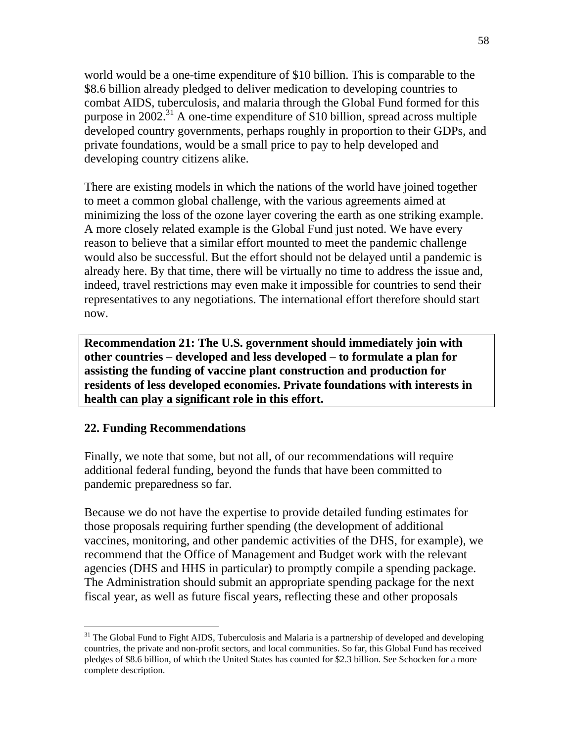world would be a one-time expenditure of $10 billion. This is comparable to the $8.6 billion already pledged to deliver medication to developing countries to combat AIDS, tuberculosis, and malaria through the Global Fund formed for this purpose in 2002.[31] A one-time expenditure of $10 billion, spread across multiple developed country governments, perhaps roughly in proportion to their GDPs, and private foundations, would be a small price to pay to help developed and developing country citizens alike.

There are existing models in which the nations of the world have joined together to meet a common global challenge, with the various agreements aimed at minimizing the loss of the ozone layer covering the earth as one striking example. A more closely related example is the Global Fund just noted. We have every reason to believe that a similar effort mounted to meet the pandemic challenge would also be successful. But the effort should not be delayed until a pandemic is already here. By that time, there will be virtually no time to address the issue and, indeed, travel restrictions may even make it impossible for countries to send their representatives to any negotiations. The international effort therefore should start now.

**Recommendation 21: The U.S. government should immediately join with other countries – developed and less developed – to formulate a plan for assisting the funding of vaccine plant construction and production for residents of less developed economies. Private foundations with interests in health can play a significant role in this effort.**

## 22. Funding Recommendations

Finally, we note that some, but not all, of our recommendations will require additional federal funding, beyond the funds that have been committed to pandemic preparedness so far.

Because we do not have the expertise to provide detailed funding estimates for those proposals requiring further spending (the development of additional vaccines, monitoring, and other pandemic activities of the DHS, for example), we recommend that the Office of Management and Budget work with the relevant agencies (DHS and HHS in particular) to promptly compile a spending package. The Administration should submit an appropriate spending package for the next fiscal year, as well as future fiscal years, reflecting these and other proposals

---

[31] The Global Fund to Fight AIDS, Tuberculosis and Malaria is a partnership of developed and developing countries, the private and non-profit sectors, and local communities. So far, this Global Fund has received pledges of $8.6 billion, of which the United States has counted for $2.3 billion. See Schocken for a more complete description.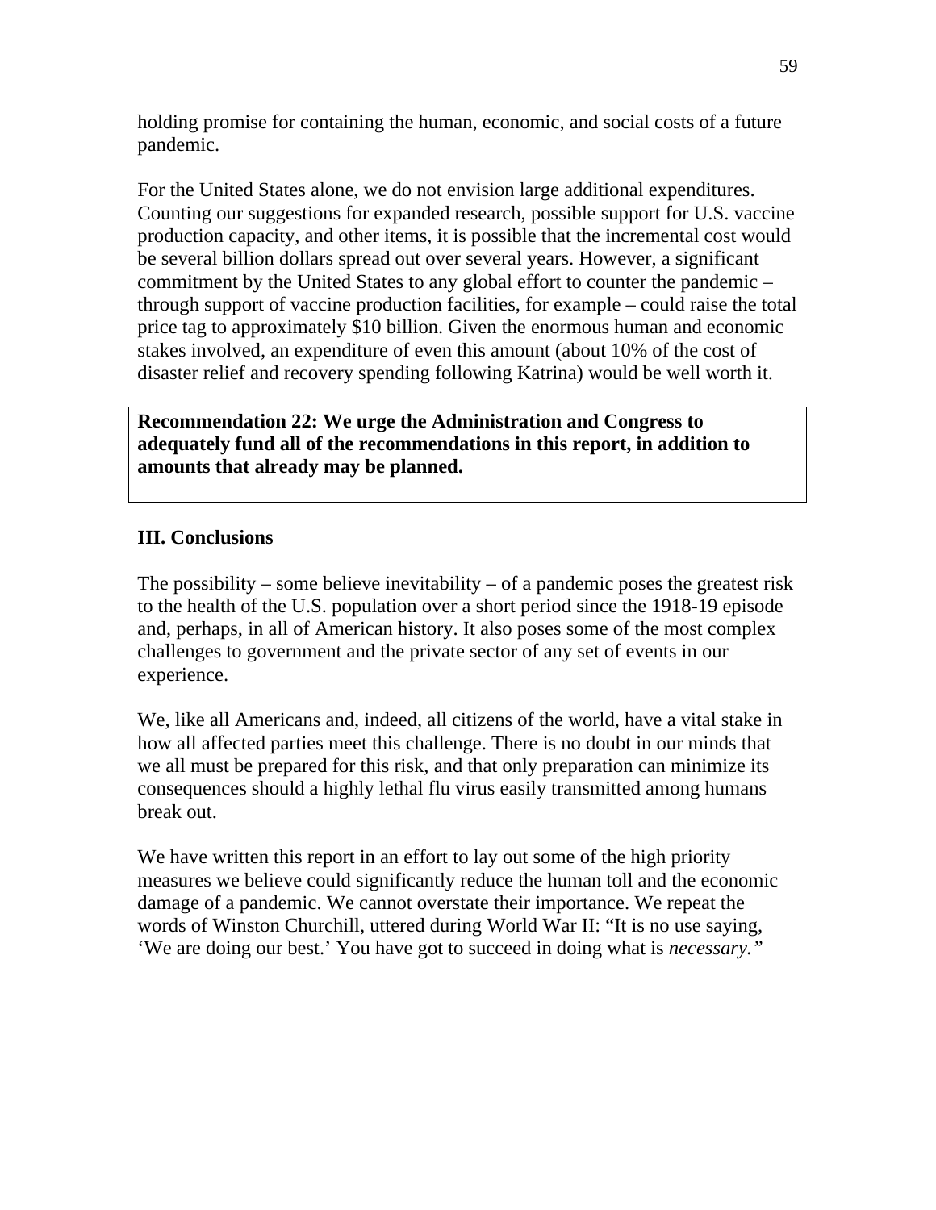holding promise for containing the human, economic, and social costs of a future pandemic.

For the United States alone, we do not envision large additional expenditures. Counting our suggestions for expanded research, possible support for U.S. vaccine production capacity, and other items, it is possible that the incremental cost would be several billion dollars spread out over several years. However, a significant commitment by the United States to any global effort to counter the pandemic – through support of vaccine production facilities, for example – could raise the total price tag to approximately $10 billion. Given the enormous human and economic stakes involved, an expenditure of even this amount (about 10% of the cost of disaster relief and recovery spending following Katrina) would be well worth it.

**Recommendation 22: We urge the Administration and Congress to adequately fund all of the recommendations in this report, in addition to amounts that already may be planned.**

## III. Conclusions

The possibility – some believe inevitability – of a pandemic poses the greatest risk to the health of the U.S. population over a short period since the 1918-19 episode and, perhaps, in all of American history. It also poses some of the most complex challenges to government and the private sector of any set of events in our experience.

We, like all Americans and, indeed, all citizens of the world, have a vital stake in how all affected parties meet this challenge. There is no doubt in our minds that we all must be prepared for this risk, and that only preparation can minimize its consequences should a highly lethal flu virus easily transmitted among humans break out.

We have written this report in an effort to lay out some of the high priority measures we believe could significantly reduce the human toll and the economic damage of a pandemic. We cannot overstate their importance. We repeat the words of Winston Churchill, uttered during World War II: "It is no use saying, 'We are doing our best.' You have got to succeed in doing what is *necessary.*"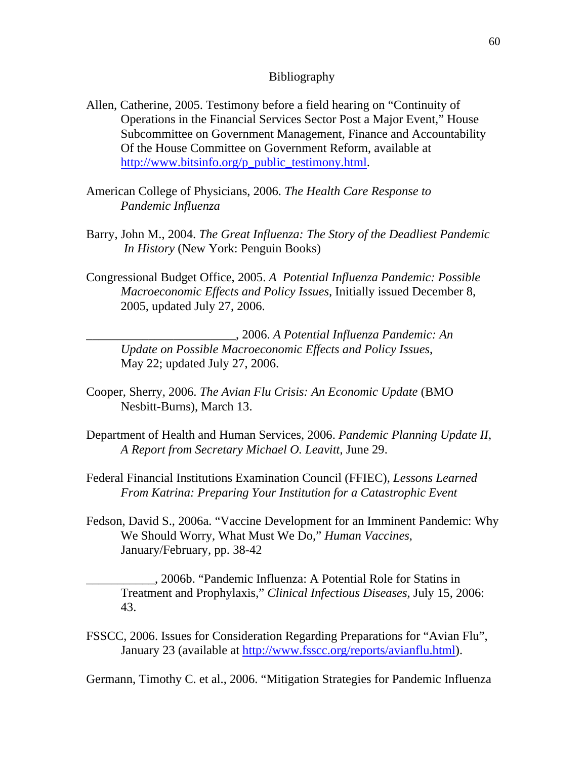## Bibliography

Allen, Catherine, 2005. Testimony before a field hearing on "Continuity of Operations in the Financial Services Sector Post a Major Event," House Subcommittee on Government Management, Finance and Accountability Of the House Committee on Government Reform, available at http://www.bitsinfo.org/p_public_testimony.html.

American College of Physicians, 2006. *The Health Care Response to Pandemic Influenza*

Barry, John M., 2004. *The Great Influenza: The Story of the Deadliest Pandemic In History* (New York: Penguin Books)

Congressional Budget Office, 2005. *A Potential Influenza Pandemic: Possible Macroeconomic Effects and Policy Issues*, Initially issued December 8, 2005, updated July 27, 2006.

________________________, 2006. *A Potential Influenza Pandemic: An Update on Possible Macroeconomic Effects and Policy Issues*, May 22; updated July 27, 2006.

Cooper, Sherry, 2006. *The Avian Flu Crisis: An Economic Update* (BMO Nesbitt-Burns), March 13.

Department of Health and Human Services, 2006. *Pandemic Planning Update II, A Report from Secretary Michael O. Leavitt*, June 29.

Federal Financial Institutions Examination Council (FFIEC), *Lessons Learned From Katrina: Preparing Your Institution for a Catastrophic Event*

Fedson, David S., 2006a. "Vaccine Development for an Imminent Pandemic: Why We Should Worry, What Must We Do," *Human Vaccines*, January/February, pp. 38-42

___________, 2006b. "Pandemic Influenza: A Potential Role for Statins in Treatment and Prophylaxis," *Clinical Infectious Diseases*, July 15, 2006: 43.

FSSCC, 2006. Issues for Consideration Regarding Preparations for "Avian Flu", January 23 (available at http://www.fsscc.org/reports/avianflu.html).

Germann, Timothy C. et al., 2006. "Mitigation Strategies for Pandemic Influenza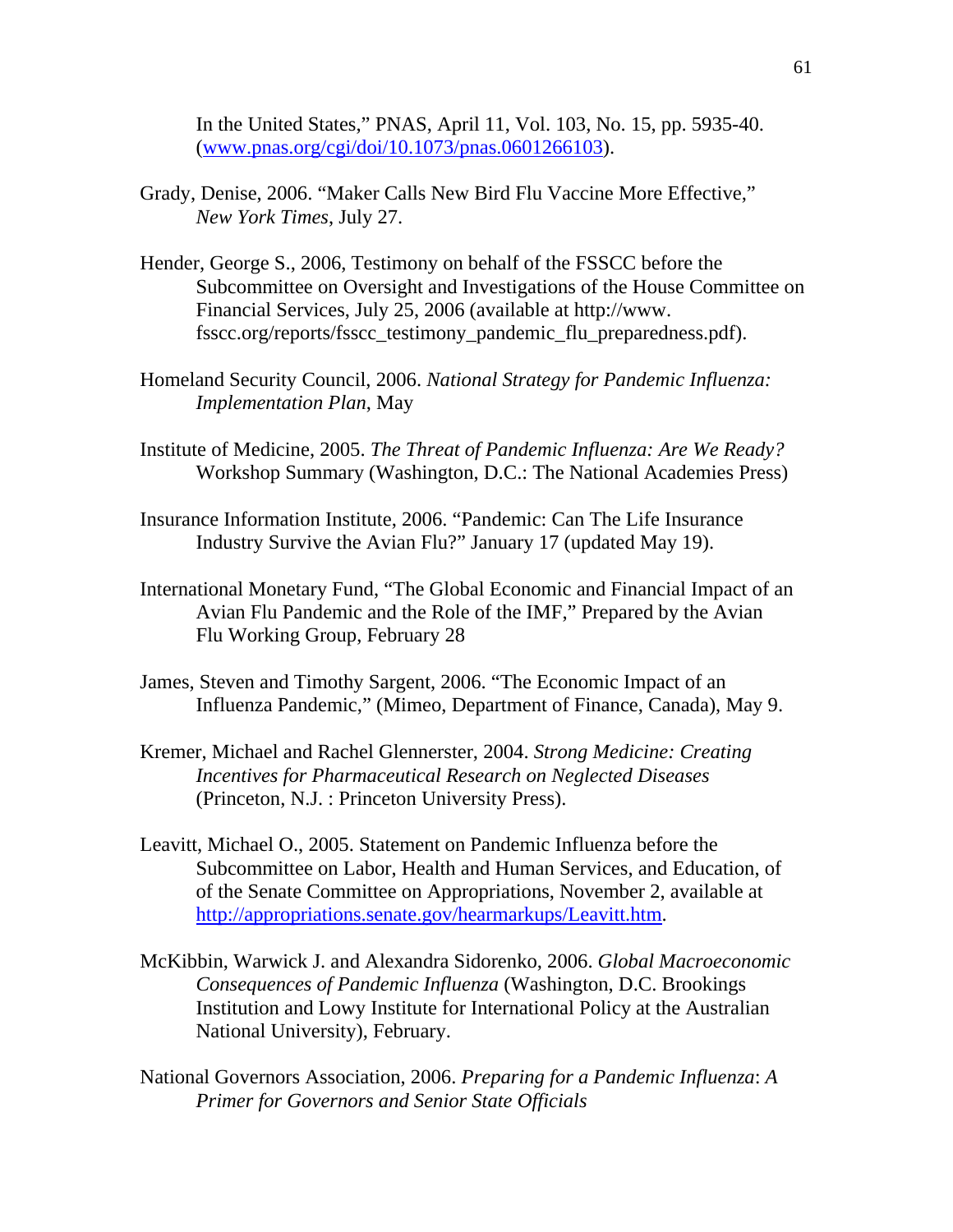In the United States," PNAS, April 11, Vol. 103, No. 15, pp. 5935-40. (www.pnas.org/cgi/doi/10.1073/pnas.0601266103).

Grady, Denise, 2006. "Maker Calls New Bird Flu Vaccine More Effective," *New York Times*, July 27.

Hender, George S., 2006, Testimony on behalf of the FSSCC before the Subcommittee on Oversight and Investigations of the House Committee on Financial Services, July 25, 2006 (available at http://www. fsscc.org/reports/fsscc_testimony_pandemic_flu_preparedness.pdf).

Homeland Security Council, 2006. *National Strategy for Pandemic Influenza: Implementation Plan*, May

Institute of Medicine, 2005. *The Threat of Pandemic Influenza: Are We Ready?* Workshop Summary (Washington, D.C.: The National Academies Press)

Insurance Information Institute, 2006. "Pandemic: Can The Life Insurance Industry Survive the Avian Flu?" January 17 (updated May 19).

International Monetary Fund, "The Global Economic and Financial Impact of an Avian Flu Pandemic and the Role of the IMF," Prepared by the Avian Flu Working Group, February 28

James, Steven and Timothy Sargent, 2006. "The Economic Impact of an Influenza Pandemic," (Mimeo, Department of Finance, Canada), May 9.

Kremer, Michael and Rachel Glennerster, 2004. *Strong Medicine: Creating Incentives for Pharmaceutical Research on Neglected Diseases* (Princeton, N.J. : Princeton University Press).

Leavitt, Michael O., 2005. Statement on Pandemic Influenza before the Subcommittee on Labor, Health and Human Services, and Education, of of the Senate Committee on Appropriations, November 2, available at http://appropriations.senate.gov/hearmarkups/Leavitt.htm.

McKibbin, Warwick J. and Alexandra Sidorenko, 2006. *Global Macroeconomic Consequences of Pandemic Influenza* (Washington, D.C. Brookings Institution and Lowy Institute for International Policy at the Australian National University), February.

National Governors Association, 2006. *Preparing for a Pandemic Influenza*: *A Primer for Governors and Senior State Officials*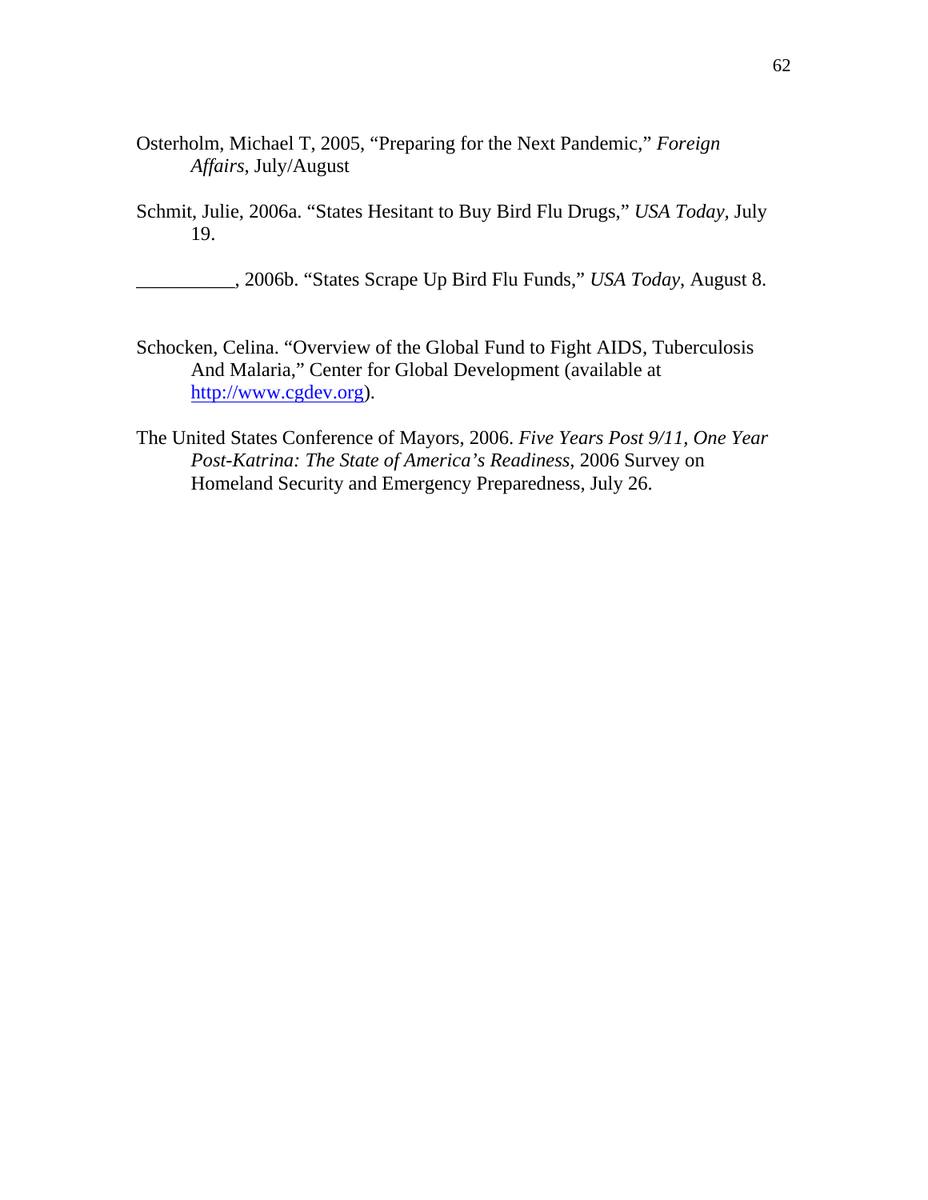Osterholm, Michael T, 2005, "Preparing for the Next Pandemic," *Foreign Affairs*, July/August

Schmit, Julie, 2006a. "States Hesitant to Buy Bird Flu Drugs," *USA Today*, July 19.

__________, 2006b. "States Scrape Up Bird Flu Funds," *USA Today*, August 8.

Schocken, Celina. "Overview of the Global Fund to Fight AIDS, Tuberculosis And Malaria," Center for Global Development (available at http://www.cgdev.org).

The United States Conference of Mayors, 2006. *Five Years Post 9/11, One Year Post-Katrina: The State of America's Readiness*, 2006 Survey on Homeland Security and Emergency Preparedness, July 26.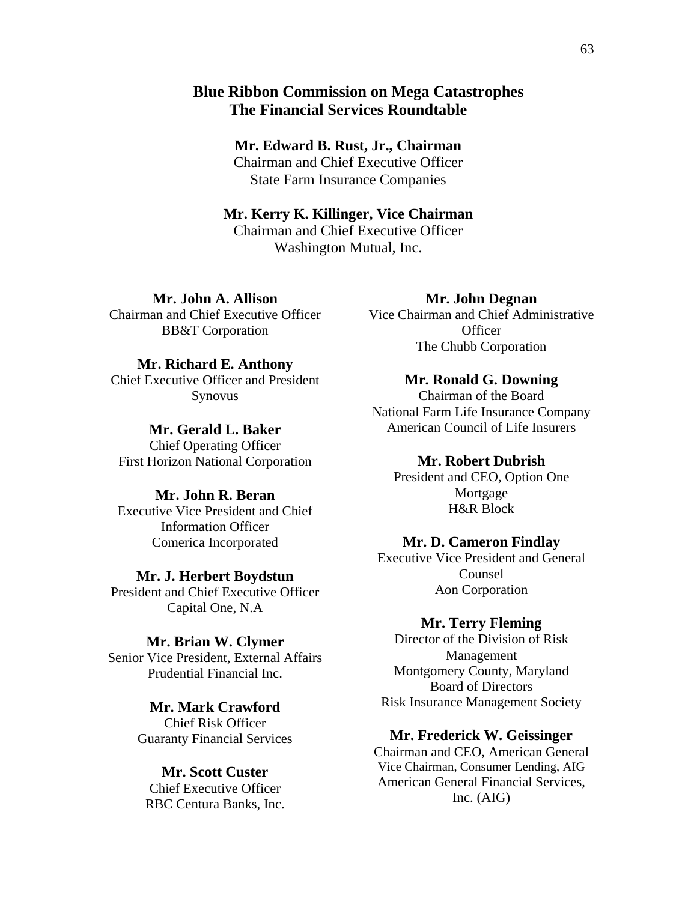## Blue Ribbon Commission on Mega Catastrophes
## The Financial Services Roundtable

**Mr. Edward B. Rust, Jr., Chairman**
Chairman and Chief Executive Officer
State Farm Insurance Companies

**Mr. Kerry K. Killinger, Vice Chairman**
Chairman and Chief Executive Officer
Washington Mutual, Inc.

**Mr. John A. Allison**
Chairman and Chief Executive Officer
BB&T Corporation

**Mr. Richard E. Anthony**
Chief Executive Officer and President
Synovus

**Mr. Gerald L. Baker**
Chief Operating Officer
First Horizon National Corporation

**Mr. John R. Beran**
Executive Vice President and Chief Information Officer
Comerica Incorporated

**Mr. J. Herbert Boydstun**
President and Chief Executive Officer
Capital One, N.A

**Mr. Brian W. Clymer**
Senior Vice President, External Affairs
Prudential Financial Inc.

**Mr. Mark Crawford**
Chief Risk Officer
Guaranty Financial Services

**Mr. Scott Custer**
Chief Executive Officer
RBC Centura Banks, Inc.

**Mr. John Degnan**
Vice Chairman and Chief Administrative Officer
The Chubb Corporation

**Mr. Ronald G. Downing**
Chairman of the Board
National Farm Life Insurance Company
American Council of Life Insurers

**Mr. Robert Dubrish**
President and CEO, Option One Mortgage
H&R Block

**Mr. D. Cameron Findlay**
Executive Vice President and General Counsel
Aon Corporation

**Mr. Terry Fleming**
Director of the Division of Risk Management
Montgomery County, Maryland
Board of Directors
Risk Insurance Management Society

**Mr. Frederick W. Geissinger**
Chairman and CEO, American General
Vice Chairman, Consumer Lending, AIG
American General Financial Services, Inc. (AIG)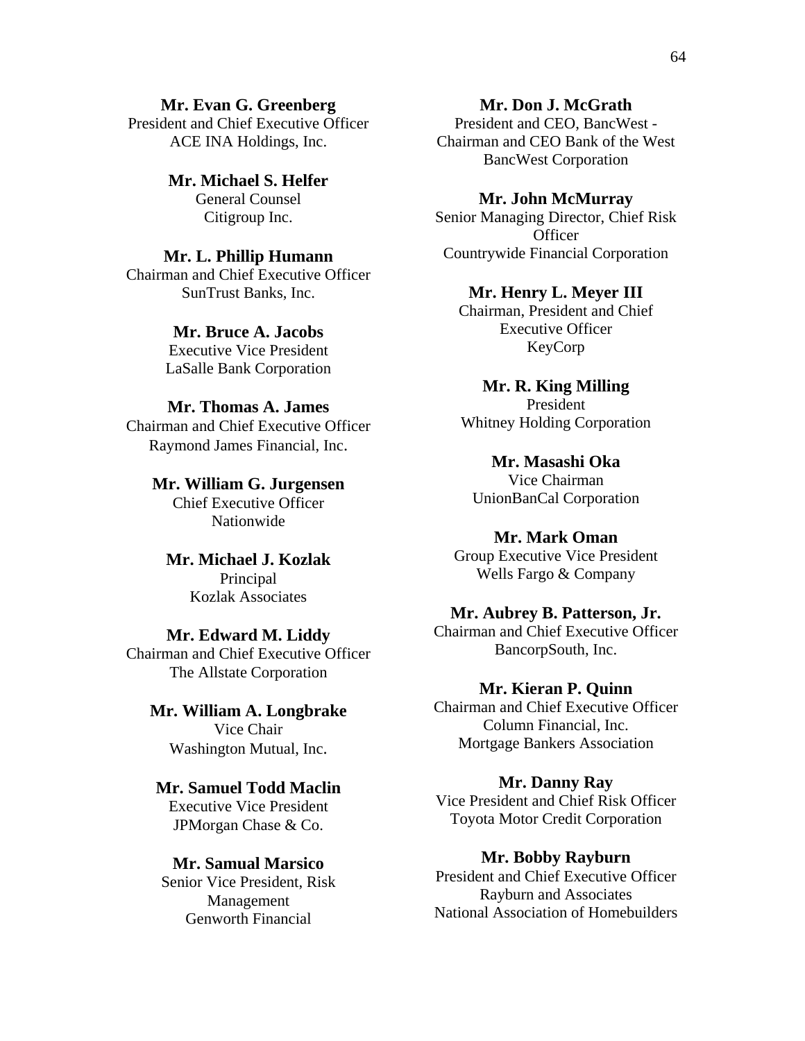**Mr. Evan G. Greenberg**
President and Chief Executive Officer
ACE INA Holdings, Inc.

**Mr. Michael S. Helfer**
General Counsel
Citigroup Inc.

**Mr. L. Phillip Humann**
Chairman and Chief Executive Officer
SunTrust Banks, Inc.

**Mr. Bruce A. Jacobs**
Executive Vice President
LaSalle Bank Corporation

**Mr. Thomas A. James**
Chairman and Chief Executive Officer
Raymond James Financial, Inc.

**Mr. William G. Jurgensen**
Chief Executive Officer
Nationwide

**Mr. Michael J. Kozlak**
Principal
Kozlak Associates

**Mr. Edward M. Liddy**
Chairman and Chief Executive Officer
The Allstate Corporation

**Mr. William A. Longbrake**
Vice Chair
Washington Mutual, Inc.

**Mr. Samuel Todd Maclin**
Executive Vice President
JPMorgan Chase & Co.

**Mr. Samual Marsico**
Senior Vice President, Risk Management
Genworth Financial

**Mr. Don J. McGrath**
President and CEO, BancWest - Chairman and CEO Bank of the West
BancWest Corporation

**Mr. John McMurray**
Senior Managing Director, Chief Risk Officer
Countrywide Financial Corporation

**Mr. Henry L. Meyer III**
Chairman, President and Chief Executive Officer
KeyCorp

**Mr. R. King Milling**
President
Whitney Holding Corporation

**Mr. Masashi Oka**
Vice Chairman
UnionBanCal Corporation

**Mr. Mark Oman**
Group Executive Vice President
Wells Fargo & Company

**Mr. Aubrey B. Patterson, Jr.**
Chairman and Chief Executive Officer
BancorpSouth, Inc.

**Mr. Kieran P. Quinn**
Chairman and Chief Executive Officer
Column Financial, Inc.
Mortgage Bankers Association

**Mr. Danny Ray**
Vice President and Chief Risk Officer
Toyota Motor Credit Corporation

**Mr. Bobby Rayburn**
President and Chief Executive Officer
Rayburn and Associates
National Association of Homebuilders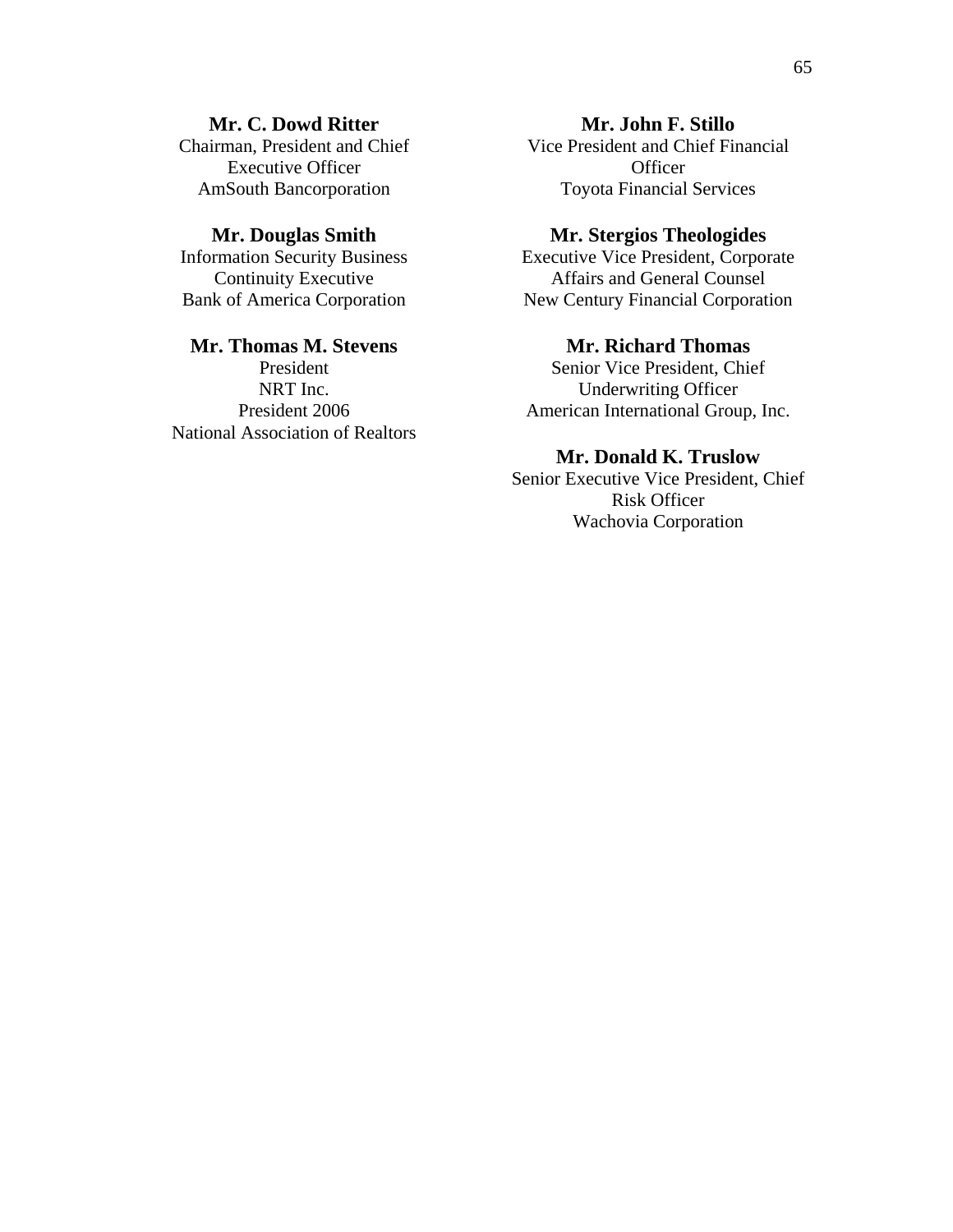**Mr. C. Dowd Ritter**
Chairman, President and Chief Executive Officer
AmSouth Bancorporation

**Mr. Douglas Smith**
Information Security Business Continuity Executive
Bank of America Corporation

**Mr. Thomas M. Stevens**
President
NRT Inc.
President 2006
National Association of Realtors

**Mr. John F. Stillo**
Vice President and Chief Financial Officer
Toyota Financial Services

**Mr. Stergios Theologides**
Executive Vice President, Corporate Affairs and General Counsel
New Century Financial Corporation

**Mr. Richard Thomas**
Senior Vice President, Chief Underwriting Officer
American International Group, Inc.

**Mr. Donald K. Truslow**
Senior Executive Vice President, Chief Risk Officer
Wachovia Corporation